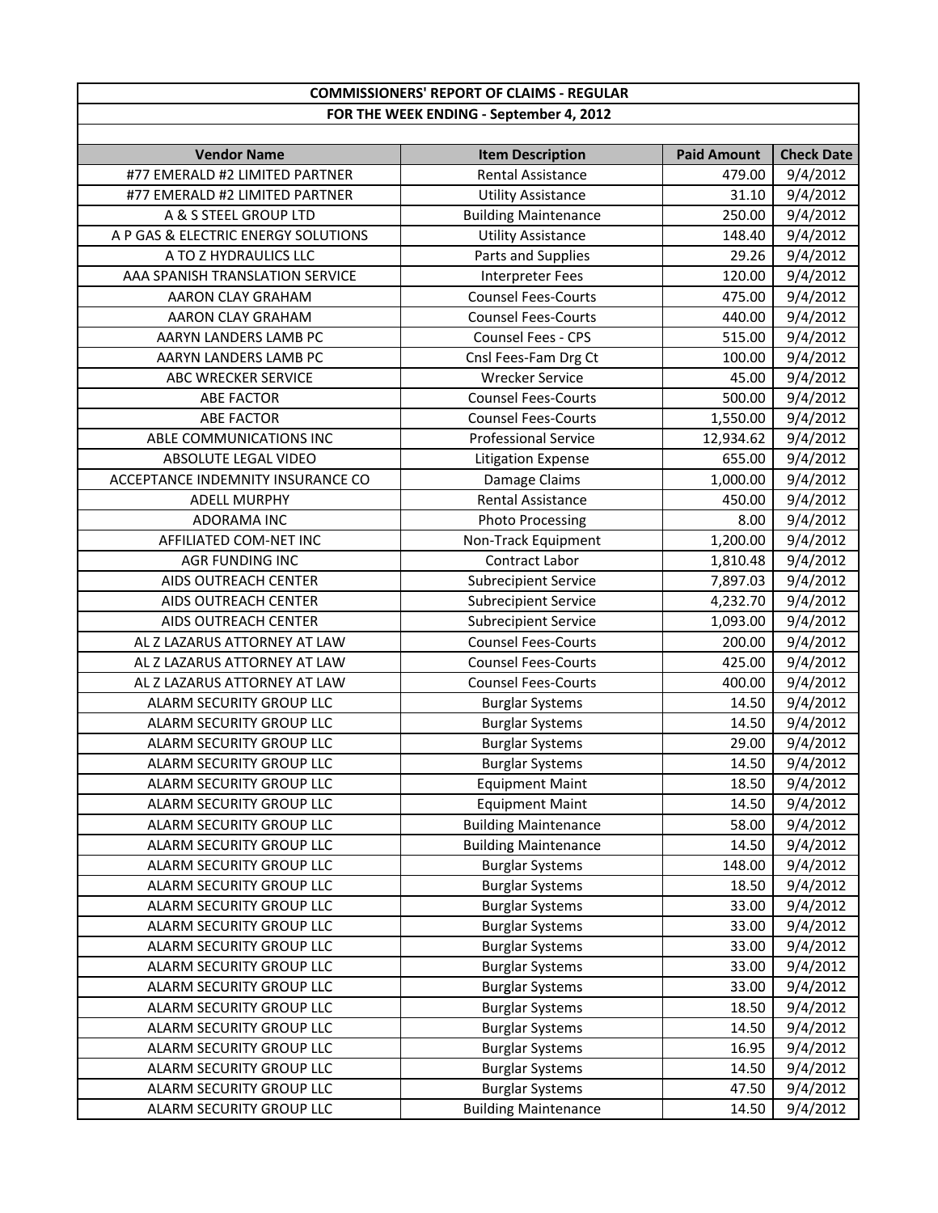| COMMISSIONERS' REPORT OF CLAIMS - REGULAR | | | |
|---|---|---|---|
| FOR THE WEEK ENDING - September 4, 2012 | | | |
| **Vendor Name** | **Item Description** | **Paid Amount** | **Check Date** |
| #77 EMERALD #2 LIMITED PARTNER | Rental Assistance | 479.00 | 9/4/2012 |
| #77 EMERALD #2 LIMITED PARTNER | Utility Assistance | 31.10 | 9/4/2012 |
| A & S STEEL GROUP LTD | Building Maintenance | 250.00 | 9/4/2012 |
| A P GAS & ELECTRIC ENERGY SOLUTIONS | Utility Assistance | 148.40 | 9/4/2012 |
| A TO Z HYDRAULICS LLC | Parts and Supplies | 29.26 | 9/4/2012 |
| AAA SPANISH TRANSLATION SERVICE | Interpreter Fees | 120.00 | 9/4/2012 |
| AARON CLAY GRAHAM | Counsel Fees-Courts | 475.00 | 9/4/2012 |
| AARON CLAY GRAHAM | Counsel Fees-Courts | 440.00 | 9/4/2012 |
| AARYN LANDERS LAMB PC | Counsel Fees - CPS | 515.00 | 9/4/2012 |
| AARYN LANDERS LAMB PC | Cnsl Fees-Fam Drg Ct | 100.00 | 9/4/2012 |
| ABC WRECKER SERVICE | Wrecker Service | 45.00 | 9/4/2012 |
| ABE FACTOR | Counsel Fees-Courts | 500.00 | 9/4/2012 |
| ABE FACTOR | Counsel Fees-Courts | 1,550.00 | 9/4/2012 |
| ABLE COMMUNICATIONS INC | Professional Service | 12,934.62 | 9/4/2012 |
| ABSOLUTE LEGAL VIDEO | Litigation Expense | 655.00 | 9/4/2012 |
| ACCEPTANCE INDEMNITY INSURANCE CO | Damage Claims | 1,000.00 | 9/4/2012 |
| ADELL MURPHY | Rental Assistance | 450.00 | 9/4/2012 |
| ADORAMA INC | Photo Processing | 8.00 | 9/4/2012 |
| AFFILIATED COM-NET INC | Non-Track Equipment | 1,200.00 | 9/4/2012 |
| AGR FUNDING INC | Contract Labor | 1,810.48 | 9/4/2012 |
| AIDS OUTREACH CENTER | Subrecipient Service | 7,897.03 | 9/4/2012 |
| AIDS OUTREACH CENTER | Subrecipient Service | 4,232.70 | 9/4/2012 |
| AIDS OUTREACH CENTER | Subrecipient Service | 1,093.00 | 9/4/2012 |
| AL Z LAZARUS ATTORNEY AT LAW | Counsel Fees-Courts | 200.00 | 9/4/2012 |
| AL Z LAZARUS ATTORNEY AT LAW | Counsel Fees-Courts | 425.00 | 9/4/2012 |
| AL Z LAZARUS ATTORNEY AT LAW | Counsel Fees-Courts | 400.00 | 9/4/2012 |
| ALARM SECURITY GROUP LLC | Burglar Systems | 14.50 | 9/4/2012 |
| ALARM SECURITY GROUP LLC | Burglar Systems | 14.50 | 9/4/2012 |
| ALARM SECURITY GROUP LLC | Burglar Systems | 29.00 | 9/4/2012 |
| ALARM SECURITY GROUP LLC | Burglar Systems | 14.50 | 9/4/2012 |
| ALARM SECURITY GROUP LLC | Equipment Maint | 18.50 | 9/4/2012 |
| ALARM SECURITY GROUP LLC | Equipment Maint | 14.50 | 9/4/2012 |
| ALARM SECURITY GROUP LLC | Building Maintenance | 58.00 | 9/4/2012 |
| ALARM SECURITY GROUP LLC | Building Maintenance | 14.50 | 9/4/2012 |
| ALARM SECURITY GROUP LLC | Burglar Systems | 148.00 | 9/4/2012 |
| ALARM SECURITY GROUP LLC | Burglar Systems | 18.50 | 9/4/2012 |
| ALARM SECURITY GROUP LLC | Burglar Systems | 33.00 | 9/4/2012 |
| ALARM SECURITY GROUP LLC | Burglar Systems | 33.00 | 9/4/2012 |
| ALARM SECURITY GROUP LLC | Burglar Systems | 33.00 | 9/4/2012 |
| ALARM SECURITY GROUP LLC | Burglar Systems | 33.00 | 9/4/2012 |
| ALARM SECURITY GROUP LLC | Burglar Systems | 33.00 | 9/4/2012 |
| ALARM SECURITY GROUP LLC | Burglar Systems | 18.50 | 9/4/2012 |
| ALARM SECURITY GROUP LLC | Burglar Systems | 14.50 | 9/4/2012 |
| ALARM SECURITY GROUP LLC | Burglar Systems | 16.95 | 9/4/2012 |
| ALARM SECURITY GROUP LLC | Burglar Systems | 14.50 | 9/4/2012 |
| ALARM SECURITY GROUP LLC | Burglar Systems | 47.50 | 9/4/2012 |
| ALARM SECURITY GROUP LLC | Building Maintenance | 14.50 | 9/4/2012 |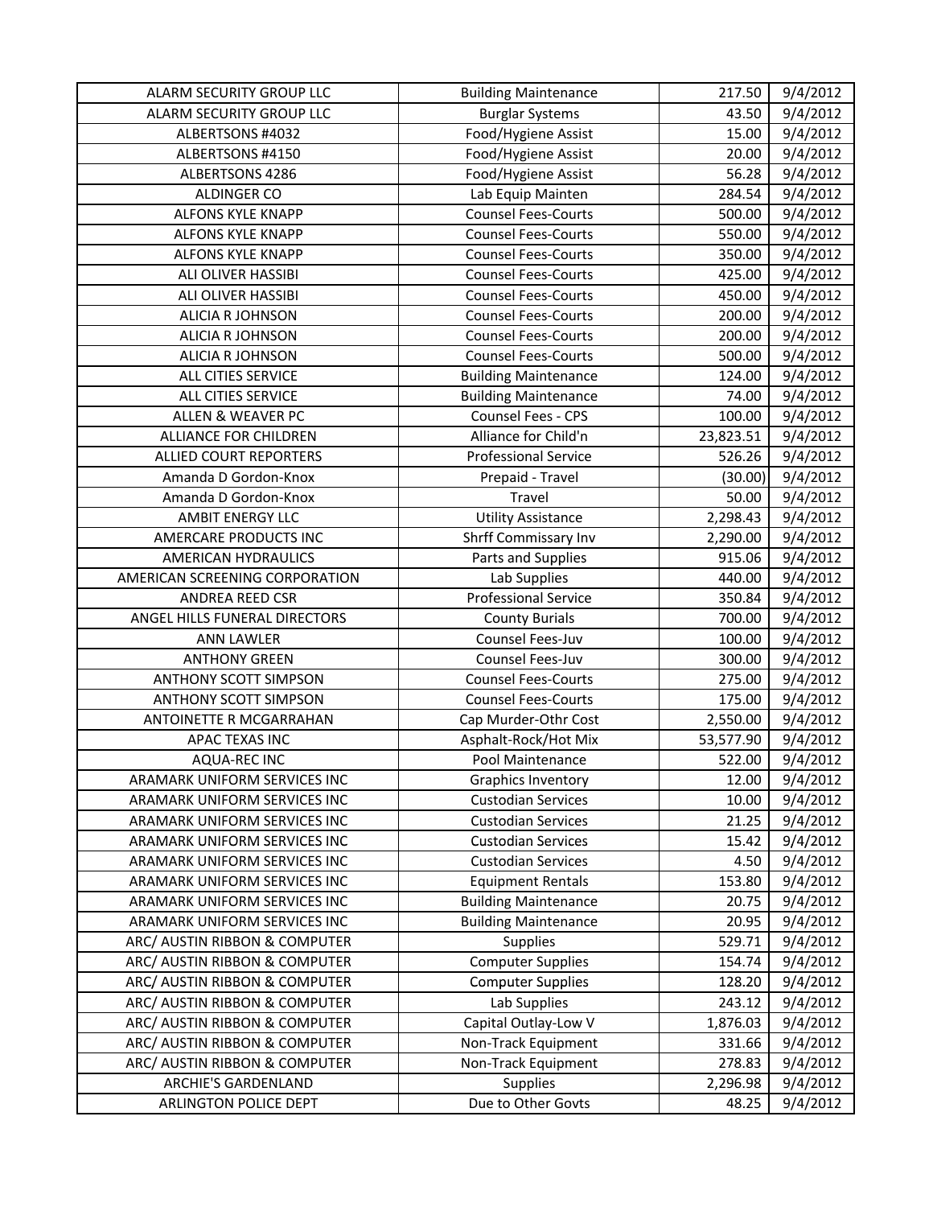| | | | |
|---|---|---|---|
| ALARM SECURITY GROUP LLC | Building Maintenance | 217.50 | 9/4/2012 |
| ALARM SECURITY GROUP LLC | Burglar Systems | 43.50 | 9/4/2012 |
| ALBERTSONS #4032 | Food/Hygiene Assist | 15.00 | 9/4/2012 |
| ALBERTSONS #4150 | Food/Hygiene Assist | 20.00 | 9/4/2012 |
| ALBERTSONS 4286 | Food/Hygiene Assist | 56.28 | 9/4/2012 |
| ALDINGER CO | Lab Equip Mainten | 284.54 | 9/4/2012 |
| ALFONS KYLE KNAPP | Counsel Fees-Courts | 500.00 | 9/4/2012 |
| ALFONS KYLE KNAPP | Counsel Fees-Courts | 550.00 | 9/4/2012 |
| ALFONS KYLE KNAPP | Counsel Fees-Courts | 350.00 | 9/4/2012 |
| ALI OLIVER HASSIBI | Counsel Fees-Courts | 425.00 | 9/4/2012 |
| ALI OLIVER HASSIBI | Counsel Fees-Courts | 450.00 | 9/4/2012 |
| ALICIA R JOHNSON | Counsel Fees-Courts | 200.00 | 9/4/2012 |
| ALICIA R JOHNSON | Counsel Fees-Courts | 200.00 | 9/4/2012 |
| ALICIA R JOHNSON | Counsel Fees-Courts | 500.00 | 9/4/2012 |
| ALL CITIES SERVICE | Building Maintenance | 124.00 | 9/4/2012 |
| ALL CITIES SERVICE | Building Maintenance | 74.00 | 9/4/2012 |
| ALLEN & WEAVER PC | Counsel Fees - CPS | 100.00 | 9/4/2012 |
| ALLIANCE FOR CHILDREN | Alliance for Child'n | 23,823.51 | 9/4/2012 |
| ALLIED COURT REPORTERS | Professional Service | 526.26 | 9/4/2012 |
| Amanda D Gordon-Knox | Prepaid - Travel | (30.00) | 9/4/2012 |
| Amanda D Gordon-Knox | Travel | 50.00 | 9/4/2012 |
| AMBIT ENERGY LLC | Utility Assistance | 2,298.43 | 9/4/2012 |
| AMERCARE PRODUCTS INC | Shrff Commissary Inv | 2,290.00 | 9/4/2012 |
| AMERICAN HYDRAULICS | Parts and Supplies | 915.06 | 9/4/2012 |
| AMERICAN SCREENING CORPORATION | Lab Supplies | 440.00 | 9/4/2012 |
| ANDREA REED CSR | Professional Service | 350.84 | 9/4/2012 |
| ANGEL HILLS FUNERAL DIRECTORS | County Burials | 700.00 | 9/4/2012 |
| ANN LAWLER | Counsel Fees-Juv | 100.00 | 9/4/2012 |
| ANTHONY GREEN | Counsel Fees-Juv | 300.00 | 9/4/2012 |
| ANTHONY SCOTT SIMPSON | Counsel Fees-Courts | 275.00 | 9/4/2012 |
| ANTHONY SCOTT SIMPSON | Counsel Fees-Courts | 175.00 | 9/4/2012 |
| ANTOINETTE R MCGARRAHAN | Cap Murder-Othr Cost | 2,550.00 | 9/4/2012 |
| APAC TEXAS INC | Asphalt-Rock/Hot Mix | 53,577.90 | 9/4/2012 |
| AQUA-REC INC | Pool Maintenance | 522.00 | 9/4/2012 |
| ARAMARK UNIFORM SERVICES INC | Graphics Inventory | 12.00 | 9/4/2012 |
| ARAMARK UNIFORM SERVICES INC | Custodian Services | 10.00 | 9/4/2012 |
| ARAMARK UNIFORM SERVICES INC | Custodian Services | 21.25 | 9/4/2012 |
| ARAMARK UNIFORM SERVICES INC | Custodian Services | 15.42 | 9/4/2012 |
| ARAMARK UNIFORM SERVICES INC | Custodian Services | 4.50 | 9/4/2012 |
| ARAMARK UNIFORM SERVICES INC | Equipment Rentals | 153.80 | 9/4/2012 |
| ARAMARK UNIFORM SERVICES INC | Building Maintenance | 20.75 | 9/4/2012 |
| ARAMARK UNIFORM SERVICES INC | Building Maintenance | 20.95 | 9/4/2012 |
| ARC/ AUSTIN RIBBON & COMPUTER | Supplies | 529.71 | 9/4/2012 |
| ARC/ AUSTIN RIBBON & COMPUTER | Computer Supplies | 154.74 | 9/4/2012 |
| ARC/ AUSTIN RIBBON & COMPUTER | Computer Supplies | 128.20 | 9/4/2012 |
| ARC/ AUSTIN RIBBON & COMPUTER | Lab Supplies | 243.12 | 9/4/2012 |
| ARC/ AUSTIN RIBBON & COMPUTER | Capital Outlay-Low V | 1,876.03 | 9/4/2012 |
| ARC/ AUSTIN RIBBON & COMPUTER | Non-Track Equipment | 331.66 | 9/4/2012 |
| ARC/ AUSTIN RIBBON & COMPUTER | Non-Track Equipment | 278.83 | 9/4/2012 |
| ARCHIE'S GARDENLAND | Supplies | 2,296.98 | 9/4/2012 |
| ARLINGTON POLICE DEPT | Due to Other Govts | 48.25 | 9/4/2012 |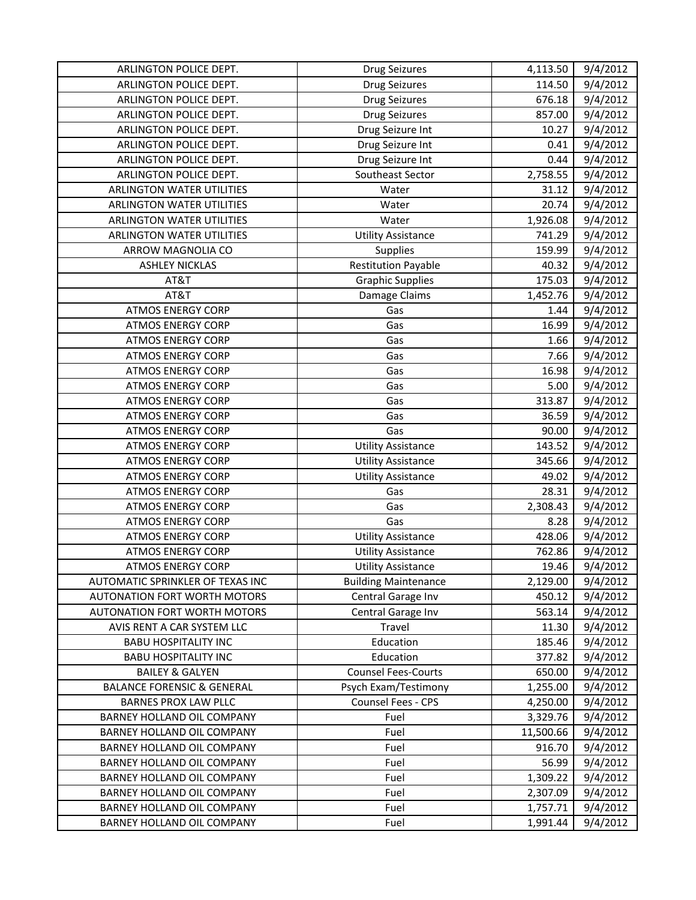| | | | |
|---|---|---|---|
| ARLINGTON POLICE DEPT. | Drug Seizures | 4,113.50 | 9/4/2012 |
| ARLINGTON POLICE DEPT. | Drug Seizures | 114.50 | 9/4/2012 |
| ARLINGTON POLICE DEPT. | Drug Seizures | 676.18 | 9/4/2012 |
| ARLINGTON POLICE DEPT. | Drug Seizures | 857.00 | 9/4/2012 |
| ARLINGTON POLICE DEPT. | Drug Seizure Int | 10.27 | 9/4/2012 |
| ARLINGTON POLICE DEPT. | Drug Seizure Int | 0.41 | 9/4/2012 |
| ARLINGTON POLICE DEPT. | Drug Seizure Int | 0.44 | 9/4/2012 |
| ARLINGTON POLICE DEPT. | Southeast Sector | 2,758.55 | 9/4/2012 |
| ARLINGTON WATER UTILITIES | Water | 31.12 | 9/4/2012 |
| ARLINGTON WATER UTILITIES | Water | 20.74 | 9/4/2012 |
| ARLINGTON WATER UTILITIES | Water | 1,926.08 | 9/4/2012 |
| ARLINGTON WATER UTILITIES | Utility Assistance | 741.29 | 9/4/2012 |
| ARROW MAGNOLIA CO | Supplies | 159.99 | 9/4/2012 |
| ASHLEY NICKLAS | Restitution Payable | 40.32 | 9/4/2012 |
| AT&T | Graphic Supplies | 175.03 | 9/4/2012 |
| AT&T | Damage Claims | 1,452.76 | 9/4/2012 |
| ATMOS ENERGY CORP | Gas | 1.44 | 9/4/2012 |
| ATMOS ENERGY CORP | Gas | 16.99 | 9/4/2012 |
| ATMOS ENERGY CORP | Gas | 1.66 | 9/4/2012 |
| ATMOS ENERGY CORP | Gas | 7.66 | 9/4/2012 |
| ATMOS ENERGY CORP | Gas | 16.98 | 9/4/2012 |
| ATMOS ENERGY CORP | Gas | 5.00 | 9/4/2012 |
| ATMOS ENERGY CORP | Gas | 313.87 | 9/4/2012 |
| ATMOS ENERGY CORP | Gas | 36.59 | 9/4/2012 |
| ATMOS ENERGY CORP | Gas | 90.00 | 9/4/2012 |
| ATMOS ENERGY CORP | Utility Assistance | 143.52 | 9/4/2012 |
| ATMOS ENERGY CORP | Utility Assistance | 345.66 | 9/4/2012 |
| ATMOS ENERGY CORP | Utility Assistance | 49.02 | 9/4/2012 |
| ATMOS ENERGY CORP | Gas | 28.31 | 9/4/2012 |
| ATMOS ENERGY CORP | Gas | 2,308.43 | 9/4/2012 |
| ATMOS ENERGY CORP | Gas | 8.28 | 9/4/2012 |
| ATMOS ENERGY CORP | Utility Assistance | 428.06 | 9/4/2012 |
| ATMOS ENERGY CORP | Utility Assistance | 762.86 | 9/4/2012 |
| ATMOS ENERGY CORP | Utility Assistance | 19.46 | 9/4/2012 |
| AUTOMATIC SPRINKLER OF TEXAS INC | Building Maintenance | 2,129.00 | 9/4/2012 |
| AUTONATION FORT WORTH MOTORS | Central Garage Inv | 450.12 | 9/4/2012 |
| AUTONATION FORT WORTH MOTORS | Central Garage Inv | 563.14 | 9/4/2012 |
| AVIS RENT A CAR SYSTEM LLC | Travel | 11.30 | 9/4/2012 |
| BABU HOSPITALITY INC | Education | 185.46 | 9/4/2012 |
| BABU HOSPITALITY INC | Education | 377.82 | 9/4/2012 |
| BAILEY & GALYEN | Counsel Fees-Courts | 650.00 | 9/4/2012 |
| BALANCE FORENSIC & GENERAL | Psych Exam/Testimony | 1,255.00 | 9/4/2012 |
| BARNES PROX LAW PLLC | Counsel Fees - CPS | 4,250.00 | 9/4/2012 |
| BARNEY HOLLAND OIL COMPANY | Fuel | 3,329.76 | 9/4/2012 |
| BARNEY HOLLAND OIL COMPANY | Fuel | 11,500.66 | 9/4/2012 |
| BARNEY HOLLAND OIL COMPANY | Fuel | 916.70 | 9/4/2012 |
| BARNEY HOLLAND OIL COMPANY | Fuel | 56.99 | 9/4/2012 |
| BARNEY HOLLAND OIL COMPANY | Fuel | 1,309.22 | 9/4/2012 |
| BARNEY HOLLAND OIL COMPANY | Fuel | 2,307.09 | 9/4/2012 |
| BARNEY HOLLAND OIL COMPANY | Fuel | 1,757.71 | 9/4/2012 |
| BARNEY HOLLAND OIL COMPANY | Fuel | 1,991.44 | 9/4/2012 |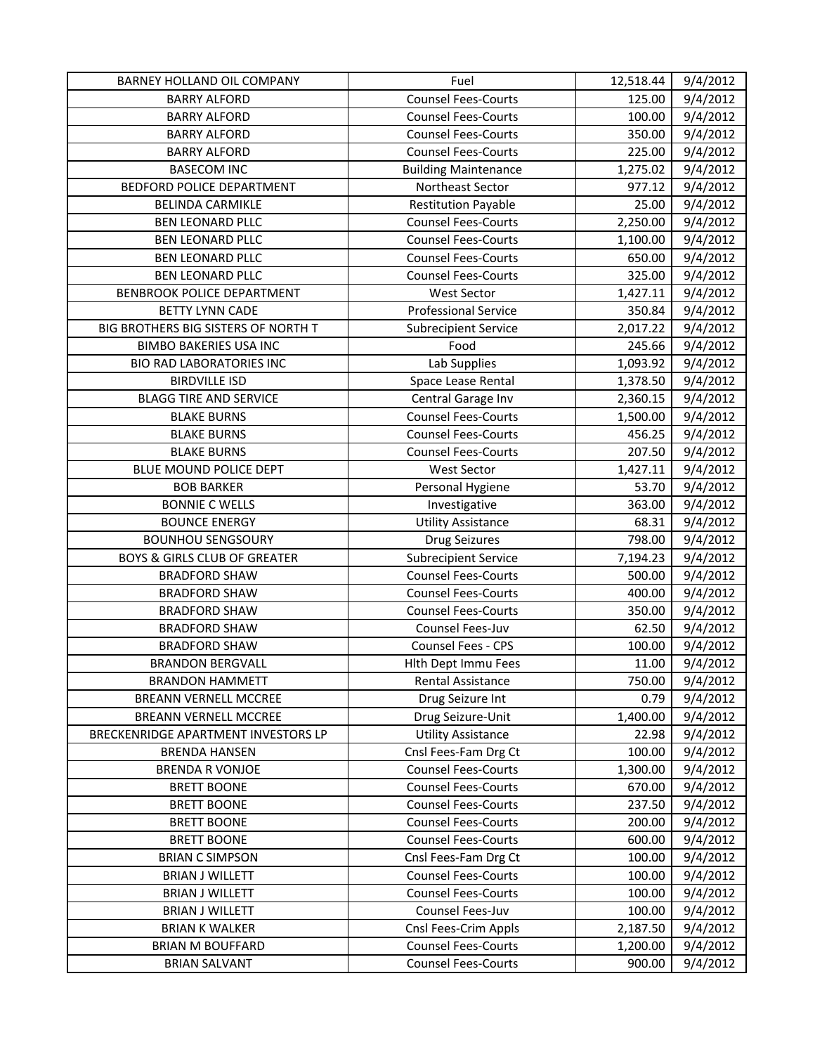| | | | |
|---|---|---|---|
| BARNEY HOLLAND OIL COMPANY | Fuel | 12,518.44 | 9/4/2012 |
| BARRY ALFORD | Counsel Fees-Courts | 125.00 | 9/4/2012 |
| BARRY ALFORD | Counsel Fees-Courts | 100.00 | 9/4/2012 |
| BARRY ALFORD | Counsel Fees-Courts | 350.00 | 9/4/2012 |
| BARRY ALFORD | Counsel Fees-Courts | 225.00 | 9/4/2012 |
| BASECOM INC | Building Maintenance | 1,275.02 | 9/4/2012 |
| BEDFORD POLICE DEPARTMENT | Northeast Sector | 977.12 | 9/4/2012 |
| BELINDA CARMIKLE | Restitution Payable | 25.00 | 9/4/2012 |
| BEN LEONARD PLLC | Counsel Fees-Courts | 2,250.00 | 9/4/2012 |
| BEN LEONARD PLLC | Counsel Fees-Courts | 1,100.00 | 9/4/2012 |
| BEN LEONARD PLLC | Counsel Fees-Courts | 650.00 | 9/4/2012 |
| BEN LEONARD PLLC | Counsel Fees-Courts | 325.00 | 9/4/2012 |
| BENBROOK POLICE DEPARTMENT | West Sector | 1,427.11 | 9/4/2012 |
| BETTY LYNN CADE | Professional Service | 350.84 | 9/4/2012 |
| BIG BROTHERS BIG SISTERS OF NORTH T | Subrecipient Service | 2,017.22 | 9/4/2012 |
| BIMBO BAKERIES USA INC | Food | 245.66 | 9/4/2012 |
| BIO RAD LABORATORIES INC | Lab Supplies | 1,093.92 | 9/4/2012 |
| BIRDVILLE ISD | Space Lease Rental | 1,378.50 | 9/4/2012 |
| BLAGG TIRE AND SERVICE | Central Garage Inv | 2,360.15 | 9/4/2012 |
| BLAKE BURNS | Counsel Fees-Courts | 1,500.00 | 9/4/2012 |
| BLAKE BURNS | Counsel Fees-Courts | 456.25 | 9/4/2012 |
| BLAKE BURNS | Counsel Fees-Courts | 207.50 | 9/4/2012 |
| BLUE MOUND POLICE DEPT | West Sector | 1,427.11 | 9/4/2012 |
| BOB BARKER | Personal Hygiene | 53.70 | 9/4/2012 |
| BONNIE C WELLS | Investigative | 363.00 | 9/4/2012 |
| BOUNCE ENERGY | Utility Assistance | 68.31 | 9/4/2012 |
| BOUNHOU SENGSOURY | Drug Seizures | 798.00 | 9/4/2012 |
| BOYS & GIRLS CLUB OF GREATER | Subrecipient Service | 7,194.23 | 9/4/2012 |
| BRADFORD SHAW | Counsel Fees-Courts | 500.00 | 9/4/2012 |
| BRADFORD SHAW | Counsel Fees-Courts | 400.00 | 9/4/2012 |
| BRADFORD SHAW | Counsel Fees-Courts | 350.00 | 9/4/2012 |
| BRADFORD SHAW | Counsel Fees-Juv | 62.50 | 9/4/2012 |
| BRADFORD SHAW | Counsel Fees - CPS | 100.00 | 9/4/2012 |
| BRANDON BERGVALL | Hlth Dept Immu Fees | 11.00 | 9/4/2012 |
| BRANDON HAMMETT | Rental Assistance | 750.00 | 9/4/2012 |
| BREANN VERNELL MCCREE | Drug Seizure Int | 0.79 | 9/4/2012 |
| BREANN VERNELL MCCREE | Drug Seizure-Unit | 1,400.00 | 9/4/2012 |
| BRECKENRIDGE APARTMENT INVESTORS LP | Utility Assistance | 22.98 | 9/4/2012 |
| BRENDA HANSEN | Cnsl Fees-Fam Drg Ct | 100.00 | 9/4/2012 |
| BRENDA R VONJOE | Counsel Fees-Courts | 1,300.00 | 9/4/2012 |
| BRETT BOONE | Counsel Fees-Courts | 670.00 | 9/4/2012 |
| BRETT BOONE | Counsel Fees-Courts | 237.50 | 9/4/2012 |
| BRETT BOONE | Counsel Fees-Courts | 200.00 | 9/4/2012 |
| BRETT BOONE | Counsel Fees-Courts | 600.00 | 9/4/2012 |
| BRIAN C SIMPSON | Cnsl Fees-Fam Drg Ct | 100.00 | 9/4/2012 |
| BRIAN J WILLETT | Counsel Fees-Courts | 100.00 | 9/4/2012 |
| BRIAN J WILLETT | Counsel Fees-Courts | 100.00 | 9/4/2012 |
| BRIAN J WILLETT | Counsel Fees-Juv | 100.00 | 9/4/2012 |
| BRIAN K WALKER | Cnsl Fees-Crim Appls | 2,187.50 | 9/4/2012 |
| BRIAN M BOUFFARD | Counsel Fees-Courts | 1,200.00 | 9/4/2012 |
| BRIAN SALVANT | Counsel Fees-Courts | 900.00 | 9/4/2012 |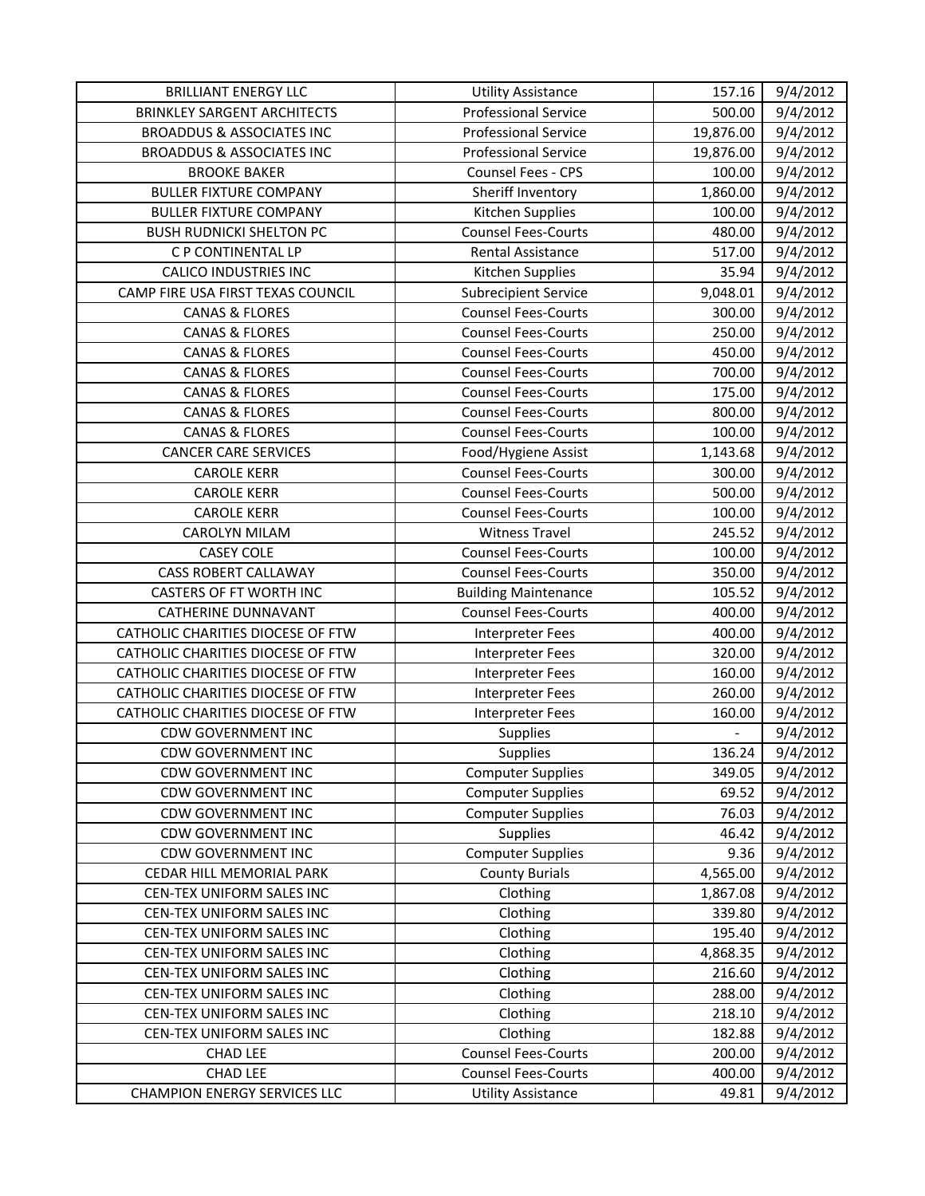| BRILLIANT ENERGY LLC | Utility Assistance | 157.16 | 9/4/2012 |
|---|---|---|---|
| BRINKLEY SARGENT ARCHITECTS | Professional Service | 500.00 | 9/4/2012 |
| BROADDUS & ASSOCIATES INC | Professional Service | 19,876.00 | 9/4/2012 |
| BROADDUS & ASSOCIATES INC | Professional Service | 19,876.00 | 9/4/2012 |
| BROOKE BAKER | Counsel Fees - CPS | 100.00 | 9/4/2012 |
| BULLER FIXTURE COMPANY | Sheriff Inventory | 1,860.00 | 9/4/2012 |
| BULLER FIXTURE COMPANY | Kitchen Supplies | 100.00 | 9/4/2012 |
| BUSH RUDNICKI SHELTON PC | Counsel Fees-Courts | 480.00 | 9/4/2012 |
| C P CONTINENTAL LP | Rental Assistance | 517.00 | 9/4/2012 |
| CALICO INDUSTRIES INC | Kitchen Supplies | 35.94 | 9/4/2012 |
| CAMP FIRE USA FIRST TEXAS COUNCIL | Subrecipient Service | 9,048.01 | 9/4/2012 |
| CANAS & FLORES | Counsel Fees-Courts | 300.00 | 9/4/2012 |
| CANAS & FLORES | Counsel Fees-Courts | 250.00 | 9/4/2012 |
| CANAS & FLORES | Counsel Fees-Courts | 450.00 | 9/4/2012 |
| CANAS & FLORES | Counsel Fees-Courts | 700.00 | 9/4/2012 |
| CANAS & FLORES | Counsel Fees-Courts | 175.00 | 9/4/2012 |
| CANAS & FLORES | Counsel Fees-Courts | 800.00 | 9/4/2012 |
| CANAS & FLORES | Counsel Fees-Courts | 100.00 | 9/4/2012 |
| CANCER CARE SERVICES | Food/Hygiene Assist | 1,143.68 | 9/4/2012 |
| CAROLE KERR | Counsel Fees-Courts | 300.00 | 9/4/2012 |
| CAROLE KERR | Counsel Fees-Courts | 500.00 | 9/4/2012 |
| CAROLE KERR | Counsel Fees-Courts | 100.00 | 9/4/2012 |
| CAROLYN MILAM | Witness Travel | 245.52 | 9/4/2012 |
| CASEY COLE | Counsel Fees-Courts | 100.00 | 9/4/2012 |
| CASS ROBERT CALLAWAY | Counsel Fees-Courts | 350.00 | 9/4/2012 |
| CASTERS OF FT WORTH INC | Building Maintenance | 105.52 | 9/4/2012 |
| CATHERINE DUNNAVANT | Counsel Fees-Courts | 400.00 | 9/4/2012 |
| CATHOLIC CHARITIES DIOCESE OF FTW | Interpreter Fees | 400.00 | 9/4/2012 |
| CATHOLIC CHARITIES DIOCESE OF FTW | Interpreter Fees | 320.00 | 9/4/2012 |
| CATHOLIC CHARITIES DIOCESE OF FTW | Interpreter Fees | 160.00 | 9/4/2012 |
| CATHOLIC CHARITIES DIOCESE OF FTW | Interpreter Fees | 260.00 | 9/4/2012 |
| CATHOLIC CHARITIES DIOCESE OF FTW | Interpreter Fees | 160.00 | 9/4/2012 |
| CDW GOVERNMENT INC | Supplies | - | 9/4/2012 |
| CDW GOVERNMENT INC | Supplies | 136.24 | 9/4/2012 |
| CDW GOVERNMENT INC | Computer Supplies | 349.05 | 9/4/2012 |
| CDW GOVERNMENT INC | Computer Supplies | 69.52 | 9/4/2012 |
| CDW GOVERNMENT INC | Computer Supplies | 76.03 | 9/4/2012 |
| CDW GOVERNMENT INC | Supplies | 46.42 | 9/4/2012 |
| CDW GOVERNMENT INC | Computer Supplies | 9.36 | 9/4/2012 |
| CEDAR HILL MEMORIAL PARK | County Burials | 4,565.00 | 9/4/2012 |
| CEN-TEX UNIFORM SALES INC | Clothing | 1,867.08 | 9/4/2012 |
| CEN-TEX UNIFORM SALES INC | Clothing | 339.80 | 9/4/2012 |
| CEN-TEX UNIFORM SALES INC | Clothing | 195.40 | 9/4/2012 |
| CEN-TEX UNIFORM SALES INC | Clothing | 4,868.35 | 9/4/2012 |
| CEN-TEX UNIFORM SALES INC | Clothing | 216.60 | 9/4/2012 |
| CEN-TEX UNIFORM SALES INC | Clothing | 288.00 | 9/4/2012 |
| CEN-TEX UNIFORM SALES INC | Clothing | 218.10 | 9/4/2012 |
| CEN-TEX UNIFORM SALES INC | Clothing | 182.88 | 9/4/2012 |
| CHAD LEE | Counsel Fees-Courts | 200.00 | 9/4/2012 |
| CHAD LEE | Counsel Fees-Courts | 400.00 | 9/4/2012 |
| CHAMPION ENERGY SERVICES LLC | Utility Assistance | 49.81 | 9/4/2012 |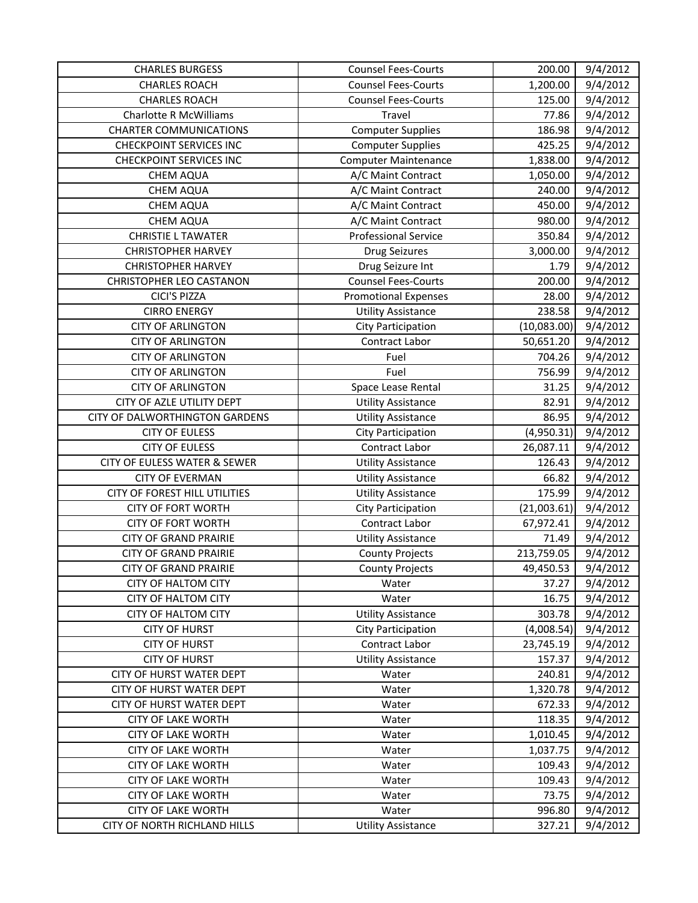| CHARLES BURGESS | Counsel Fees-Courts | 200.00 | 9/4/2012 |
|---|---|---|---|
| CHARLES ROACH | Counsel Fees-Courts | 1,200.00 | 9/4/2012 |
| CHARLES ROACH | Counsel Fees-Courts | 125.00 | 9/4/2012 |
| Charlotte R McWilliams | Travel | 77.86 | 9/4/2012 |
| CHARTER COMMUNICATIONS | Computer Supplies | 186.98 | 9/4/2012 |
| CHECKPOINT SERVICES INC | Computer Supplies | 425.25 | 9/4/2012 |
| CHECKPOINT SERVICES INC | Computer Maintenance | 1,838.00 | 9/4/2012 |
| CHEM AQUA | A/C Maint Contract | 1,050.00 | 9/4/2012 |
| CHEM AQUA | A/C Maint Contract | 240.00 | 9/4/2012 |
| CHEM AQUA | A/C Maint Contract | 450.00 | 9/4/2012 |
| CHEM AQUA | A/C Maint Contract | 980.00 | 9/4/2012 |
| CHRISTIE L TAWATER | Professional Service | 350.84 | 9/4/2012 |
| CHRISTOPHER HARVEY | Drug Seizures | 3,000.00 | 9/4/2012 |
| CHRISTOPHER HARVEY | Drug Seizure Int | 1.79 | 9/4/2012 |
| CHRISTOPHER LEO CASTANON | Counsel Fees-Courts | 200.00 | 9/4/2012 |
| CICI'S PIZZA | Promotional Expenses | 28.00 | 9/4/2012 |
| CIRRO ENERGY | Utility Assistance | 238.58 | 9/4/2012 |
| CITY OF ARLINGTON | City Participation | (10,083.00) | 9/4/2012 |
| CITY OF ARLINGTON | Contract Labor | 50,651.20 | 9/4/2012 |
| CITY OF ARLINGTON | Fuel | 704.26 | 9/4/2012 |
| CITY OF ARLINGTON | Fuel | 756.99 | 9/4/2012 |
| CITY OF ARLINGTON | Space Lease Rental | 31.25 | 9/4/2012 |
| CITY OF AZLE UTILITY DEPT | Utility Assistance | 82.91 | 9/4/2012 |
| CITY OF DALWORTHINGTON GARDENS | Utility Assistance | 86.95 | 9/4/2012 |
| CITY OF EULESS | City Participation | (4,950.31) | 9/4/2012 |
| CITY OF EULESS | Contract Labor | 26,087.11 | 9/4/2012 |
| CITY OF EULESS WATER & SEWER | Utility Assistance | 126.43 | 9/4/2012 |
| CITY OF EVERMAN | Utility Assistance | 66.82 | 9/4/2012 |
| CITY OF FOREST HILL UTILITIES | Utility Assistance | 175.99 | 9/4/2012 |
| CITY OF FORT WORTH | City Participation | (21,003.61) | 9/4/2012 |
| CITY OF FORT WORTH | Contract Labor | 67,972.41 | 9/4/2012 |
| CITY OF GRAND PRAIRIE | Utility Assistance | 71.49 | 9/4/2012 |
| CITY OF GRAND PRAIRIE | County Projects | 213,759.05 | 9/4/2012 |
| CITY OF GRAND PRAIRIE | County Projects | 49,450.53 | 9/4/2012 |
| CITY OF HALTOM CITY | Water | 37.27 | 9/4/2012 |
| CITY OF HALTOM CITY | Water | 16.75 | 9/4/2012 |
| CITY OF HALTOM CITY | Utility Assistance | 303.78 | 9/4/2012 |
| CITY OF HURST | City Participation | (4,008.54) | 9/4/2012 |
| CITY OF HURST | Contract Labor | 23,745.19 | 9/4/2012 |
| CITY OF HURST | Utility Assistance | 157.37 | 9/4/2012 |
| CITY OF HURST WATER DEPT | Water | 240.81 | 9/4/2012 |
| CITY OF HURST WATER DEPT | Water | 1,320.78 | 9/4/2012 |
| CITY OF HURST WATER DEPT | Water | 672.33 | 9/4/2012 |
| CITY OF LAKE WORTH | Water | 118.35 | 9/4/2012 |
| CITY OF LAKE WORTH | Water | 1,010.45 | 9/4/2012 |
| CITY OF LAKE WORTH | Water | 1,037.75 | 9/4/2012 |
| CITY OF LAKE WORTH | Water | 109.43 | 9/4/2012 |
| CITY OF LAKE WORTH | Water | 109.43 | 9/4/2012 |
| CITY OF LAKE WORTH | Water | 73.75 | 9/4/2012 |
| CITY OF LAKE WORTH | Water | 996.80 | 9/4/2012 |
| CITY OF NORTH RICHLAND HILLS | Utility Assistance | 327.21 | 9/4/2012 |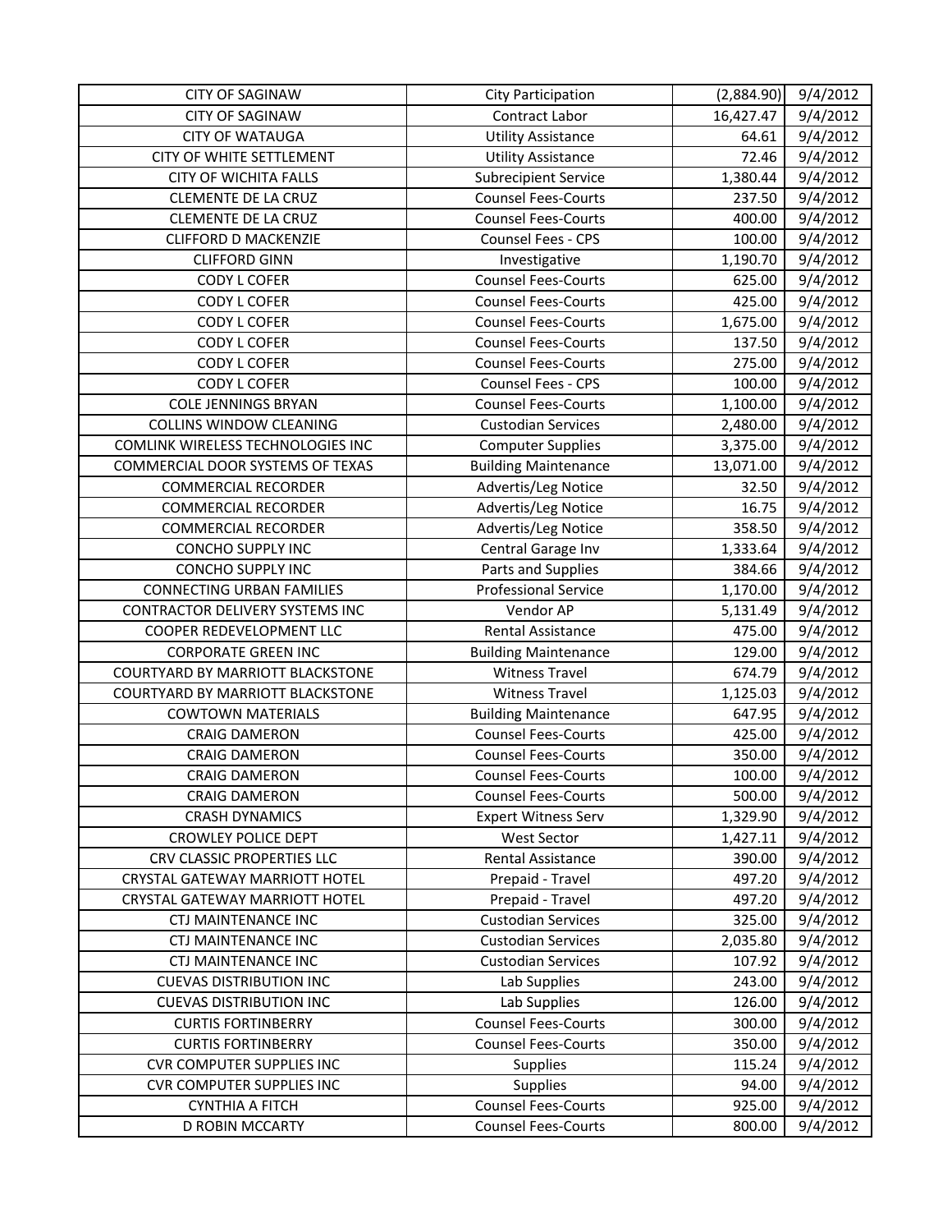| CITY OF SAGINAW | City Participation | (2,884.90) | 9/4/2012 |
|---|---|---|---|
| CITY OF SAGINAW | Contract Labor | 16,427.47 | 9/4/2012 |
| CITY OF WATAUGA | Utility Assistance | 64.61 | 9/4/2012 |
| CITY OF WHITE SETTLEMENT | Utility Assistance | 72.46 | 9/4/2012 |
| CITY OF WICHITA FALLS | Subrecipient Service | 1,380.44 | 9/4/2012 |
| CLEMENTE DE LA CRUZ | Counsel Fees-Courts | 237.50 | 9/4/2012 |
| CLEMENTE DE LA CRUZ | Counsel Fees-Courts | 400.00 | 9/4/2012 |
| CLIFFORD D MACKENZIE | Counsel Fees - CPS | 100.00 | 9/4/2012 |
| CLIFFORD GINN | Investigative | 1,190.70 | 9/4/2012 |
| CODY L COFER | Counsel Fees-Courts | 625.00 | 9/4/2012 |
| CODY L COFER | Counsel Fees-Courts | 425.00 | 9/4/2012 |
| CODY L COFER | Counsel Fees-Courts | 1,675.00 | 9/4/2012 |
| CODY L COFER | Counsel Fees-Courts | 137.50 | 9/4/2012 |
| CODY L COFER | Counsel Fees-Courts | 275.00 | 9/4/2012 |
| CODY L COFER | Counsel Fees - CPS | 100.00 | 9/4/2012 |
| COLE JENNINGS BRYAN | Counsel Fees-Courts | 1,100.00 | 9/4/2012 |
| COLLINS WINDOW CLEANING | Custodian Services | 2,480.00 | 9/4/2012 |
| COMLINK WIRELESS TECHNOLOGIES INC | Computer Supplies | 3,375.00 | 9/4/2012 |
| COMMERCIAL DOOR SYSTEMS OF TEXAS | Building Maintenance | 13,071.00 | 9/4/2012 |
| COMMERCIAL RECORDER | Advertis/Leg Notice | 32.50 | 9/4/2012 |
| COMMERCIAL RECORDER | Advertis/Leg Notice | 16.75 | 9/4/2012 |
| COMMERCIAL RECORDER | Advertis/Leg Notice | 358.50 | 9/4/2012 |
| CONCHO SUPPLY INC | Central Garage Inv | 1,333.64 | 9/4/2012 |
| CONCHO SUPPLY INC | Parts and Supplies | 384.66 | 9/4/2012 |
| CONNECTING URBAN FAMILIES | Professional Service | 1,170.00 | 9/4/2012 |
| CONTRACTOR DELIVERY SYSTEMS INC | Vendor AP | 5,131.49 | 9/4/2012 |
| COOPER REDEVELOPMENT LLC | Rental Assistance | 475.00 | 9/4/2012 |
| CORPORATE GREEN INC | Building Maintenance | 129.00 | 9/4/2012 |
| COURTYARD BY MARRIOTT BLACKSTONE | Witness Travel | 674.79 | 9/4/2012 |
| COURTYARD BY MARRIOTT BLACKSTONE | Witness Travel | 1,125.03 | 9/4/2012 |
| COWTOWN MATERIALS | Building Maintenance | 647.95 | 9/4/2012 |
| CRAIG DAMERON | Counsel Fees-Courts | 425.00 | 9/4/2012 |
| CRAIG DAMERON | Counsel Fees-Courts | 350.00 | 9/4/2012 |
| CRAIG DAMERON | Counsel Fees-Courts | 100.00 | 9/4/2012 |
| CRAIG DAMERON | Counsel Fees-Courts | 500.00 | 9/4/2012 |
| CRASH DYNAMICS | Expert Witness Serv | 1,329.90 | 9/4/2012 |
| CROWLEY POLICE DEPT | West Sector | 1,427.11 | 9/4/2012 |
| CRV CLASSIC PROPERTIES LLC | Rental Assistance | 390.00 | 9/4/2012 |
| CRYSTAL GATEWAY MARRIOTT HOTEL | Prepaid - Travel | 497.20 | 9/4/2012 |
| CRYSTAL GATEWAY MARRIOTT HOTEL | Prepaid - Travel | 497.20 | 9/4/2012 |
| CTJ MAINTENANCE INC | Custodian Services | 325.00 | 9/4/2012 |
| CTJ MAINTENANCE INC | Custodian Services | 2,035.80 | 9/4/2012 |
| CTJ MAINTENANCE INC | Custodian Services | 107.92 | 9/4/2012 |
| CUEVAS DISTRIBUTION INC | Lab Supplies | 243.00 | 9/4/2012 |
| CUEVAS DISTRIBUTION INC | Lab Supplies | 126.00 | 9/4/2012 |
| CURTIS FORTINBERRY | Counsel Fees-Courts | 300.00 | 9/4/2012 |
| CURTIS FORTINBERRY | Counsel Fees-Courts | 350.00 | 9/4/2012 |
| CVR COMPUTER SUPPLIES INC | Supplies | 115.24 | 9/4/2012 |
| CVR COMPUTER SUPPLIES INC | Supplies | 94.00 | 9/4/2012 |
| CYNTHIA A FITCH | Counsel Fees-Courts | 925.00 | 9/4/2012 |
| D ROBIN MCCARTY | Counsel Fees-Courts | 800.00 | 9/4/2012 |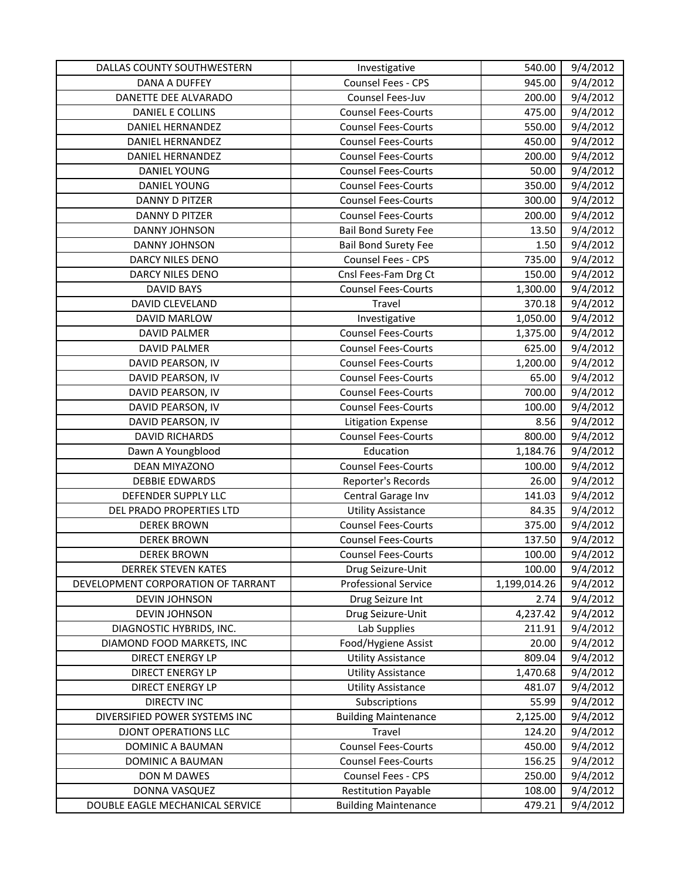| DALLAS COUNTY SOUTHWESTERN | Investigative | 540.00 | 9/4/2012 |
|---|---|---|---|
| DANA A DUFFEY | Counsel Fees - CPS | 945.00 | 9/4/2012 |
| DANETTE DEE ALVARADO | Counsel Fees-Juv | 200.00 | 9/4/2012 |
| DANIEL E COLLINS | Counsel Fees-Courts | 475.00 | 9/4/2012 |
| DANIEL HERNANDEZ | Counsel Fees-Courts | 550.00 | 9/4/2012 |
| DANIEL HERNANDEZ | Counsel Fees-Courts | 450.00 | 9/4/2012 |
| DANIEL HERNANDEZ | Counsel Fees-Courts | 200.00 | 9/4/2012 |
| DANIEL YOUNG | Counsel Fees-Courts | 50.00 | 9/4/2012 |
| DANIEL YOUNG | Counsel Fees-Courts | 350.00 | 9/4/2012 |
| DANNY D PITZER | Counsel Fees-Courts | 300.00 | 9/4/2012 |
| DANNY D PITZER | Counsel Fees-Courts | 200.00 | 9/4/2012 |
| DANNY JOHNSON | Bail Bond Surety Fee | 13.50 | 9/4/2012 |
| DANNY JOHNSON | Bail Bond Surety Fee | 1.50 | 9/4/2012 |
| DARCY NILES DENO | Counsel Fees - CPS | 735.00 | 9/4/2012 |
| DARCY NILES DENO | Cnsl Fees-Fam Drg Ct | 150.00 | 9/4/2012 |
| DAVID BAYS | Counsel Fees-Courts | 1,300.00 | 9/4/2012 |
| DAVID CLEVELAND | Travel | 370.18 | 9/4/2012 |
| DAVID MARLOW | Investigative | 1,050.00 | 9/4/2012 |
| DAVID PALMER | Counsel Fees-Courts | 1,375.00 | 9/4/2012 |
| DAVID PALMER | Counsel Fees-Courts | 625.00 | 9/4/2012 |
| DAVID PEARSON, IV | Counsel Fees-Courts | 1,200.00 | 9/4/2012 |
| DAVID PEARSON, IV | Counsel Fees-Courts | 65.00 | 9/4/2012 |
| DAVID PEARSON, IV | Counsel Fees-Courts | 700.00 | 9/4/2012 |
| DAVID PEARSON, IV | Counsel Fees-Courts | 100.00 | 9/4/2012 |
| DAVID PEARSON, IV | Litigation Expense | 8.56 | 9/4/2012 |
| DAVID RICHARDS | Counsel Fees-Courts | 800.00 | 9/4/2012 |
| Dawn A Youngblood | Education | 1,184.76 | 9/4/2012 |
| DEAN MIYAZONO | Counsel Fees-Courts | 100.00 | 9/4/2012 |
| DEBBIE EDWARDS | Reporter's Records | 26.00 | 9/4/2012 |
| DEFENDER SUPPLY LLC | Central Garage Inv | 141.03 | 9/4/2012 |
| DEL PRADO PROPERTIES LTD | Utility Assistance | 84.35 | 9/4/2012 |
| DEREK BROWN | Counsel Fees-Courts | 375.00 | 9/4/2012 |
| DEREK BROWN | Counsel Fees-Courts | 137.50 | 9/4/2012 |
| DEREK BROWN | Counsel Fees-Courts | 100.00 | 9/4/2012 |
| DERREK STEVEN KATES | Drug Seizure-Unit | 100.00 | 9/4/2012 |
| DEVELOPMENT CORPORATION OF TARRANT | Professional Service | 1,199,014.26 | 9/4/2012 |
| DEVIN JOHNSON | Drug Seizure Int | 2.74 | 9/4/2012 |
| DEVIN JOHNSON | Drug Seizure-Unit | 4,237.42 | 9/4/2012 |
| DIAGNOSTIC HYBRIDS, INC. | Lab Supplies | 211.91 | 9/4/2012 |
| DIAMOND FOOD MARKETS, INC | Food/Hygiene Assist | 20.00 | 9/4/2012 |
| DIRECT ENERGY LP | Utility Assistance | 809.04 | 9/4/2012 |
| DIRECT ENERGY LP | Utility Assistance | 1,470.68 | 9/4/2012 |
| DIRECT ENERGY LP | Utility Assistance | 481.07 | 9/4/2012 |
| DIRECTV INC | Subscriptions | 55.99 | 9/4/2012 |
| DIVERSIFIED POWER SYSTEMS INC | Building Maintenance | 2,125.00 | 9/4/2012 |
| DJONT OPERATIONS LLC | Travel | 124.20 | 9/4/2012 |
| DOMINIC A BAUMAN | Counsel Fees-Courts | 450.00 | 9/4/2012 |
| DOMINIC A BAUMAN | Counsel Fees-Courts | 156.25 | 9/4/2012 |
| DON M DAWES | Counsel Fees - CPS | 250.00 | 9/4/2012 |
| DONNA VASQUEZ | Restitution Payable | 108.00 | 9/4/2012 |
| DOUBLE EAGLE MECHANICAL SERVICE | Building Maintenance | 479.21 | 9/4/2012 |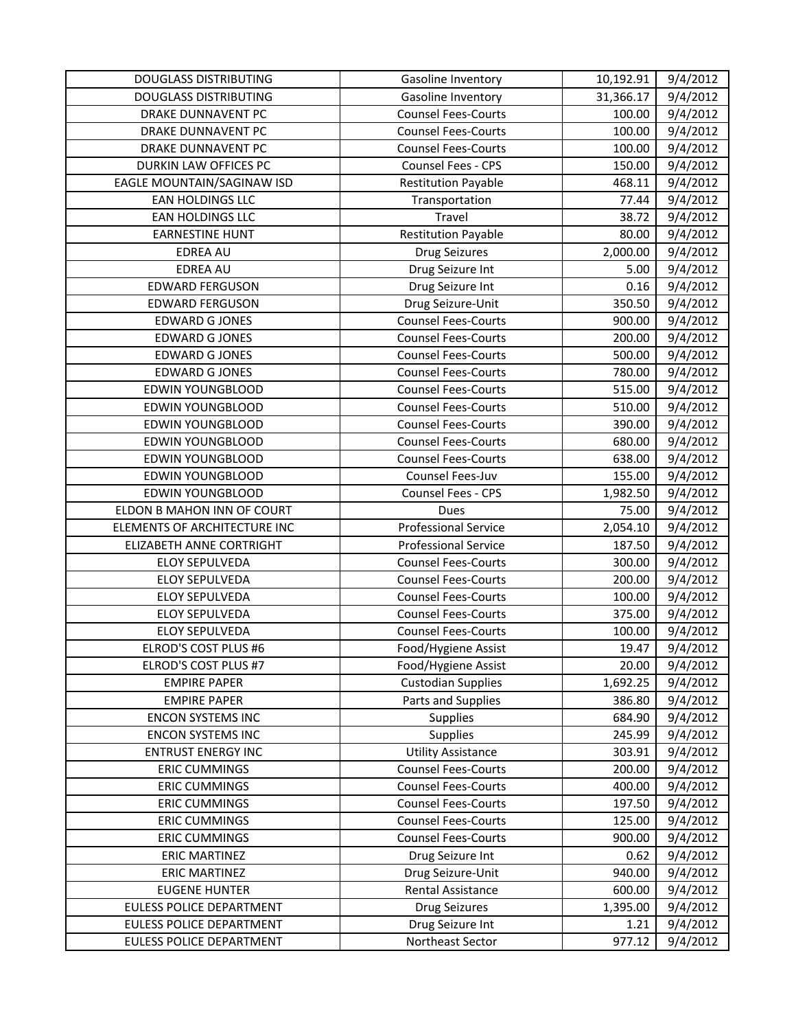| DOUGLASS DISTRIBUTING | Gasoline Inventory | 10,192.91 | 9/4/2012 |
|---|---|---|---|
| DOUGLASS DISTRIBUTING | Gasoline Inventory | 31,366.17 | 9/4/2012 |
| DRAKE DUNNAVENT PC | Counsel Fees-Courts | 100.00 | 9/4/2012 |
| DRAKE DUNNAVENT PC | Counsel Fees-Courts | 100.00 | 9/4/2012 |
| DRAKE DUNNAVENT PC | Counsel Fees-Courts | 100.00 | 9/4/2012 |
| DURKIN LAW OFFICES PC | Counsel Fees - CPS | 150.00 | 9/4/2012 |
| EAGLE MOUNTAIN/SAGINAW ISD | Restitution Payable | 468.11 | 9/4/2012 |
| EAN HOLDINGS LLC | Transportation | 77.44 | 9/4/2012 |
| EAN HOLDINGS LLC | Travel | 38.72 | 9/4/2012 |
| EARNESTINE HUNT | Restitution Payable | 80.00 | 9/4/2012 |
| EDREA AU | Drug Seizures | 2,000.00 | 9/4/2012 |
| EDREA AU | Drug Seizure Int | 5.00 | 9/4/2012 |
| EDWARD FERGUSON | Drug Seizure Int | 0.16 | 9/4/2012 |
| EDWARD FERGUSON | Drug Seizure-Unit | 350.50 | 9/4/2012 |
| EDWARD G JONES | Counsel Fees-Courts | 900.00 | 9/4/2012 |
| EDWARD G JONES | Counsel Fees-Courts | 200.00 | 9/4/2012 |
| EDWARD G JONES | Counsel Fees-Courts | 500.00 | 9/4/2012 |
| EDWARD G JONES | Counsel Fees-Courts | 780.00 | 9/4/2012 |
| EDWIN YOUNGBLOOD | Counsel Fees-Courts | 515.00 | 9/4/2012 |
| EDWIN YOUNGBLOOD | Counsel Fees-Courts | 510.00 | 9/4/2012 |
| EDWIN YOUNGBLOOD | Counsel Fees-Courts | 390.00 | 9/4/2012 |
| EDWIN YOUNGBLOOD | Counsel Fees-Courts | 680.00 | 9/4/2012 |
| EDWIN YOUNGBLOOD | Counsel Fees-Courts | 638.00 | 9/4/2012 |
| EDWIN YOUNGBLOOD | Counsel Fees-Juv | 155.00 | 9/4/2012 |
| EDWIN YOUNGBLOOD | Counsel Fees - CPS | 1,982.50 | 9/4/2012 |
| ELDON B MAHON INN OF COURT | Dues | 75.00 | 9/4/2012 |
| ELEMENTS OF ARCHITECTURE INC | Professional Service | 2,054.10 | 9/4/2012 |
| ELIZABETH ANNE CORTRIGHT | Professional Service | 187.50 | 9/4/2012 |
| ELOY SEPULVEDA | Counsel Fees-Courts | 300.00 | 9/4/2012 |
| ELOY SEPULVEDA | Counsel Fees-Courts | 200.00 | 9/4/2012 |
| ELOY SEPULVEDA | Counsel Fees-Courts | 100.00 | 9/4/2012 |
| ELOY SEPULVEDA | Counsel Fees-Courts | 375.00 | 9/4/2012 |
| ELOY SEPULVEDA | Counsel Fees-Courts | 100.00 | 9/4/2012 |
| ELROD'S COST PLUS #6 | Food/Hygiene Assist | 19.47 | 9/4/2012 |
| ELROD'S COST PLUS #7 | Food/Hygiene Assist | 20.00 | 9/4/2012 |
| EMPIRE PAPER | Custodian Supplies | 1,692.25 | 9/4/2012 |
| EMPIRE PAPER | Parts and Supplies | 386.80 | 9/4/2012 |
| ENCON SYSTEMS INC | Supplies | 684.90 | 9/4/2012 |
| ENCON SYSTEMS INC | Supplies | 245.99 | 9/4/2012 |
| ENTRUST ENERGY INC | Utility Assistance | 303.91 | 9/4/2012 |
| ERIC CUMMINGS | Counsel Fees-Courts | 200.00 | 9/4/2012 |
| ERIC CUMMINGS | Counsel Fees-Courts | 400.00 | 9/4/2012 |
| ERIC CUMMINGS | Counsel Fees-Courts | 197.50 | 9/4/2012 |
| ERIC CUMMINGS | Counsel Fees-Courts | 125.00 | 9/4/2012 |
| ERIC CUMMINGS | Counsel Fees-Courts | 900.00 | 9/4/2012 |
| ERIC MARTINEZ | Drug Seizure Int | 0.62 | 9/4/2012 |
| ERIC MARTINEZ | Drug Seizure-Unit | 940.00 | 9/4/2012 |
| EUGENE HUNTER | Rental Assistance | 600.00 | 9/4/2012 |
| EULESS POLICE DEPARTMENT | Drug Seizures | 1,395.00 | 9/4/2012 |
| EULESS POLICE DEPARTMENT | Drug Seizure Int | 1.21 | 9/4/2012 |
| EULESS POLICE DEPARTMENT | Northeast Sector | 977.12 | 9/4/2012 |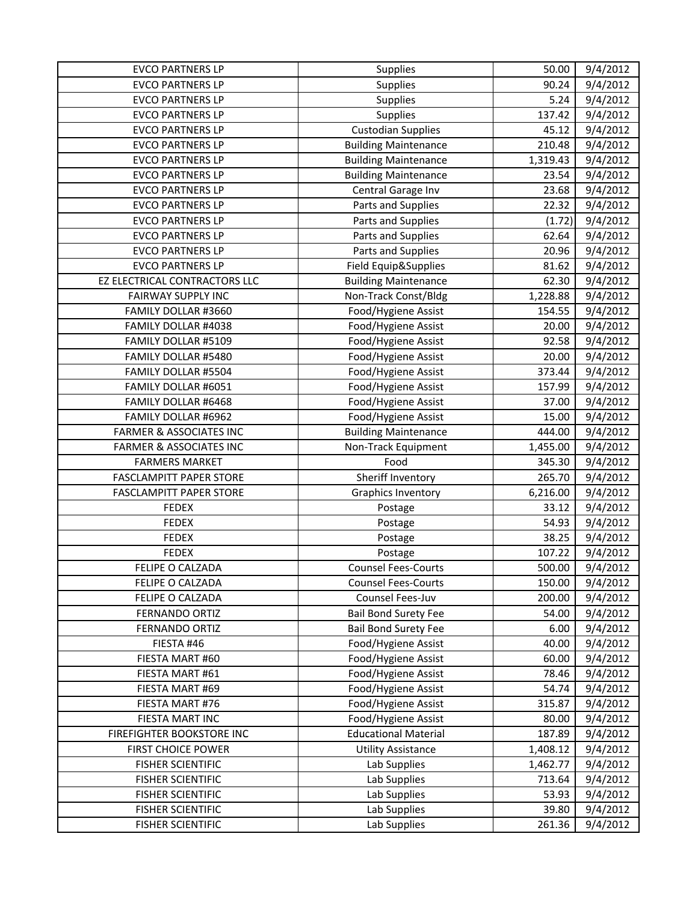| EVCO PARTNERS LP | Supplies | 50.00 | 9/4/2012 |
|---|---|---|---|
| EVCO PARTNERS LP | Supplies | 90.24 | 9/4/2012 |
| EVCO PARTNERS LP | Supplies | 5.24 | 9/4/2012 |
| EVCO PARTNERS LP | Supplies | 137.42 | 9/4/2012 |
| EVCO PARTNERS LP | Custodian Supplies | 45.12 | 9/4/2012 |
| EVCO PARTNERS LP | Building Maintenance | 210.48 | 9/4/2012 |
| EVCO PARTNERS LP | Building Maintenance | 1,319.43 | 9/4/2012 |
| EVCO PARTNERS LP | Building Maintenance | 23.54 | 9/4/2012 |
| EVCO PARTNERS LP | Central Garage Inv | 23.68 | 9/4/2012 |
| EVCO PARTNERS LP | Parts and Supplies | 22.32 | 9/4/2012 |
| EVCO PARTNERS LP | Parts and Supplies | (1.72) | 9/4/2012 |
| EVCO PARTNERS LP | Parts and Supplies | 62.64 | 9/4/2012 |
| EVCO PARTNERS LP | Parts and Supplies | 20.96 | 9/4/2012 |
| EVCO PARTNERS LP | Field Equip&Supplies | 81.62 | 9/4/2012 |
| EZ ELECTRICAL CONTRACTORS LLC | Building Maintenance | 62.30 | 9/4/2012 |
| FAIRWAY SUPPLY INC | Non-Track Const/Bldg | 1,228.88 | 9/4/2012 |
| FAMILY DOLLAR #3660 | Food/Hygiene Assist | 154.55 | 9/4/2012 |
| FAMILY DOLLAR #4038 | Food/Hygiene Assist | 20.00 | 9/4/2012 |
| FAMILY DOLLAR #5109 | Food/Hygiene Assist | 92.58 | 9/4/2012 |
| FAMILY DOLLAR #5480 | Food/Hygiene Assist | 20.00 | 9/4/2012 |
| FAMILY DOLLAR #5504 | Food/Hygiene Assist | 373.44 | 9/4/2012 |
| FAMILY DOLLAR #6051 | Food/Hygiene Assist | 157.99 | 9/4/2012 |
| FAMILY DOLLAR #6468 | Food/Hygiene Assist | 37.00 | 9/4/2012 |
| FAMILY DOLLAR #6962 | Food/Hygiene Assist | 15.00 | 9/4/2012 |
| FARMER & ASSOCIATES INC | Building Maintenance | 444.00 | 9/4/2012 |
| FARMER & ASSOCIATES INC | Non-Track Equipment | 1,455.00 | 9/4/2012 |
| FARMERS MARKET | Food | 345.30 | 9/4/2012 |
| FASCLAMPITT PAPER STORE | Sheriff Inventory | 265.70 | 9/4/2012 |
| FASCLAMPITT PAPER STORE | Graphics Inventory | 6,216.00 | 9/4/2012 |
| FEDEX | Postage | 33.12 | 9/4/2012 |
| FEDEX | Postage | 54.93 | 9/4/2012 |
| FEDEX | Postage | 38.25 | 9/4/2012 |
| FEDEX | Postage | 107.22 | 9/4/2012 |
| FELIPE O CALZADA | Counsel Fees-Courts | 500.00 | 9/4/2012 |
| FELIPE O CALZADA | Counsel Fees-Courts | 150.00 | 9/4/2012 |
| FELIPE O CALZADA | Counsel Fees-Juv | 200.00 | 9/4/2012 |
| FERNANDO ORTIZ | Bail Bond Surety Fee | 54.00 | 9/4/2012 |
| FERNANDO ORTIZ | Bail Bond Surety Fee | 6.00 | 9/4/2012 |
| FIESTA #46 | Food/Hygiene Assist | 40.00 | 9/4/2012 |
| FIESTA MART #60 | Food/Hygiene Assist | 60.00 | 9/4/2012 |
| FIESTA MART #61 | Food/Hygiene Assist | 78.46 | 9/4/2012 |
| FIESTA MART #69 | Food/Hygiene Assist | 54.74 | 9/4/2012 |
| FIESTA MART #76 | Food/Hygiene Assist | 315.87 | 9/4/2012 |
| FIESTA MART INC | Food/Hygiene Assist | 80.00 | 9/4/2012 |
| FIREFIGHTER BOOKSTORE INC | Educational Material | 187.89 | 9/4/2012 |
| FIRST CHOICE POWER | Utility Assistance | 1,408.12 | 9/4/2012 |
| FISHER SCIENTIFIC | Lab Supplies | 1,462.77 | 9/4/2012 |
| FISHER SCIENTIFIC | Lab Supplies | 713.64 | 9/4/2012 |
| FISHER SCIENTIFIC | Lab Supplies | 53.93 | 9/4/2012 |
| FISHER SCIENTIFIC | Lab Supplies | 39.80 | 9/4/2012 |
| FISHER SCIENTIFIC | Lab Supplies | 261.36 | 9/4/2012 |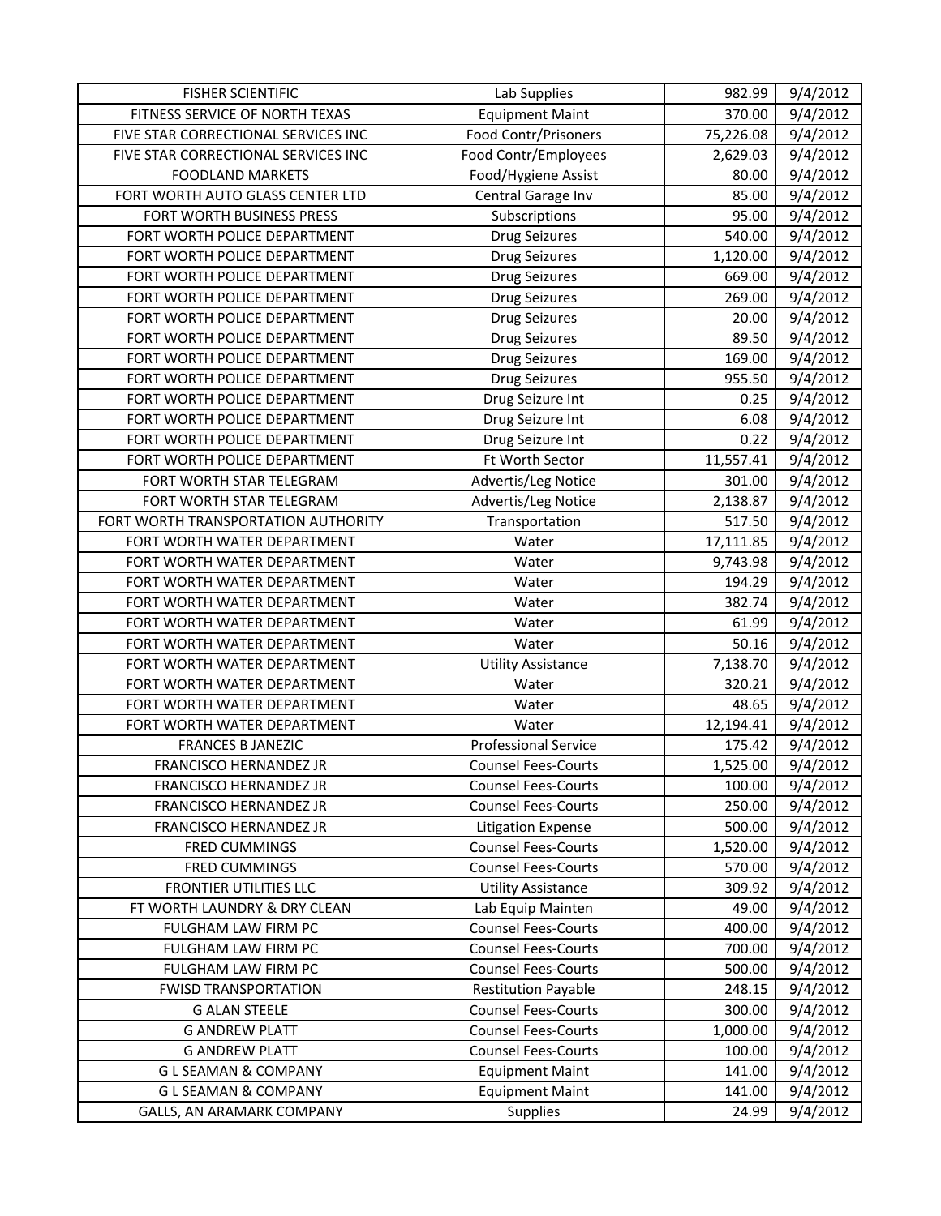| FISHER SCIENTIFIC | Lab Supplies | 982.99 | 9/4/2012 |
|---|---|---|---|
| FITNESS SERVICE OF NORTH TEXAS | Equipment Maint | 370.00 | 9/4/2012 |
| FIVE STAR CORRECTIONAL SERVICES INC | Food Contr/Prisoners | 75,226.08 | 9/4/2012 |
| FIVE STAR CORRECTIONAL SERVICES INC | Food Contr/Employees | 2,629.03 | 9/4/2012 |
| FOODLAND MARKETS | Food/Hygiene Assist | 80.00 | 9/4/2012 |
| FORT WORTH AUTO GLASS CENTER LTD | Central Garage Inv | 85.00 | 9/4/2012 |
| FORT WORTH BUSINESS PRESS | Subscriptions | 95.00 | 9/4/2012 |
| FORT WORTH POLICE DEPARTMENT | Drug Seizures | 540.00 | 9/4/2012 |
| FORT WORTH POLICE DEPARTMENT | Drug Seizures | 1,120.00 | 9/4/2012 |
| FORT WORTH POLICE DEPARTMENT | Drug Seizures | 669.00 | 9/4/2012 |
| FORT WORTH POLICE DEPARTMENT | Drug Seizures | 269.00 | 9/4/2012 |
| FORT WORTH POLICE DEPARTMENT | Drug Seizures | 20.00 | 9/4/2012 |
| FORT WORTH POLICE DEPARTMENT | Drug Seizures | 89.50 | 9/4/2012 |
| FORT WORTH POLICE DEPARTMENT | Drug Seizures | 169.00 | 9/4/2012 |
| FORT WORTH POLICE DEPARTMENT | Drug Seizures | 955.50 | 9/4/2012 |
| FORT WORTH POLICE DEPARTMENT | Drug Seizure Int | 0.25 | 9/4/2012 |
| FORT WORTH POLICE DEPARTMENT | Drug Seizure Int | 6.08 | 9/4/2012 |
| FORT WORTH POLICE DEPARTMENT | Drug Seizure Int | 0.22 | 9/4/2012 |
| FORT WORTH POLICE DEPARTMENT | Ft Worth Sector | 11,557.41 | 9/4/2012 |
| FORT WORTH STAR TELEGRAM | Advertis/Leg Notice | 301.00 | 9/4/2012 |
| FORT WORTH STAR TELEGRAM | Advertis/Leg Notice | 2,138.87 | 9/4/2012 |
| FORT WORTH TRANSPORTATION AUTHORITY | Transportation | 517.50 | 9/4/2012 |
| FORT WORTH WATER DEPARTMENT | Water | 17,111.85 | 9/4/2012 |
| FORT WORTH WATER DEPARTMENT | Water | 9,743.98 | 9/4/2012 |
| FORT WORTH WATER DEPARTMENT | Water | 194.29 | 9/4/2012 |
| FORT WORTH WATER DEPARTMENT | Water | 382.74 | 9/4/2012 |
| FORT WORTH WATER DEPARTMENT | Water | 61.99 | 9/4/2012 |
| FORT WORTH WATER DEPARTMENT | Water | 50.16 | 9/4/2012 |
| FORT WORTH WATER DEPARTMENT | Utility Assistance | 7,138.70 | 9/4/2012 |
| FORT WORTH WATER DEPARTMENT | Water | 320.21 | 9/4/2012 |
| FORT WORTH WATER DEPARTMENT | Water | 48.65 | 9/4/2012 |
| FORT WORTH WATER DEPARTMENT | Water | 12,194.41 | 9/4/2012 |
| FRANCES B JANEZIC | Professional Service | 175.42 | 9/4/2012 |
| FRANCISCO HERNANDEZ JR | Counsel Fees-Courts | 1,525.00 | 9/4/2012 |
| FRANCISCO HERNANDEZ JR | Counsel Fees-Courts | 100.00 | 9/4/2012 |
| FRANCISCO HERNANDEZ JR | Counsel Fees-Courts | 250.00 | 9/4/2012 |
| FRANCISCO HERNANDEZ JR | Litigation Expense | 500.00 | 9/4/2012 |
| FRED CUMMINGS | Counsel Fees-Courts | 1,520.00 | 9/4/2012 |
| FRED CUMMINGS | Counsel Fees-Courts | 570.00 | 9/4/2012 |
| FRONTIER UTILITIES LLC | Utility Assistance | 309.92 | 9/4/2012 |
| FT WORTH LAUNDRY & DRY CLEAN | Lab Equip Mainten | 49.00 | 9/4/2012 |
| FULGHAM LAW FIRM PC | Counsel Fees-Courts | 400.00 | 9/4/2012 |
| FULGHAM LAW FIRM PC | Counsel Fees-Courts | 700.00 | 9/4/2012 |
| FULGHAM LAW FIRM PC | Counsel Fees-Courts | 500.00 | 9/4/2012 |
| FWISD TRANSPORTATION | Restitution Payable | 248.15 | 9/4/2012 |
| G ALAN STEELE | Counsel Fees-Courts | 300.00 | 9/4/2012 |
| G ANDREW PLATT | Counsel Fees-Courts | 1,000.00 | 9/4/2012 |
| G ANDREW PLATT | Counsel Fees-Courts | 100.00 | 9/4/2012 |
| G L SEAMAN & COMPANY | Equipment Maint | 141.00 | 9/4/2012 |
| G L SEAMAN & COMPANY | Equipment Maint | 141.00 | 9/4/2012 |
| GALLS, AN ARAMARK COMPANY | Supplies | 24.99 | 9/4/2012 |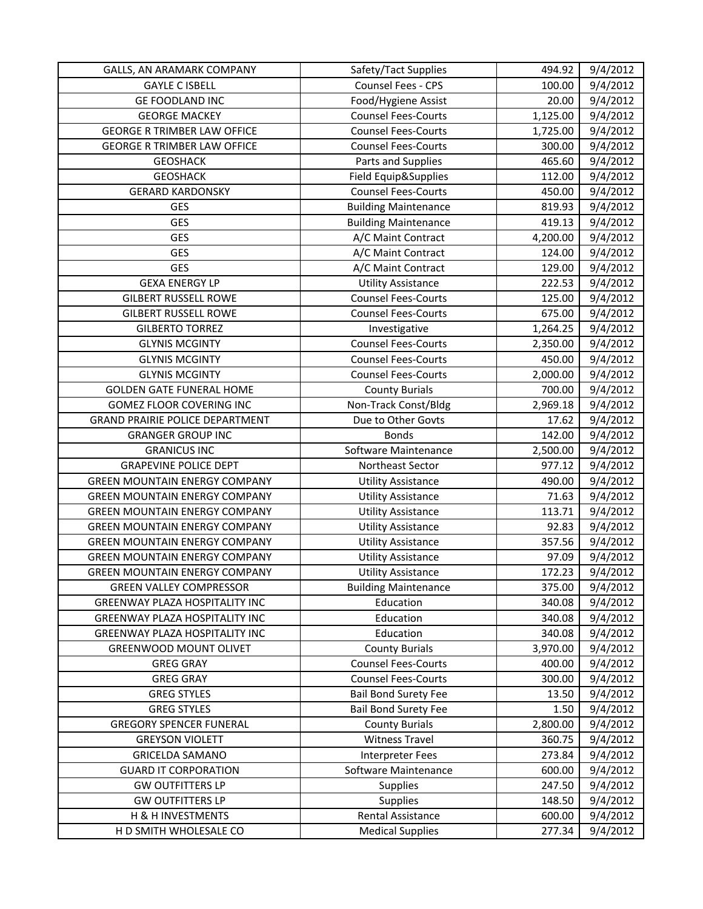| GALLS, AN ARAMARK COMPANY | Safety/Tact Supplies | 494.92 | 9/4/2012 |
|---|---|---|---|
| GAYLE C ISBELL | Counsel Fees - CPS | 100.00 | 9/4/2012 |
| GE FOODLAND INC | Food/Hygiene Assist | 20.00 | 9/4/2012 |
| GEORGE MACKEY | Counsel Fees-Courts | 1,125.00 | 9/4/2012 |
| GEORGE R TRIMBER LAW OFFICE | Counsel Fees-Courts | 1,725.00 | 9/4/2012 |
| GEORGE R TRIMBER LAW OFFICE | Counsel Fees-Courts | 300.00 | 9/4/2012 |
| GEOSHACK | Parts and Supplies | 465.60 | 9/4/2012 |
| GEOSHACK | Field Equip&Supplies | 112.00 | 9/4/2012 |
| GERARD KARDONSKY | Counsel Fees-Courts | 450.00 | 9/4/2012 |
| GES | Building Maintenance | 819.93 | 9/4/2012 |
| GES | Building Maintenance | 419.13 | 9/4/2012 |
| GES | A/C Maint Contract | 4,200.00 | 9/4/2012 |
| GES | A/C Maint Contract | 124.00 | 9/4/2012 |
| GES | A/C Maint Contract | 129.00 | 9/4/2012 |
| GEXA ENERGY LP | Utility Assistance | 222.53 | 9/4/2012 |
| GILBERT RUSSELL ROWE | Counsel Fees-Courts | 125.00 | 9/4/2012 |
| GILBERT RUSSELL ROWE | Counsel Fees-Courts | 675.00 | 9/4/2012 |
| GILBERTO TORREZ | Investigative | 1,264.25 | 9/4/2012 |
| GLYNIS MCGINTY | Counsel Fees-Courts | 2,350.00 | 9/4/2012 |
| GLYNIS MCGINTY | Counsel Fees-Courts | 450.00 | 9/4/2012 |
| GLYNIS MCGINTY | Counsel Fees-Courts | 2,000.00 | 9/4/2012 |
| GOLDEN GATE FUNERAL HOME | County Burials | 700.00 | 9/4/2012 |
| GOMEZ FLOOR COVERING INC | Non-Track Const/Bldg | 2,969.18 | 9/4/2012 |
| GRAND PRAIRIE POLICE DEPARTMENT | Due to Other Govts | 17.62 | 9/4/2012 |
| GRANGER GROUP INC | Bonds | 142.00 | 9/4/2012 |
| GRANICUS INC | Software Maintenance | 2,500.00 | 9/4/2012 |
| GRAPEVINE POLICE DEPT | Northeast Sector | 977.12 | 9/4/2012 |
| GREEN MOUNTAIN ENERGY COMPANY | Utility Assistance | 490.00 | 9/4/2012 |
| GREEN MOUNTAIN ENERGY COMPANY | Utility Assistance | 71.63 | 9/4/2012 |
| GREEN MOUNTAIN ENERGY COMPANY | Utility Assistance | 113.71 | 9/4/2012 |
| GREEN MOUNTAIN ENERGY COMPANY | Utility Assistance | 92.83 | 9/4/2012 |
| GREEN MOUNTAIN ENERGY COMPANY | Utility Assistance | 357.56 | 9/4/2012 |
| GREEN MOUNTAIN ENERGY COMPANY | Utility Assistance | 97.09 | 9/4/2012 |
| GREEN MOUNTAIN ENERGY COMPANY | Utility Assistance | 172.23 | 9/4/2012 |
| GREEN VALLEY COMPRESSOR | Building Maintenance | 375.00 | 9/4/2012 |
| GREENWAY PLAZA HOSPITALITY INC | Education | 340.08 | 9/4/2012 |
| GREENWAY PLAZA HOSPITALITY INC | Education | 340.08 | 9/4/2012 |
| GREENWAY PLAZA HOSPITALITY INC | Education | 340.08 | 9/4/2012 |
| GREENWOOD MOUNT OLIVET | County Burials | 3,970.00 | 9/4/2012 |
| GREG GRAY | Counsel Fees-Courts | 400.00 | 9/4/2012 |
| GREG GRAY | Counsel Fees-Courts | 300.00 | 9/4/2012 |
| GREG STYLES | Bail Bond Surety Fee | 13.50 | 9/4/2012 |
| GREG STYLES | Bail Bond Surety Fee | 1.50 | 9/4/2012 |
| GREGORY SPENCER FUNERAL | County Burials | 2,800.00 | 9/4/2012 |
| GREYSON VIOLETT | Witness Travel | 360.75 | 9/4/2012 |
| GRICELDA SAMANO | Interpreter Fees | 273.84 | 9/4/2012 |
| GUARD IT CORPORATION | Software Maintenance | 600.00 | 9/4/2012 |
| GW OUTFITTERS LP | Supplies | 247.50 | 9/4/2012 |
| GW OUTFITTERS LP | Supplies | 148.50 | 9/4/2012 |
| H & H INVESTMENTS | Rental Assistance | 600.00 | 9/4/2012 |
| H D SMITH WHOLESALE CO | Medical Supplies | 277.34 | 9/4/2012 |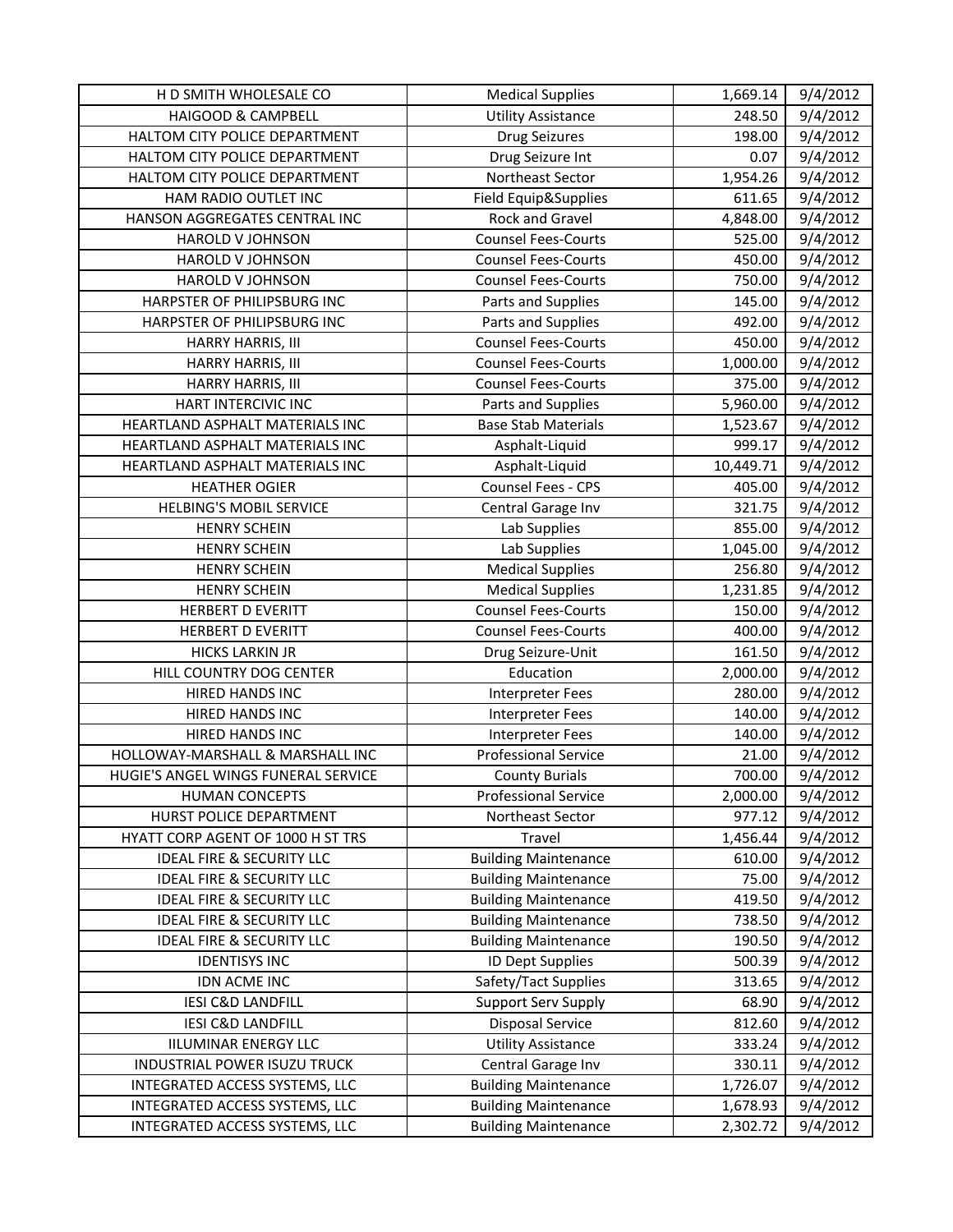| | | | |
|---|---|---|---|
| H D SMITH WHOLESALE CO | Medical Supplies | 1,669.14 | 9/4/2012 |
| HAIGOOD & CAMPBELL | Utility Assistance | 248.50 | 9/4/2012 |
| HALTOM CITY POLICE DEPARTMENT | Drug Seizures | 198.00 | 9/4/2012 |
| HALTOM CITY POLICE DEPARTMENT | Drug Seizure Int | 0.07 | 9/4/2012 |
| HALTOM CITY POLICE DEPARTMENT | Northeast Sector | 1,954.26 | 9/4/2012 |
| HAM RADIO OUTLET INC | Field Equip&Supplies | 611.65 | 9/4/2012 |
| HANSON AGGREGATES CENTRAL INC | Rock and Gravel | 4,848.00 | 9/4/2012 |
| HAROLD V JOHNSON | Counsel Fees-Courts | 525.00 | 9/4/2012 |
| HAROLD V JOHNSON | Counsel Fees-Courts | 450.00 | 9/4/2012 |
| HAROLD V JOHNSON | Counsel Fees-Courts | 750.00 | 9/4/2012 |
| HARPSTER OF PHILIPSBURG INC | Parts and Supplies | 145.00 | 9/4/2012 |
| HARPSTER OF PHILIPSBURG INC | Parts and Supplies | 492.00 | 9/4/2012 |
| HARRY HARRIS, III | Counsel Fees-Courts | 450.00 | 9/4/2012 |
| HARRY HARRIS, III | Counsel Fees-Courts | 1,000.00 | 9/4/2012 |
| HARRY HARRIS, III | Counsel Fees-Courts | 375.00 | 9/4/2012 |
| HART INTERCIVIC INC | Parts and Supplies | 5,960.00 | 9/4/2012 |
| HEARTLAND ASPHALT MATERIALS INC | Base Stab Materials | 1,523.67 | 9/4/2012 |
| HEARTLAND ASPHALT MATERIALS INC | Asphalt-Liquid | 999.17 | 9/4/2012 |
| HEARTLAND ASPHALT MATERIALS INC | Asphalt-Liquid | 10,449.71 | 9/4/2012 |
| HEATHER OGIER | Counsel Fees - CPS | 405.00 | 9/4/2012 |
| HELBING'S MOBIL SERVICE | Central Garage Inv | 321.75 | 9/4/2012 |
| HENRY SCHEIN | Lab Supplies | 855.00 | 9/4/2012 |
| HENRY SCHEIN | Lab Supplies | 1,045.00 | 9/4/2012 |
| HENRY SCHEIN | Medical Supplies | 256.80 | 9/4/2012 |
| HENRY SCHEIN | Medical Supplies | 1,231.85 | 9/4/2012 |
| HERBERT D EVERITT | Counsel Fees-Courts | 150.00 | 9/4/2012 |
| HERBERT D EVERITT | Counsel Fees-Courts | 400.00 | 9/4/2012 |
| HICKS LARKIN JR | Drug Seizure-Unit | 161.50 | 9/4/2012 |
| HILL COUNTRY DOG CENTER | Education | 2,000.00 | 9/4/2012 |
| HIRED HANDS INC | Interpreter Fees | 280.00 | 9/4/2012 |
| HIRED HANDS INC | Interpreter Fees | 140.00 | 9/4/2012 |
| HIRED HANDS INC | Interpreter Fees | 140.00 | 9/4/2012 |
| HOLLOWAY-MARSHALL & MARSHALL INC | Professional Service | 21.00 | 9/4/2012 |
| HUGIE'S ANGEL WINGS FUNERAL SERVICE | County Burials | 700.00 | 9/4/2012 |
| HUMAN CONCEPTS | Professional Service | 2,000.00 | 9/4/2012 |
| HURST POLICE DEPARTMENT | Northeast Sector | 977.12 | 9/4/2012 |
| HYATT CORP AGENT OF 1000 H ST TRS | Travel | 1,456.44 | 9/4/2012 |
| IDEAL FIRE & SECURITY LLC | Building Maintenance | 610.00 | 9/4/2012 |
| IDEAL FIRE & SECURITY LLC | Building Maintenance | 75.00 | 9/4/2012 |
| IDEAL FIRE & SECURITY LLC | Building Maintenance | 419.50 | 9/4/2012 |
| IDEAL FIRE & SECURITY LLC | Building Maintenance | 738.50 | 9/4/2012 |
| IDEAL FIRE & SECURITY LLC | Building Maintenance | 190.50 | 9/4/2012 |
| IDENTISYS INC | ID Dept Supplies | 500.39 | 9/4/2012 |
| IDN ACME INC | Safety/Tact Supplies | 313.65 | 9/4/2012 |
| IESI C&D LANDFILL | Support Serv Supply | 68.90 | 9/4/2012 |
| IESI C&D LANDFILL | Disposal Service | 812.60 | 9/4/2012 |
| IILUMINAR ENERGY LLC | Utility Assistance | 333.24 | 9/4/2012 |
| INDUSTRIAL POWER ISUZU TRUCK | Central Garage Inv | 330.11 | 9/4/2012 |
| INTEGRATED ACCESS SYSTEMS, LLC | Building Maintenance | 1,726.07 | 9/4/2012 |
| INTEGRATED ACCESS SYSTEMS, LLC | Building Maintenance | 1,678.93 | 9/4/2012 |
| INTEGRATED ACCESS SYSTEMS, LLC | Building Maintenance | 2,302.72 | 9/4/2012 |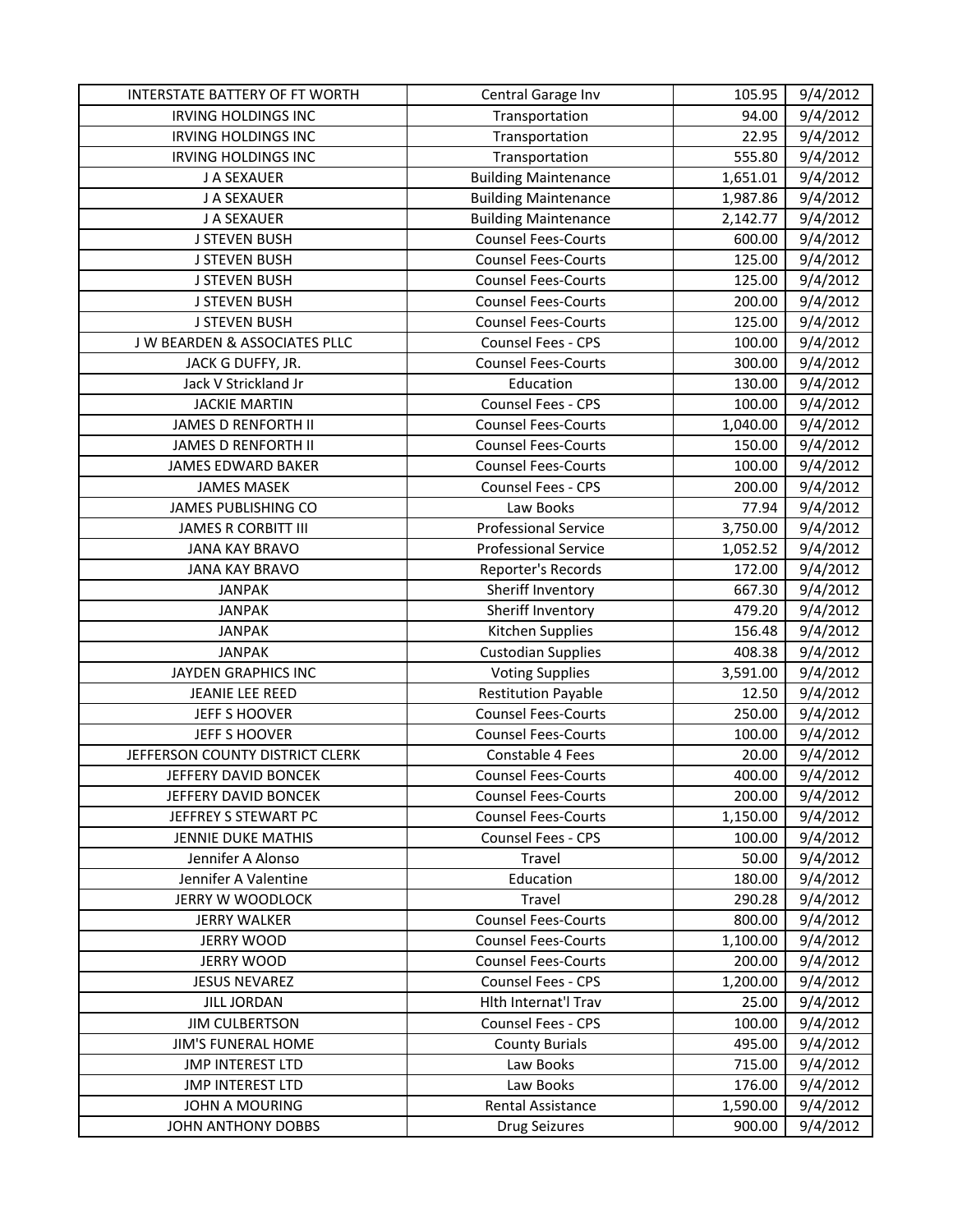| | | | |
|---|---|---|---|
| INTERSTATE BATTERY OF FT WORTH | Central Garage Inv | 105.95 | 9/4/2012 |
| IRVING HOLDINGS INC | Transportation | 94.00 | 9/4/2012 |
| IRVING HOLDINGS INC | Transportation | 22.95 | 9/4/2012 |
| IRVING HOLDINGS INC | Transportation | 555.80 | 9/4/2012 |
| J A SEXAUER | Building Maintenance | 1,651.01 | 9/4/2012 |
| J A SEXAUER | Building Maintenance | 1,987.86 | 9/4/2012 |
| J A SEXAUER | Building Maintenance | 2,142.77 | 9/4/2012 |
| J STEVEN BUSH | Counsel Fees-Courts | 600.00 | 9/4/2012 |
| J STEVEN BUSH | Counsel Fees-Courts | 125.00 | 9/4/2012 |
| J STEVEN BUSH | Counsel Fees-Courts | 125.00 | 9/4/2012 |
| J STEVEN BUSH | Counsel Fees-Courts | 200.00 | 9/4/2012 |
| J STEVEN BUSH | Counsel Fees-Courts | 125.00 | 9/4/2012 |
| J W BEARDEN & ASSOCIATES PLLC | Counsel Fees - CPS | 100.00 | 9/4/2012 |
| JACK G DUFFY, JR. | Counsel Fees-Courts | 300.00 | 9/4/2012 |
| Jack V Strickland Jr | Education | 130.00 | 9/4/2012 |
| JACKIE MARTIN | Counsel Fees - CPS | 100.00 | 9/4/2012 |
| JAMES D RENFORTH II | Counsel Fees-Courts | 1,040.00 | 9/4/2012 |
| JAMES D RENFORTH II | Counsel Fees-Courts | 150.00 | 9/4/2012 |
| JAMES EDWARD BAKER | Counsel Fees-Courts | 100.00 | 9/4/2012 |
| JAMES MASEK | Counsel Fees - CPS | 200.00 | 9/4/2012 |
| JAMES PUBLISHING CO | Law Books | 77.94 | 9/4/2012 |
| JAMES R CORBITT III | Professional Service | 3,750.00 | 9/4/2012 |
| JANA KAY BRAVO | Professional Service | 1,052.52 | 9/4/2012 |
| JANA KAY BRAVO | Reporter's Records | 172.00 | 9/4/2012 |
| JANPAK | Sheriff Inventory | 667.30 | 9/4/2012 |
| JANPAK | Sheriff Inventory | 479.20 | 9/4/2012 |
| JANPAK | Kitchen Supplies | 156.48 | 9/4/2012 |
| JANPAK | Custodian Supplies | 408.38 | 9/4/2012 |
| JAYDEN GRAPHICS INC | Voting Supplies | 3,591.00 | 9/4/2012 |
| JEANIE LEE REED | Restitution Payable | 12.50 | 9/4/2012 |
| JEFF S HOOVER | Counsel Fees-Courts | 250.00 | 9/4/2012 |
| JEFF S HOOVER | Counsel Fees-Courts | 100.00 | 9/4/2012 |
| JEFFERSON COUNTY DISTRICT CLERK | Constable 4 Fees | 20.00 | 9/4/2012 |
| JEFFERY DAVID BONCEK | Counsel Fees-Courts | 400.00 | 9/4/2012 |
| JEFFERY DAVID BONCEK | Counsel Fees-Courts | 200.00 | 9/4/2012 |
| JEFFREY S STEWART PC | Counsel Fees-Courts | 1,150.00 | 9/4/2012 |
| JENNIE DUKE MATHIS | Counsel Fees - CPS | 100.00 | 9/4/2012 |
| Jennifer A Alonso | Travel | 50.00 | 9/4/2012 |
| Jennifer A Valentine | Education | 180.00 | 9/4/2012 |
| JERRY W WOODLOCK | Travel | 290.28 | 9/4/2012 |
| JERRY WALKER | Counsel Fees-Courts | 800.00 | 9/4/2012 |
| JERRY WOOD | Counsel Fees-Courts | 1,100.00 | 9/4/2012 |
| JERRY WOOD | Counsel Fees-Courts | 200.00 | 9/4/2012 |
| JESUS NEVAREZ | Counsel Fees - CPS | 1,200.00 | 9/4/2012 |
| JILL JORDAN | Hlth Internat'l Trav | 25.00 | 9/4/2012 |
| JIM CULBERTSON | Counsel Fees - CPS | 100.00 | 9/4/2012 |
| JIM'S FUNERAL HOME | County Burials | 495.00 | 9/4/2012 |
| JMP INTEREST LTD | Law Books | 715.00 | 9/4/2012 |
| JMP INTEREST LTD | Law Books | 176.00 | 9/4/2012 |
| JOHN A MOURING | Rental Assistance | 1,590.00 | 9/4/2012 |
| JOHN ANTHONY DOBBS | Drug Seizures | 900.00 | 9/4/2012 |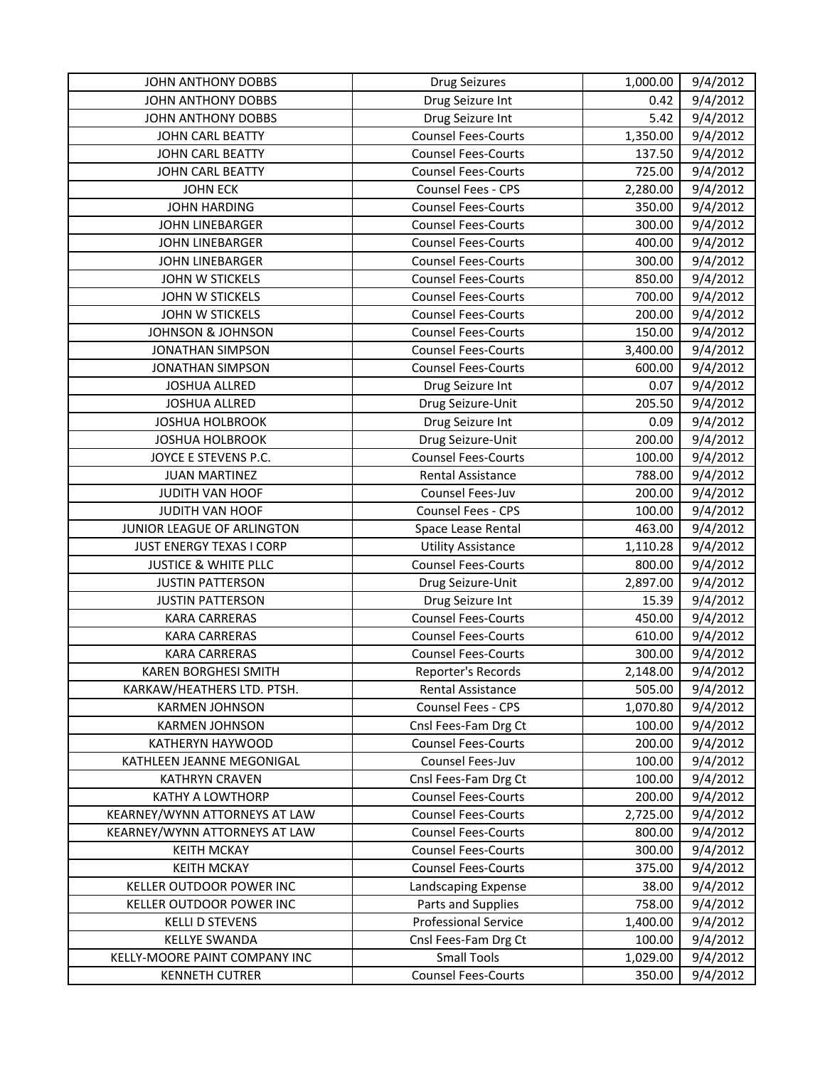| JOHN ANTHONY DOBBS | Drug Seizures | 1,000.00 | 9/4/2012 |
|---|---|---|---|
| JOHN ANTHONY DOBBS | Drug Seizure Int | 0.42 | 9/4/2012 |
| JOHN ANTHONY DOBBS | Drug Seizure Int | 5.42 | 9/4/2012 |
| JOHN CARL BEATTY | Counsel Fees-Courts | 1,350.00 | 9/4/2012 |
| JOHN CARL BEATTY | Counsel Fees-Courts | 137.50 | 9/4/2012 |
| JOHN CARL BEATTY | Counsel Fees-Courts | 725.00 | 9/4/2012 |
| JOHN ECK | Counsel Fees - CPS | 2,280.00 | 9/4/2012 |
| JOHN HARDING | Counsel Fees-Courts | 350.00 | 9/4/2012 |
| JOHN LINEBARGER | Counsel Fees-Courts | 300.00 | 9/4/2012 |
| JOHN LINEBARGER | Counsel Fees-Courts | 400.00 | 9/4/2012 |
| JOHN LINEBARGER | Counsel Fees-Courts | 300.00 | 9/4/2012 |
| JOHN W STICKELS | Counsel Fees-Courts | 850.00 | 9/4/2012 |
| JOHN W STICKELS | Counsel Fees-Courts | 700.00 | 9/4/2012 |
| JOHN W STICKELS | Counsel Fees-Courts | 200.00 | 9/4/2012 |
| JOHNSON & JOHNSON | Counsel Fees-Courts | 150.00 | 9/4/2012 |
| JONATHAN SIMPSON | Counsel Fees-Courts | 3,400.00 | 9/4/2012 |
| JONATHAN SIMPSON | Counsel Fees-Courts | 600.00 | 9/4/2012 |
| JOSHUA ALLRED | Drug Seizure Int | 0.07 | 9/4/2012 |
| JOSHUA ALLRED | Drug Seizure-Unit | 205.50 | 9/4/2012 |
| JOSHUA HOLBROOK | Drug Seizure Int | 0.09 | 9/4/2012 |
| JOSHUA HOLBROOK | Drug Seizure-Unit | 200.00 | 9/4/2012 |
| JOYCE E STEVENS P.C. | Counsel Fees-Courts | 100.00 | 9/4/2012 |
| JUAN MARTINEZ | Rental Assistance | 788.00 | 9/4/2012 |
| JUDITH VAN HOOF | Counsel Fees-Juv | 200.00 | 9/4/2012 |
| JUDITH VAN HOOF | Counsel Fees - CPS | 100.00 | 9/4/2012 |
| JUNIOR LEAGUE OF ARLINGTON | Space Lease Rental | 463.00 | 9/4/2012 |
| JUST ENERGY TEXAS I CORP | Utility Assistance | 1,110.28 | 9/4/2012 |
| JUSTICE & WHITE PLLC | Counsel Fees-Courts | 800.00 | 9/4/2012 |
| JUSTIN PATTERSON | Drug Seizure-Unit | 2,897.00 | 9/4/2012 |
| JUSTIN PATTERSON | Drug Seizure Int | 15.39 | 9/4/2012 |
| KARA CARRERAS | Counsel Fees-Courts | 450.00 | 9/4/2012 |
| KARA CARRERAS | Counsel Fees-Courts | 610.00 | 9/4/2012 |
| KARA CARRERAS | Counsel Fees-Courts | 300.00 | 9/4/2012 |
| KAREN BORGHESI SMITH | Reporter's Records | 2,148.00 | 9/4/2012 |
| KARKAW/HEATHERS LTD. PTSH. | Rental Assistance | 505.00 | 9/4/2012 |
| KARMEN JOHNSON | Counsel Fees - CPS | 1,070.80 | 9/4/2012 |
| KARMEN JOHNSON | Cnsl Fees-Fam Drg Ct | 100.00 | 9/4/2012 |
| KATHERYN HAYWOOD | Counsel Fees-Courts | 200.00 | 9/4/2012 |
| KATHLEEN JEANNE MEGONIGAL | Counsel Fees-Juv | 100.00 | 9/4/2012 |
| KATHRYN CRAVEN | Cnsl Fees-Fam Drg Ct | 100.00 | 9/4/2012 |
| KATHY A LOWTHORP | Counsel Fees-Courts | 200.00 | 9/4/2012 |
| KEARNEY/WYNN ATTORNEYS AT LAW | Counsel Fees-Courts | 2,725.00 | 9/4/2012 |
| KEARNEY/WYNN ATTORNEYS AT LAW | Counsel Fees-Courts | 800.00 | 9/4/2012 |
| KEITH MCKAY | Counsel Fees-Courts | 300.00 | 9/4/2012 |
| KEITH MCKAY | Counsel Fees-Courts | 375.00 | 9/4/2012 |
| KELLER OUTDOOR POWER INC | Landscaping Expense | 38.00 | 9/4/2012 |
| KELLER OUTDOOR POWER INC | Parts and Supplies | 758.00 | 9/4/2012 |
| KELLI D STEVENS | Professional Service | 1,400.00 | 9/4/2012 |
| KELLYE SWANDA | Cnsl Fees-Fam Drg Ct | 100.00 | 9/4/2012 |
| KELLY-MOORE PAINT COMPANY INC | Small Tools | 1,029.00 | 9/4/2012 |
| KENNETH CUTRER | Counsel Fees-Courts | 350.00 | 9/4/2012 |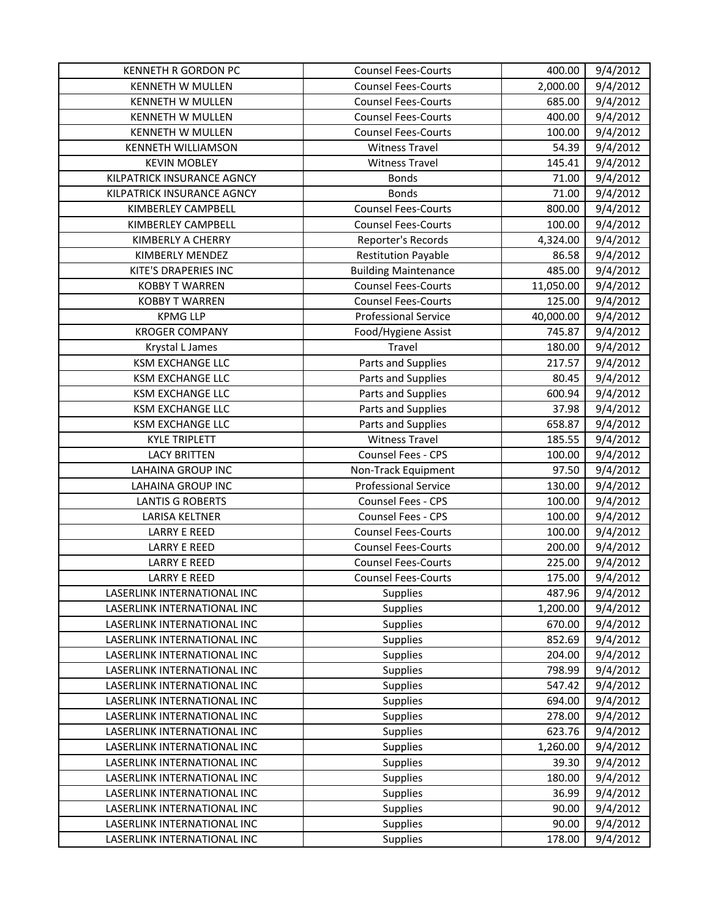| KENNETH R GORDON PC | Counsel Fees-Courts | 400.00 | 9/4/2012 |
|---|---|---|---|
| KENNETH W MULLEN | Counsel Fees-Courts | 2,000.00 | 9/4/2012 |
| KENNETH W MULLEN | Counsel Fees-Courts | 685.00 | 9/4/2012 |
| KENNETH W MULLEN | Counsel Fees-Courts | 400.00 | 9/4/2012 |
| KENNETH W MULLEN | Counsel Fees-Courts | 100.00 | 9/4/2012 |
| KENNETH WILLIAMSON | Witness Travel | 54.39 | 9/4/2012 |
| KEVIN MOBLEY | Witness Travel | 145.41 | 9/4/2012 |
| KILPATRICK INSURANCE AGNCY | Bonds | 71.00 | 9/4/2012 |
| KILPATRICK INSURANCE AGNCY | Bonds | 71.00 | 9/4/2012 |
| KIMBERLEY CAMPBELL | Counsel Fees-Courts | 800.00 | 9/4/2012 |
| KIMBERLEY CAMPBELL | Counsel Fees-Courts | 100.00 | 9/4/2012 |
| KIMBERLY A CHERRY | Reporter's Records | 4,324.00 | 9/4/2012 |
| KIMBERLY MENDEZ | Restitution Payable | 86.58 | 9/4/2012 |
| KITE'S DRAPERIES INC | Building Maintenance | 485.00 | 9/4/2012 |
| KOBBY T WARREN | Counsel Fees-Courts | 11,050.00 | 9/4/2012 |
| KOBBY T WARREN | Counsel Fees-Courts | 125.00 | 9/4/2012 |
| KPMG LLP | Professional Service | 40,000.00 | 9/4/2012 |
| KROGER COMPANY | Food/Hygiene Assist | 745.87 | 9/4/2012 |
| Krystal L James | Travel | 180.00 | 9/4/2012 |
| KSM EXCHANGE LLC | Parts and Supplies | 217.57 | 9/4/2012 |
| KSM EXCHANGE LLC | Parts and Supplies | 80.45 | 9/4/2012 |
| KSM EXCHANGE LLC | Parts and Supplies | 600.94 | 9/4/2012 |
| KSM EXCHANGE LLC | Parts and Supplies | 37.98 | 9/4/2012 |
| KSM EXCHANGE LLC | Parts and Supplies | 658.87 | 9/4/2012 |
| KYLE TRIPLETT | Witness Travel | 185.55 | 9/4/2012 |
| LACY BRITTEN | Counsel Fees - CPS | 100.00 | 9/4/2012 |
| LAHAINA GROUP INC | Non-Track Equipment | 97.50 | 9/4/2012 |
| LAHAINA GROUP INC | Professional Service | 130.00 | 9/4/2012 |
| LANTIS G ROBERTS | Counsel Fees - CPS | 100.00 | 9/4/2012 |
| LARISA KELTNER | Counsel Fees - CPS | 100.00 | 9/4/2012 |
| LARRY E REED | Counsel Fees-Courts | 100.00 | 9/4/2012 |
| LARRY E REED | Counsel Fees-Courts | 200.00 | 9/4/2012 |
| LARRY E REED | Counsel Fees-Courts | 225.00 | 9/4/2012 |
| LARRY E REED | Counsel Fees-Courts | 175.00 | 9/4/2012 |
| LASERLINK INTERNATIONAL INC | Supplies | 487.96 | 9/4/2012 |
| LASERLINK INTERNATIONAL INC | Supplies | 1,200.00 | 9/4/2012 |
| LASERLINK INTERNATIONAL INC | Supplies | 670.00 | 9/4/2012 |
| LASERLINK INTERNATIONAL INC | Supplies | 852.69 | 9/4/2012 |
| LASERLINK INTERNATIONAL INC | Supplies | 204.00 | 9/4/2012 |
| LASERLINK INTERNATIONAL INC | Supplies | 798.99 | 9/4/2012 |
| LASERLINK INTERNATIONAL INC | Supplies | 547.42 | 9/4/2012 |
| LASERLINK INTERNATIONAL INC | Supplies | 694.00 | 9/4/2012 |
| LASERLINK INTERNATIONAL INC | Supplies | 278.00 | 9/4/2012 |
| LASERLINK INTERNATIONAL INC | Supplies | 623.76 | 9/4/2012 |
| LASERLINK INTERNATIONAL INC | Supplies | 1,260.00 | 9/4/2012 |
| LASERLINK INTERNATIONAL INC | Supplies | 39.30 | 9/4/2012 |
| LASERLINK INTERNATIONAL INC | Supplies | 180.00 | 9/4/2012 |
| LASERLINK INTERNATIONAL INC | Supplies | 36.99 | 9/4/2012 |
| LASERLINK INTERNATIONAL INC | Supplies | 90.00 | 9/4/2012 |
| LASERLINK INTERNATIONAL INC | Supplies | 90.00 | 9/4/2012 |
| LASERLINK INTERNATIONAL INC | Supplies | 178.00 | 9/4/2012 |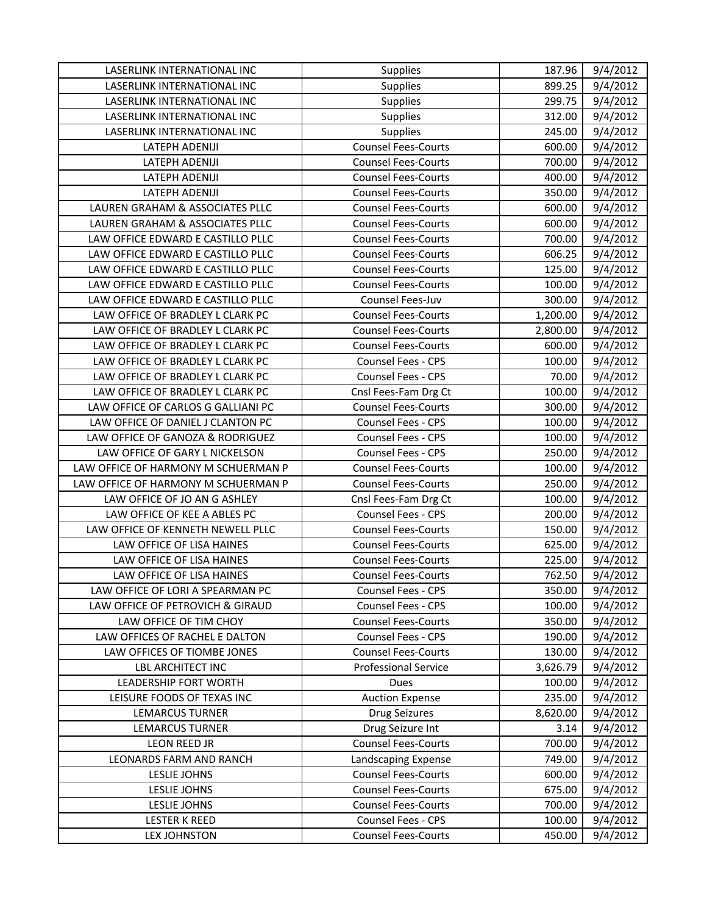| LASERLINK INTERNATIONAL INC | Supplies | 187.96 | 9/4/2012 |
|---|---|---|---|
| LASERLINK INTERNATIONAL INC | Supplies | 899.25 | 9/4/2012 |
| LASERLINK INTERNATIONAL INC | Supplies | 299.75 | 9/4/2012 |
| LASERLINK INTERNATIONAL INC | Supplies | 312.00 | 9/4/2012 |
| LASERLINK INTERNATIONAL INC | Supplies | 245.00 | 9/4/2012 |
| LATEPH ADENIJI | Counsel Fees-Courts | 600.00 | 9/4/2012 |
| LATEPH ADENIJI | Counsel Fees-Courts | 700.00 | 9/4/2012 |
| LATEPH ADENIJI | Counsel Fees-Courts | 400.00 | 9/4/2012 |
| LATEPH ADENIJI | Counsel Fees-Courts | 350.00 | 9/4/2012 |
| LAUREN GRAHAM & ASSOCIATES PLLC | Counsel Fees-Courts | 600.00 | 9/4/2012 |
| LAUREN GRAHAM & ASSOCIATES PLLC | Counsel Fees-Courts | 600.00 | 9/4/2012 |
| LAW OFFICE EDWARD E CASTILLO PLLC | Counsel Fees-Courts | 700.00 | 9/4/2012 |
| LAW OFFICE EDWARD E CASTILLO PLLC | Counsel Fees-Courts | 606.25 | 9/4/2012 |
| LAW OFFICE EDWARD E CASTILLO PLLC | Counsel Fees-Courts | 125.00 | 9/4/2012 |
| LAW OFFICE EDWARD E CASTILLO PLLC | Counsel Fees-Courts | 100.00 | 9/4/2012 |
| LAW OFFICE EDWARD E CASTILLO PLLC | Counsel Fees-Juv | 300.00 | 9/4/2012 |
| LAW OFFICE OF BRADLEY L CLARK PC | Counsel Fees-Courts | 1,200.00 | 9/4/2012 |
| LAW OFFICE OF BRADLEY L CLARK PC | Counsel Fees-Courts | 2,800.00 | 9/4/2012 |
| LAW OFFICE OF BRADLEY L CLARK PC | Counsel Fees-Courts | 600.00 | 9/4/2012 |
| LAW OFFICE OF BRADLEY L CLARK PC | Counsel Fees - CPS | 100.00 | 9/4/2012 |
| LAW OFFICE OF BRADLEY L CLARK PC | Counsel Fees - CPS | 70.00 | 9/4/2012 |
| LAW OFFICE OF BRADLEY L CLARK PC | Cnsl Fees-Fam Drg Ct | 100.00 | 9/4/2012 |
| LAW OFFICE OF CARLOS G GALLIANI PC | Counsel Fees-Courts | 300.00 | 9/4/2012 |
| LAW OFFICE OF DANIEL J CLANTON PC | Counsel Fees - CPS | 100.00 | 9/4/2012 |
| LAW OFFICE OF GANOZA & RODRIGUEZ | Counsel Fees - CPS | 100.00 | 9/4/2012 |
| LAW OFFICE OF GARY L NICKELSON | Counsel Fees - CPS | 250.00 | 9/4/2012 |
| LAW OFFICE OF HARMONY M SCHUERMAN P | Counsel Fees-Courts | 100.00 | 9/4/2012 |
| LAW OFFICE OF HARMONY M SCHUERMAN P | Counsel Fees-Courts | 250.00 | 9/4/2012 |
| LAW OFFICE OF JO AN G ASHLEY | Cnsl Fees-Fam Drg Ct | 100.00 | 9/4/2012 |
| LAW OFFICE OF KEE A ABLES PC | Counsel Fees - CPS | 200.00 | 9/4/2012 |
| LAW OFFICE OF KENNETH NEWELL PLLC | Counsel Fees-Courts | 150.00 | 9/4/2012 |
| LAW OFFICE OF LISA HAINES | Counsel Fees-Courts | 625.00 | 9/4/2012 |
| LAW OFFICE OF LISA HAINES | Counsel Fees-Courts | 225.00 | 9/4/2012 |
| LAW OFFICE OF LISA HAINES | Counsel Fees-Courts | 762.50 | 9/4/2012 |
| LAW OFFICE OF LORI A SPEARMAN PC | Counsel Fees - CPS | 350.00 | 9/4/2012 |
| LAW OFFICE OF PETROVICH & GIRAUD | Counsel Fees - CPS | 100.00 | 9/4/2012 |
| LAW OFFICE OF TIM CHOY | Counsel Fees-Courts | 350.00 | 9/4/2012 |
| LAW OFFICES OF RACHEL E DALTON | Counsel Fees - CPS | 190.00 | 9/4/2012 |
| LAW OFFICES OF TIOMBE JONES | Counsel Fees-Courts | 130.00 | 9/4/2012 |
| LBL ARCHITECT INC | Professional Service | 3,626.79 | 9/4/2012 |
| LEADERSHIP FORT WORTH | Dues | 100.00 | 9/4/2012 |
| LEISURE FOODS OF TEXAS INC | Auction Expense | 235.00 | 9/4/2012 |
| LEMARCUS TURNER | Drug Seizures | 8,620.00 | 9/4/2012 |
| LEMARCUS TURNER | Drug Seizure Int | 3.14 | 9/4/2012 |
| LEON REED JR | Counsel Fees-Courts | 700.00 | 9/4/2012 |
| LEONARDS FARM AND RANCH | Landscaping Expense | 749.00 | 9/4/2012 |
| LESLIE JOHNS | Counsel Fees-Courts | 600.00 | 9/4/2012 |
| LESLIE JOHNS | Counsel Fees-Courts | 675.00 | 9/4/2012 |
| LESLIE JOHNS | Counsel Fees-Courts | 700.00 | 9/4/2012 |
| LESTER K REED | Counsel Fees - CPS | 100.00 | 9/4/2012 |
| LEX JOHNSTON | Counsel Fees-Courts | 450.00 | 9/4/2012 |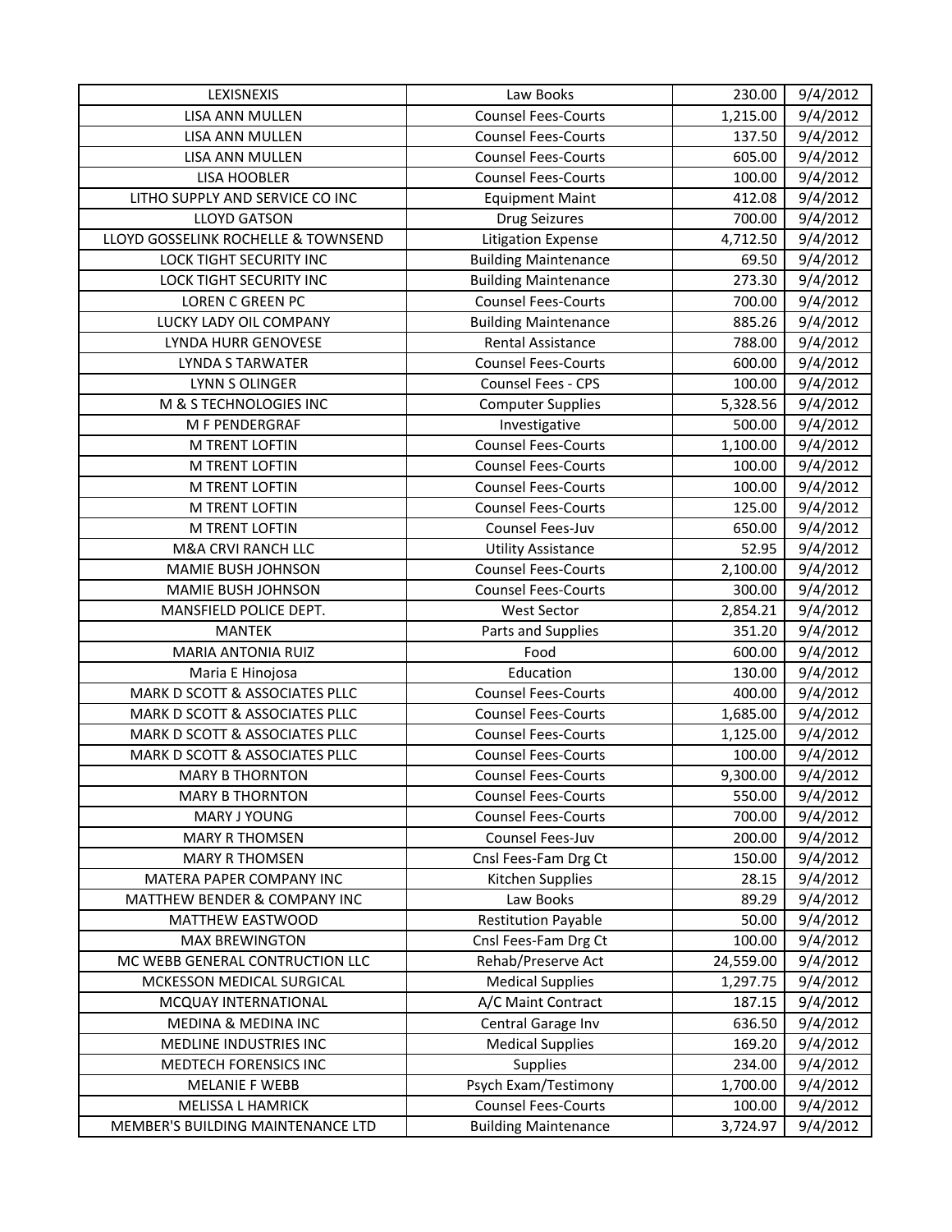| LEXISNEXIS | Law Books | 230.00 | 9/4/2012 |
|---|---|---|---|
| LISA ANN MULLEN | Counsel Fees-Courts | 1,215.00 | 9/4/2012 |
| LISA ANN MULLEN | Counsel Fees-Courts | 137.50 | 9/4/2012 |
| LISA ANN MULLEN | Counsel Fees-Courts | 605.00 | 9/4/2012 |
| LISA HOOBLER | Counsel Fees-Courts | 100.00 | 9/4/2012 |
| LITHO SUPPLY AND SERVICE CO INC | Equipment Maint | 412.08 | 9/4/2012 |
| LLOYD GATSON | Drug Seizures | 700.00 | 9/4/2012 |
| LLOYD GOSSELINK ROCHELLE & TOWNSEND | Litigation Expense | 4,712.50 | 9/4/2012 |
| LOCK TIGHT SECURITY INC | Building Maintenance | 69.50 | 9/4/2012 |
| LOCK TIGHT SECURITY INC | Building Maintenance | 273.30 | 9/4/2012 |
| LOREN C GREEN PC | Counsel Fees-Courts | 700.00 | 9/4/2012 |
| LUCKY LADY OIL COMPANY | Building Maintenance | 885.26 | 9/4/2012 |
| LYNDA HURR GENOVESE | Rental Assistance | 788.00 | 9/4/2012 |
| LYNDA S TARWATER | Counsel Fees-Courts | 600.00 | 9/4/2012 |
| LYNN S OLINGER | Counsel Fees - CPS | 100.00 | 9/4/2012 |
| M & S TECHNOLOGIES INC | Computer Supplies | 5,328.56 | 9/4/2012 |
| M F PENDERGRAF | Investigative | 500.00 | 9/4/2012 |
| M TRENT LOFTIN | Counsel Fees-Courts | 1,100.00 | 9/4/2012 |
| M TRENT LOFTIN | Counsel Fees-Courts | 100.00 | 9/4/2012 |
| M TRENT LOFTIN | Counsel Fees-Courts | 100.00 | 9/4/2012 |
| M TRENT LOFTIN | Counsel Fees-Courts | 125.00 | 9/4/2012 |
| M TRENT LOFTIN | Counsel Fees-Juv | 650.00 | 9/4/2012 |
| M&A CRVI RANCH LLC | Utility Assistance | 52.95 | 9/4/2012 |
| MAMIE BUSH JOHNSON | Counsel Fees-Courts | 2,100.00 | 9/4/2012 |
| MAMIE BUSH JOHNSON | Counsel Fees-Courts | 300.00 | 9/4/2012 |
| MANSFIELD POLICE DEPT. | West Sector | 2,854.21 | 9/4/2012 |
| MANTEK | Parts and Supplies | 351.20 | 9/4/2012 |
| MARIA ANTONIA RUIZ | Food | 600.00 | 9/4/2012 |
| Maria E Hinojosa | Education | 130.00 | 9/4/2012 |
| MARK D SCOTT & ASSOCIATES PLLC | Counsel Fees-Courts | 400.00 | 9/4/2012 |
| MARK D SCOTT & ASSOCIATES PLLC | Counsel Fees-Courts | 1,685.00 | 9/4/2012 |
| MARK D SCOTT & ASSOCIATES PLLC | Counsel Fees-Courts | 1,125.00 | 9/4/2012 |
| MARK D SCOTT & ASSOCIATES PLLC | Counsel Fees-Courts | 100.00 | 9/4/2012 |
| MARY B THORNTON | Counsel Fees-Courts | 9,300.00 | 9/4/2012 |
| MARY B THORNTON | Counsel Fees-Courts | 550.00 | 9/4/2012 |
| MARY J YOUNG | Counsel Fees-Courts | 700.00 | 9/4/2012 |
| MARY R THOMSEN | Counsel Fees-Juv | 200.00 | 9/4/2012 |
| MARY R THOMSEN | Cnsl Fees-Fam Drg Ct | 150.00 | 9/4/2012 |
| MATERA PAPER COMPANY INC | Kitchen Supplies | 28.15 | 9/4/2012 |
| MATTHEW BENDER & COMPANY INC | Law Books | 89.29 | 9/4/2012 |
| MATTHEW EASTWOOD | Restitution Payable | 50.00 | 9/4/2012 |
| MAX BREWINGTON | Cnsl Fees-Fam Drg Ct | 100.00 | 9/4/2012 |
| MC WEBB GENERAL CONTRUCTION LLC | Rehab/Preserve Act | 24,559.00 | 9/4/2012 |
| MCKESSON MEDICAL SURGICAL | Medical Supplies | 1,297.75 | 9/4/2012 |
| MCQUAY INTERNATIONAL | A/C Maint Contract | 187.15 | 9/4/2012 |
| MEDINA & MEDINA INC | Central Garage Inv | 636.50 | 9/4/2012 |
| MEDLINE INDUSTRIES INC | Medical Supplies | 169.20 | 9/4/2012 |
| MEDTECH FORENSICS INC | Supplies | 234.00 | 9/4/2012 |
| MELANIE F WEBB | Psych Exam/Testimony | 1,700.00 | 9/4/2012 |
| MELISSA L HAMRICK | Counsel Fees-Courts | 100.00 | 9/4/2012 |
| MEMBER'S BUILDING MAINTENANCE LTD | Building Maintenance | 3,724.97 | 9/4/2012 |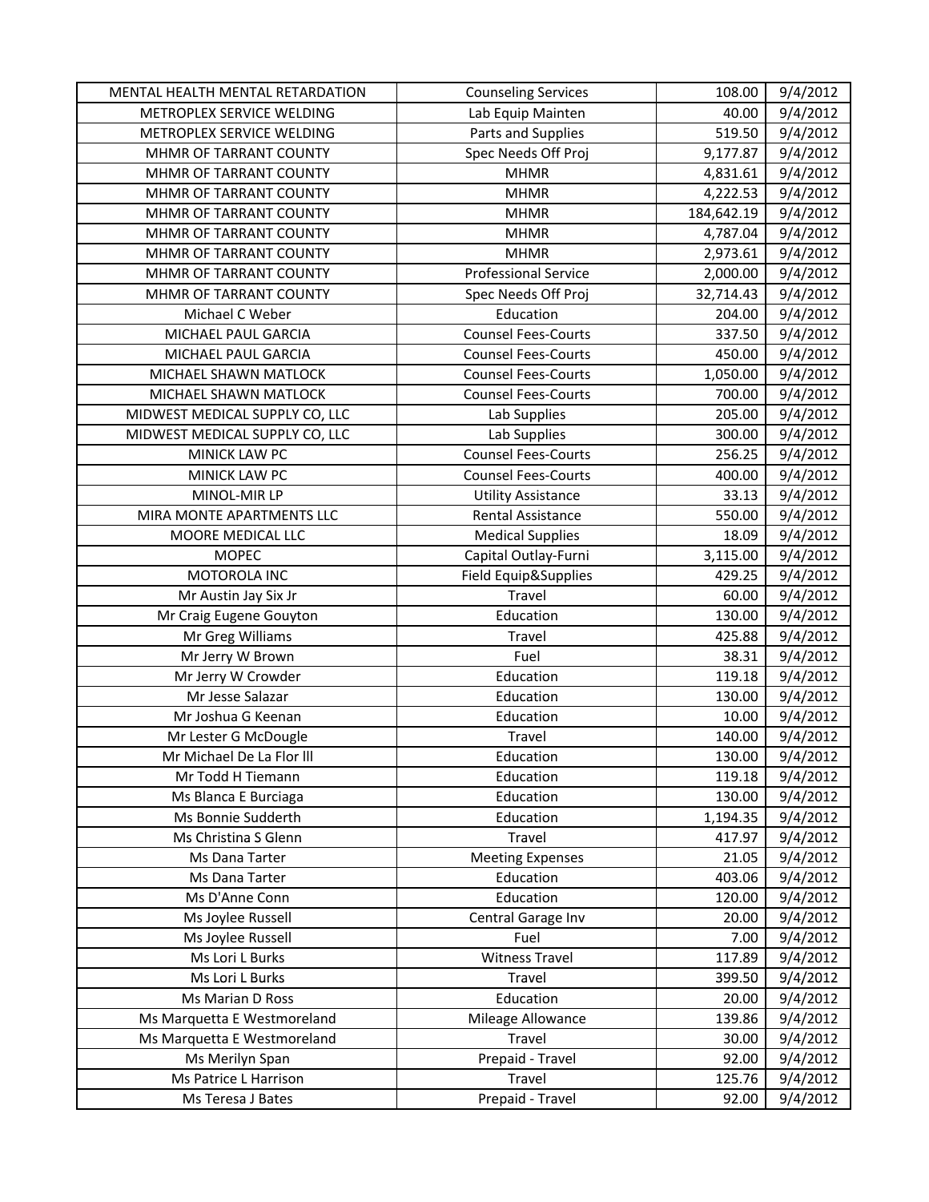| | | | |
|---|---|---|---|
| MENTAL HEALTH MENTAL RETARDATION | Counseling Services | 108.00 | 9/4/2012 |
| METROPLEX SERVICE WELDING | Lab Equip Mainten | 40.00 | 9/4/2012 |
| METROPLEX SERVICE WELDING | Parts and Supplies | 519.50 | 9/4/2012 |
| MHMR OF TARRANT COUNTY | Spec Needs Off Proj | 9,177.87 | 9/4/2012 |
| MHMR OF TARRANT COUNTY | MHMR | 4,831.61 | 9/4/2012 |
| MHMR OF TARRANT COUNTY | MHMR | 4,222.53 | 9/4/2012 |
| MHMR OF TARRANT COUNTY | MHMR | 184,642.19 | 9/4/2012 |
| MHMR OF TARRANT COUNTY | MHMR | 4,787.04 | 9/4/2012 |
| MHMR OF TARRANT COUNTY | MHMR | 2,973.61 | 9/4/2012 |
| MHMR OF TARRANT COUNTY | Professional Service | 2,000.00 | 9/4/2012 |
| MHMR OF TARRANT COUNTY | Spec Needs Off Proj | 32,714.43 | 9/4/2012 |
| Michael C Weber | Education | 204.00 | 9/4/2012 |
| MICHAEL PAUL GARCIA | Counsel Fees-Courts | 337.50 | 9/4/2012 |
| MICHAEL PAUL GARCIA | Counsel Fees-Courts | 450.00 | 9/4/2012 |
| MICHAEL SHAWN MATLOCK | Counsel Fees-Courts | 1,050.00 | 9/4/2012 |
| MICHAEL SHAWN MATLOCK | Counsel Fees-Courts | 700.00 | 9/4/2012 |
| MIDWEST MEDICAL SUPPLY CO, LLC | Lab Supplies | 205.00 | 9/4/2012 |
| MIDWEST MEDICAL SUPPLY CO, LLC | Lab Supplies | 300.00 | 9/4/2012 |
| MINICK LAW PC | Counsel Fees-Courts | 256.25 | 9/4/2012 |
| MINICK LAW PC | Counsel Fees-Courts | 400.00 | 9/4/2012 |
| MINOL-MIR LP | Utility Assistance | 33.13 | 9/4/2012 |
| MIRA MONTE APARTMENTS LLC | Rental Assistance | 550.00 | 9/4/2012 |
| MOORE MEDICAL LLC | Medical Supplies | 18.09 | 9/4/2012 |
| MOPEC | Capital Outlay-Furni | 3,115.00 | 9/4/2012 |
| MOTOROLA INC | Field Equip&Supplies | 429.25 | 9/4/2012 |
| Mr Austin Jay Six Jr | Travel | 60.00 | 9/4/2012 |
| Mr Craig Eugene Gouyton | Education | 130.00 | 9/4/2012 |
| Mr Greg Williams | Travel | 425.88 | 9/4/2012 |
| Mr Jerry W Brown | Fuel | 38.31 | 9/4/2012 |
| Mr Jerry W Crowder | Education | 119.18 | 9/4/2012 |
| Mr Jesse Salazar | Education | 130.00 | 9/4/2012 |
| Mr Joshua G Keenan | Education | 10.00 | 9/4/2012 |
| Mr Lester G McDougle | Travel | 140.00 | 9/4/2012 |
| Mr Michael De La Flor lll | Education | 130.00 | 9/4/2012 |
| Mr Todd H Tiemann | Education | 119.18 | 9/4/2012 |
| Ms Blanca E Burciaga | Education | 130.00 | 9/4/2012 |
| Ms Bonnie Sudderth | Education | 1,194.35 | 9/4/2012 |
| Ms Christina S Glenn | Travel | 417.97 | 9/4/2012 |
| Ms Dana Tarter | Meeting Expenses | 21.05 | 9/4/2012 |
| Ms Dana Tarter | Education | 403.06 | 9/4/2012 |
| Ms D'Anne Conn | Education | 120.00 | 9/4/2012 |
| Ms Joylee Russell | Central Garage Inv | 20.00 | 9/4/2012 |
| Ms Joylee Russell | Fuel | 7.00 | 9/4/2012 |
| Ms Lori L Burks | Witness Travel | 117.89 | 9/4/2012 |
| Ms Lori L Burks | Travel | 399.50 | 9/4/2012 |
| Ms Marian D Ross | Education | 20.00 | 9/4/2012 |
| Ms Marquetta E Westmoreland | Mileage Allowance | 139.86 | 9/4/2012 |
| Ms Marquetta E Westmoreland | Travel | 30.00 | 9/4/2012 |
| Ms Merilyn Span | Prepaid - Travel | 92.00 | 9/4/2012 |
| Ms Patrice L Harrison | Travel | 125.76 | 9/4/2012 |
| Ms Teresa J Bates | Prepaid - Travel | 92.00 | 9/4/2012 |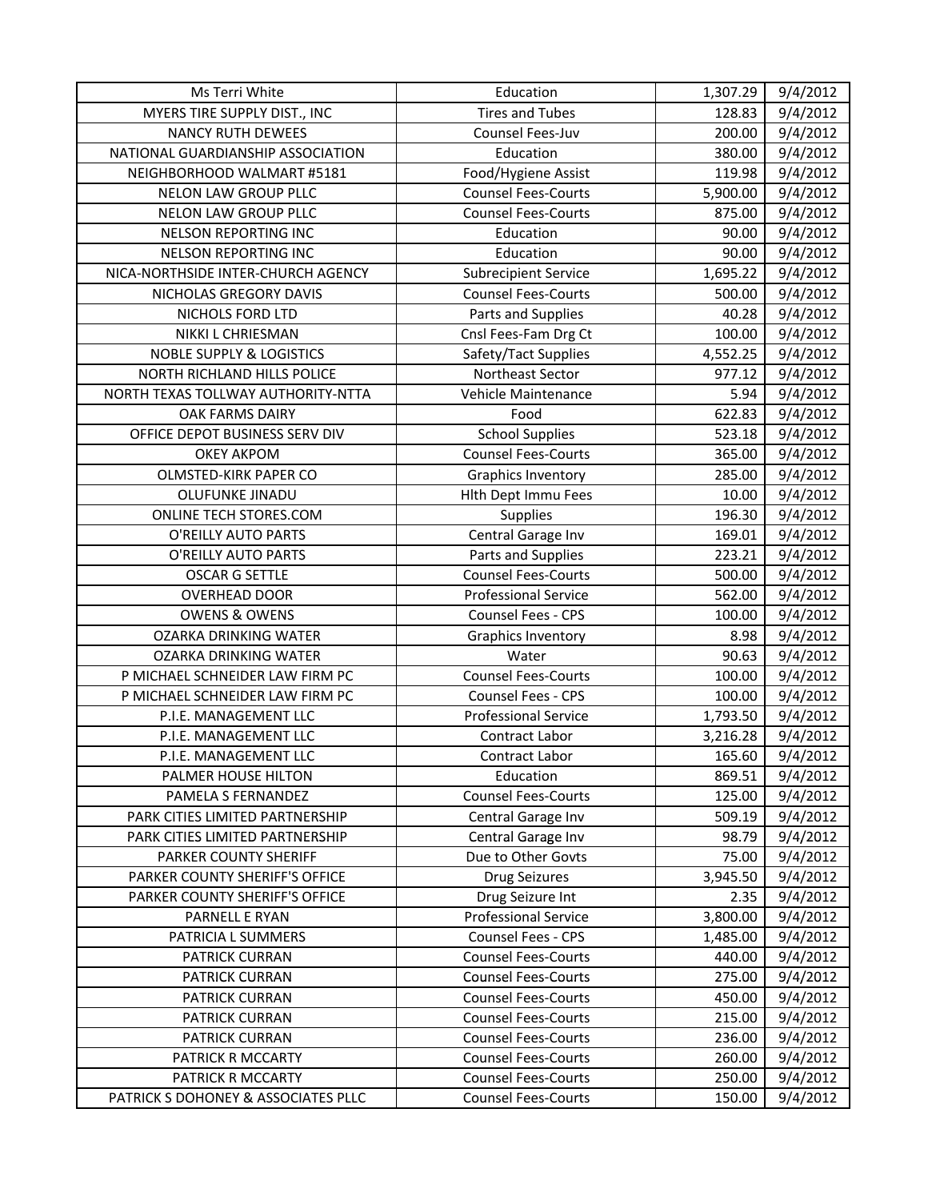| Ms Terri White | Education | 1,307.29 | 9/4/2012 |
|---|---|---|---|
| MYERS TIRE SUPPLY DIST., INC | Tires and Tubes | 128.83 | 9/4/2012 |
| NANCY RUTH DEWEES | Counsel Fees-Juv | 200.00 | 9/4/2012 |
| NATIONAL GUARDIANSHIP ASSOCIATION | Education | 380.00 | 9/4/2012 |
| NEIGHBORHOOD WALMART #5181 | Food/Hygiene Assist | 119.98 | 9/4/2012 |
| NELON LAW GROUP PLLC | Counsel Fees-Courts | 5,900.00 | 9/4/2012 |
| NELON LAW GROUP PLLC | Counsel Fees-Courts | 875.00 | 9/4/2012 |
| NELSON REPORTING INC | Education | 90.00 | 9/4/2012 |
| NELSON REPORTING INC | Education | 90.00 | 9/4/2012 |
| NICA-NORTHSIDE INTER-CHURCH AGENCY | Subrecipient Service | 1,695.22 | 9/4/2012 |
| NICHOLAS GREGORY DAVIS | Counsel Fees-Courts | 500.00 | 9/4/2012 |
| NICHOLS FORD LTD | Parts and Supplies | 40.28 | 9/4/2012 |
| NIKKI L CHRIESMAN | Cnsl Fees-Fam Drg Ct | 100.00 | 9/4/2012 |
| NOBLE SUPPLY & LOGISTICS | Safety/Tact Supplies | 4,552.25 | 9/4/2012 |
| NORTH RICHLAND HILLS POLICE | Northeast Sector | 977.12 | 9/4/2012 |
| NORTH TEXAS TOLLWAY AUTHORITY-NTTA | Vehicle Maintenance | 5.94 | 9/4/2012 |
| OAK FARMS DAIRY | Food | 622.83 | 9/4/2012 |
| OFFICE DEPOT BUSINESS SERV DIV | School Supplies | 523.18 | 9/4/2012 |
| OKEY AKPOM | Counsel Fees-Courts | 365.00 | 9/4/2012 |
| OLMSTED-KIRK PAPER CO | Graphics Inventory | 285.00 | 9/4/2012 |
| OLUFUNKE JINADU | Hlth Dept Immu Fees | 10.00 | 9/4/2012 |
| ONLINE TECH STORES.COM | Supplies | 196.30 | 9/4/2012 |
| O'REILLY AUTO PARTS | Central Garage Inv | 169.01 | 9/4/2012 |
| O'REILLY AUTO PARTS | Parts and Supplies | 223.21 | 9/4/2012 |
| OSCAR G SETTLE | Counsel Fees-Courts | 500.00 | 9/4/2012 |
| OVERHEAD DOOR | Professional Service | 562.00 | 9/4/2012 |
| OWENS & OWENS | Counsel Fees - CPS | 100.00 | 9/4/2012 |
| OZARKA DRINKING WATER | Graphics Inventory | 8.98 | 9/4/2012 |
| OZARKA DRINKING WATER | Water | 90.63 | 9/4/2012 |
| P MICHAEL SCHNEIDER LAW FIRM PC | Counsel Fees-Courts | 100.00 | 9/4/2012 |
| P MICHAEL SCHNEIDER LAW FIRM PC | Counsel Fees - CPS | 100.00 | 9/4/2012 |
| P.I.E. MANAGEMENT LLC | Professional Service | 1,793.50 | 9/4/2012 |
| P.I.E. MANAGEMENT LLC | Contract Labor | 3,216.28 | 9/4/2012 |
| P.I.E. MANAGEMENT LLC | Contract Labor | 165.60 | 9/4/2012 |
| PALMER HOUSE HILTON | Education | 869.51 | 9/4/2012 |
| PAMELA S FERNANDEZ | Counsel Fees-Courts | 125.00 | 9/4/2012 |
| PARK CITIES LIMITED PARTNERSHIP | Central Garage Inv | 509.19 | 9/4/2012 |
| PARK CITIES LIMITED PARTNERSHIP | Central Garage Inv | 98.79 | 9/4/2012 |
| PARKER COUNTY SHERIFF | Due to Other Govts | 75.00 | 9/4/2012 |
| PARKER COUNTY SHERIFF'S OFFICE | Drug Seizures | 3,945.50 | 9/4/2012 |
| PARKER COUNTY SHERIFF'S OFFICE | Drug Seizure Int | 2.35 | 9/4/2012 |
| PARNELL E RYAN | Professional Service | 3,800.00 | 9/4/2012 |
| PATRICIA L SUMMERS | Counsel Fees - CPS | 1,485.00 | 9/4/2012 |
| PATRICK CURRAN | Counsel Fees-Courts | 440.00 | 9/4/2012 |
| PATRICK CURRAN | Counsel Fees-Courts | 275.00 | 9/4/2012 |
| PATRICK CURRAN | Counsel Fees-Courts | 450.00 | 9/4/2012 |
| PATRICK CURRAN | Counsel Fees-Courts | 215.00 | 9/4/2012 |
| PATRICK CURRAN | Counsel Fees-Courts | 236.00 | 9/4/2012 |
| PATRICK R MCCARTY | Counsel Fees-Courts | 260.00 | 9/4/2012 |
| PATRICK R MCCARTY | Counsel Fees-Courts | 250.00 | 9/4/2012 |
| PATRICK S DOHONEY & ASSOCIATES PLLC | Counsel Fees-Courts | 150.00 | 9/4/2012 |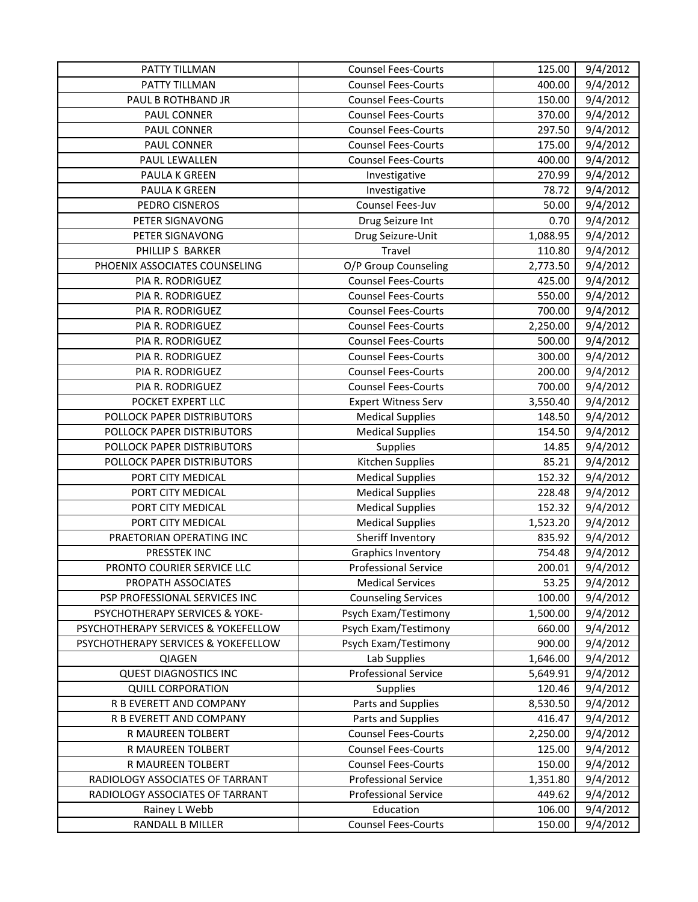| PATTY TILLMAN | Counsel Fees-Courts | 125.00 | 9/4/2012 |
|---|---|---|---|
| PATTY TILLMAN | Counsel Fees-Courts | 400.00 | 9/4/2012 |
| PAUL B ROTHBAND JR | Counsel Fees-Courts | 150.00 | 9/4/2012 |
| PAUL CONNER | Counsel Fees-Courts | 370.00 | 9/4/2012 |
| PAUL CONNER | Counsel Fees-Courts | 297.50 | 9/4/2012 |
| PAUL CONNER | Counsel Fees-Courts | 175.00 | 9/4/2012 |
| PAUL LEWALLEN | Counsel Fees-Courts | 400.00 | 9/4/2012 |
| PAULA K GREEN | Investigative | 270.99 | 9/4/2012 |
| PAULA K GREEN | Investigative | 78.72 | 9/4/2012 |
| PEDRO CISNEROS | Counsel Fees-Juv | 50.00 | 9/4/2012 |
| PETER SIGNAVONG | Drug Seizure Int | 0.70 | 9/4/2012 |
| PETER SIGNAVONG | Drug Seizure-Unit | 1,088.95 | 9/4/2012 |
| PHILLIP S BARKER | Travel | 110.80 | 9/4/2012 |
| PHOENIX ASSOCIATES COUNSELING | O/P Group Counseling | 2,773.50 | 9/4/2012 |
| PIA R. RODRIGUEZ | Counsel Fees-Courts | 425.00 | 9/4/2012 |
| PIA R. RODRIGUEZ | Counsel Fees-Courts | 550.00 | 9/4/2012 |
| PIA R. RODRIGUEZ | Counsel Fees-Courts | 700.00 | 9/4/2012 |
| PIA R. RODRIGUEZ | Counsel Fees-Courts | 2,250.00 | 9/4/2012 |
| PIA R. RODRIGUEZ | Counsel Fees-Courts | 500.00 | 9/4/2012 |
| PIA R. RODRIGUEZ | Counsel Fees-Courts | 300.00 | 9/4/2012 |
| PIA R. RODRIGUEZ | Counsel Fees-Courts | 200.00 | 9/4/2012 |
| PIA R. RODRIGUEZ | Counsel Fees-Courts | 700.00 | 9/4/2012 |
| POCKET EXPERT LLC | Expert Witness Serv | 3,550.40 | 9/4/2012 |
| POLLOCK PAPER DISTRIBUTORS | Medical Supplies | 148.50 | 9/4/2012 |
| POLLOCK PAPER DISTRIBUTORS | Medical Supplies | 154.50 | 9/4/2012 |
| POLLOCK PAPER DISTRIBUTORS | Supplies | 14.85 | 9/4/2012 |
| POLLOCK PAPER DISTRIBUTORS | Kitchen Supplies | 85.21 | 9/4/2012 |
| PORT CITY MEDICAL | Medical Supplies | 152.32 | 9/4/2012 |
| PORT CITY MEDICAL | Medical Supplies | 228.48 | 9/4/2012 |
| PORT CITY MEDICAL | Medical Supplies | 152.32 | 9/4/2012 |
| PORT CITY MEDICAL | Medical Supplies | 1,523.20 | 9/4/2012 |
| PRAETORIAN OPERATING INC | Sheriff Inventory | 835.92 | 9/4/2012 |
| PRESSTEK INC | Graphics Inventory | 754.48 | 9/4/2012 |
| PRONTO COURIER SERVICE LLC | Professional Service | 200.01 | 9/4/2012 |
| PROPATH ASSOCIATES | Medical Services | 53.25 | 9/4/2012 |
| PSP PROFESSIONAL SERVICES INC | Counseling Services | 100.00 | 9/4/2012 |
| PSYCHOTHERAPY SERVICES & YOKE- | Psych Exam/Testimony | 1,500.00 | 9/4/2012 |
| PSYCHOTHERAPY SERVICES & YOKEFELLOW | Psych Exam/Testimony | 660.00 | 9/4/2012 |
| PSYCHOTHERAPY SERVICES & YOKEFELLOW | Psych Exam/Testimony | 900.00 | 9/4/2012 |
| QIAGEN | Lab Supplies | 1,646.00 | 9/4/2012 |
| QUEST DIAGNOSTICS INC | Professional Service | 5,649.91 | 9/4/2012 |
| QUILL CORPORATION | Supplies | 120.46 | 9/4/2012 |
| R B EVERETT AND COMPANY | Parts and Supplies | 8,530.50 | 9/4/2012 |
| R B EVERETT AND COMPANY | Parts and Supplies | 416.47 | 9/4/2012 |
| R MAUREEN TOLBERT | Counsel Fees-Courts | 2,250.00 | 9/4/2012 |
| R MAUREEN TOLBERT | Counsel Fees-Courts | 125.00 | 9/4/2012 |
| R MAUREEN TOLBERT | Counsel Fees-Courts | 150.00 | 9/4/2012 |
| RADIOLOGY ASSOCIATES OF TARRANT | Professional Service | 1,351.80 | 9/4/2012 |
| RADIOLOGY ASSOCIATES OF TARRANT | Professional Service | 449.62 | 9/4/2012 |
| Rainey L Webb | Education | 106.00 | 9/4/2012 |
| RANDALL B MILLER | Counsel Fees-Courts | 150.00 | 9/4/2012 |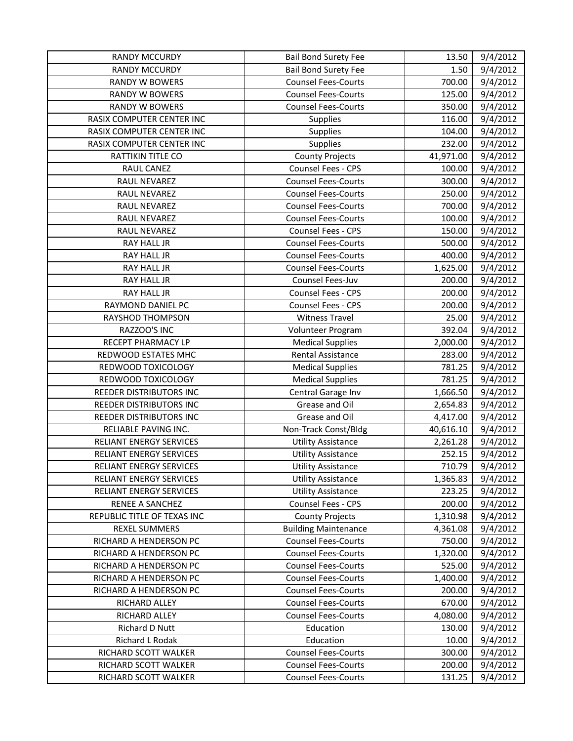| RANDY MCCURDY | Bail Bond Surety Fee | 13.50 | 9/4/2012 |
|---|---|---|---|
| RANDY MCCURDY | Bail Bond Surety Fee | 1.50 | 9/4/2012 |
| RANDY W BOWERS | Counsel Fees-Courts | 700.00 | 9/4/2012 |
| RANDY W BOWERS | Counsel Fees-Courts | 125.00 | 9/4/2012 |
| RANDY W BOWERS | Counsel Fees-Courts | 350.00 | 9/4/2012 |
| RASIX COMPUTER CENTER INC | Supplies | 116.00 | 9/4/2012 |
| RASIX COMPUTER CENTER INC | Supplies | 104.00 | 9/4/2012 |
| RASIX COMPUTER CENTER INC | Supplies | 232.00 | 9/4/2012 |
| RATTIKIN TITLE CO | County Projects | 41,971.00 | 9/4/2012 |
| RAUL CANEZ | Counsel Fees - CPS | 100.00 | 9/4/2012 |
| RAUL NEVAREZ | Counsel Fees-Courts | 300.00 | 9/4/2012 |
| RAUL NEVAREZ | Counsel Fees-Courts | 250.00 | 9/4/2012 |
| RAUL NEVAREZ | Counsel Fees-Courts | 700.00 | 9/4/2012 |
| RAUL NEVAREZ | Counsel Fees-Courts | 100.00 | 9/4/2012 |
| RAUL NEVAREZ | Counsel Fees - CPS | 150.00 | 9/4/2012 |
| RAY HALL JR | Counsel Fees-Courts | 500.00 | 9/4/2012 |
| RAY HALL JR | Counsel Fees-Courts | 400.00 | 9/4/2012 |
| RAY HALL JR | Counsel Fees-Courts | 1,625.00 | 9/4/2012 |
| RAY HALL JR | Counsel Fees-Juv | 200.00 | 9/4/2012 |
| RAY HALL JR | Counsel Fees - CPS | 200.00 | 9/4/2012 |
| RAYMOND DANIEL PC | Counsel Fees - CPS | 200.00 | 9/4/2012 |
| RAYSHOD THOMPSON | Witness Travel | 25.00 | 9/4/2012 |
| RAZZOO'S INC | Volunteer Program | 392.04 | 9/4/2012 |
| RECEPT PHARMACY LP | Medical Supplies | 2,000.00 | 9/4/2012 |
| REDWOOD ESTATES MHC | Rental Assistance | 283.00 | 9/4/2012 |
| REDWOOD TOXICOLOGY | Medical Supplies | 781.25 | 9/4/2012 |
| REDWOOD TOXICOLOGY | Medical Supplies | 781.25 | 9/4/2012 |
| REEDER DISTRIBUTORS INC | Central Garage Inv | 1,666.50 | 9/4/2012 |
| REEDER DISTRIBUTORS INC | Grease and Oil | 2,654.83 | 9/4/2012 |
| REEDER DISTRIBUTORS INC | Grease and Oil | 4,417.00 | 9/4/2012 |
| RELIABLE PAVING INC. | Non-Track Const/Bldg | 40,616.10 | 9/4/2012 |
| RELIANT ENERGY SERVICES | Utility Assistance | 2,261.28 | 9/4/2012 |
| RELIANT ENERGY SERVICES | Utility Assistance | 252.15 | 9/4/2012 |
| RELIANT ENERGY SERVICES | Utility Assistance | 710.79 | 9/4/2012 |
| RELIANT ENERGY SERVICES | Utility Assistance | 1,365.83 | 9/4/2012 |
| RELIANT ENERGY SERVICES | Utility Assistance | 223.25 | 9/4/2012 |
| RENEE A SANCHEZ | Counsel Fees - CPS | 200.00 | 9/4/2012 |
| REPUBLIC TITLE OF TEXAS INC | County Projects | 1,310.98 | 9/4/2012 |
| REXEL SUMMERS | Building Maintenance | 4,361.08 | 9/4/2012 |
| RICHARD A HENDERSON PC | Counsel Fees-Courts | 750.00 | 9/4/2012 |
| RICHARD A HENDERSON PC | Counsel Fees-Courts | 1,320.00 | 9/4/2012 |
| RICHARD A HENDERSON PC | Counsel Fees-Courts | 525.00 | 9/4/2012 |
| RICHARD A HENDERSON PC | Counsel Fees-Courts | 1,400.00 | 9/4/2012 |
| RICHARD A HENDERSON PC | Counsel Fees-Courts | 200.00 | 9/4/2012 |
| RICHARD ALLEY | Counsel Fees-Courts | 670.00 | 9/4/2012 |
| RICHARD ALLEY | Counsel Fees-Courts | 4,080.00 | 9/4/2012 |
| Richard D Nutt | Education | 130.00 | 9/4/2012 |
| Richard L Rodak | Education | 10.00 | 9/4/2012 |
| RICHARD SCOTT WALKER | Counsel Fees-Courts | 300.00 | 9/4/2012 |
| RICHARD SCOTT WALKER | Counsel Fees-Courts | 200.00 | 9/4/2012 |
| RICHARD SCOTT WALKER | Counsel Fees-Courts | 131.25 | 9/4/2012 |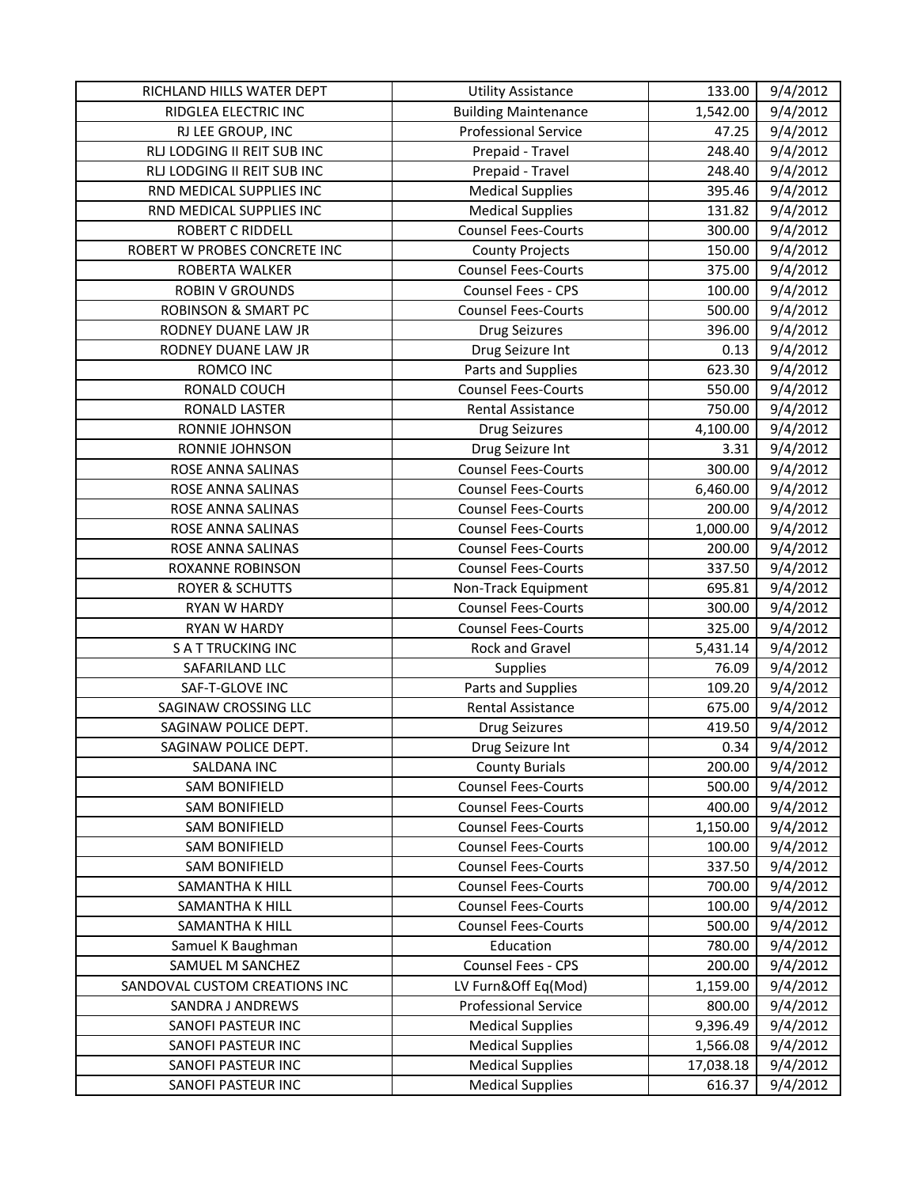| RICHLAND HILLS WATER DEPT | Utility Assistance | 133.00 | 9/4/2012 |
|---|---|---|---|
| RIDGLEA ELECTRIC INC | Building Maintenance | 1,542.00 | 9/4/2012 |
| RJ LEE GROUP, INC | Professional Service | 47.25 | 9/4/2012 |
| RLJ LODGING II REIT SUB INC | Prepaid - Travel | 248.40 | 9/4/2012 |
| RLJ LODGING II REIT SUB INC | Prepaid - Travel | 248.40 | 9/4/2012 |
| RND MEDICAL SUPPLIES INC | Medical Supplies | 395.46 | 9/4/2012 |
| RND MEDICAL SUPPLIES INC | Medical Supplies | 131.82 | 9/4/2012 |
| ROBERT C RIDDELL | Counsel Fees-Courts | 300.00 | 9/4/2012 |
| ROBERT W PROBES CONCRETE INC | County Projects | 150.00 | 9/4/2012 |
| ROBERTA WALKER | Counsel Fees-Courts | 375.00 | 9/4/2012 |
| ROBIN V GROUNDS | Counsel Fees - CPS | 100.00 | 9/4/2012 |
| ROBINSON & SMART PC | Counsel Fees-Courts | 500.00 | 9/4/2012 |
| RODNEY DUANE LAW JR | Drug Seizures | 396.00 | 9/4/2012 |
| RODNEY DUANE LAW JR | Drug Seizure Int | 0.13 | 9/4/2012 |
| ROMCO INC | Parts and Supplies | 623.30 | 9/4/2012 |
| RONALD COUCH | Counsel Fees-Courts | 550.00 | 9/4/2012 |
| RONALD LASTER | Rental Assistance | 750.00 | 9/4/2012 |
| RONNIE JOHNSON | Drug Seizures | 4,100.00 | 9/4/2012 |
| RONNIE JOHNSON | Drug Seizure Int | 3.31 | 9/4/2012 |
| ROSE ANNA SALINAS | Counsel Fees-Courts | 300.00 | 9/4/2012 |
| ROSE ANNA SALINAS | Counsel Fees-Courts | 6,460.00 | 9/4/2012 |
| ROSE ANNA SALINAS | Counsel Fees-Courts | 200.00 | 9/4/2012 |
| ROSE ANNA SALINAS | Counsel Fees-Courts | 1,000.00 | 9/4/2012 |
| ROSE ANNA SALINAS | Counsel Fees-Courts | 200.00 | 9/4/2012 |
| ROXANNE ROBINSON | Counsel Fees-Courts | 337.50 | 9/4/2012 |
| ROYER & SCHUTTS | Non-Track Equipment | 695.81 | 9/4/2012 |
| RYAN W HARDY | Counsel Fees-Courts | 300.00 | 9/4/2012 |
| RYAN W HARDY | Counsel Fees-Courts | 325.00 | 9/4/2012 |
| S A T TRUCKING INC | Rock and Gravel | 5,431.14 | 9/4/2012 |
| SAFARILAND LLC | Supplies | 76.09 | 9/4/2012 |
| SAF-T-GLOVE INC | Parts and Supplies | 109.20 | 9/4/2012 |
| SAGINAW CROSSING LLC | Rental Assistance | 675.00 | 9/4/2012 |
| SAGINAW POLICE DEPT. | Drug Seizures | 419.50 | 9/4/2012 |
| SAGINAW POLICE DEPT. | Drug Seizure Int | 0.34 | 9/4/2012 |
| SALDANA INC | County Burials | 200.00 | 9/4/2012 |
| SAM BONIFIELD | Counsel Fees-Courts | 500.00 | 9/4/2012 |
| SAM BONIFIELD | Counsel Fees-Courts | 400.00 | 9/4/2012 |
| SAM BONIFIELD | Counsel Fees-Courts | 1,150.00 | 9/4/2012 |
| SAM BONIFIELD | Counsel Fees-Courts | 100.00 | 9/4/2012 |
| SAM BONIFIELD | Counsel Fees-Courts | 337.50 | 9/4/2012 |
| SAMANTHA K HILL | Counsel Fees-Courts | 700.00 | 9/4/2012 |
| SAMANTHA K HILL | Counsel Fees-Courts | 100.00 | 9/4/2012 |
| SAMANTHA K HILL | Counsel Fees-Courts | 500.00 | 9/4/2012 |
| Samuel K Baughman | Education | 780.00 | 9/4/2012 |
| SAMUEL M SANCHEZ | Counsel Fees - CPS | 200.00 | 9/4/2012 |
| SANDOVAL CUSTOM CREATIONS INC | LV Furn&Off Eq(Mod) | 1,159.00 | 9/4/2012 |
| SANDRA J ANDREWS | Professional Service | 800.00 | 9/4/2012 |
| SANOFI PASTEUR INC | Medical Supplies | 9,396.49 | 9/4/2012 |
| SANOFI PASTEUR INC | Medical Supplies | 1,566.08 | 9/4/2012 |
| SANOFI PASTEUR INC | Medical Supplies | 17,038.18 | 9/4/2012 |
| SANOFI PASTEUR INC | Medical Supplies | 616.37 | 9/4/2012 |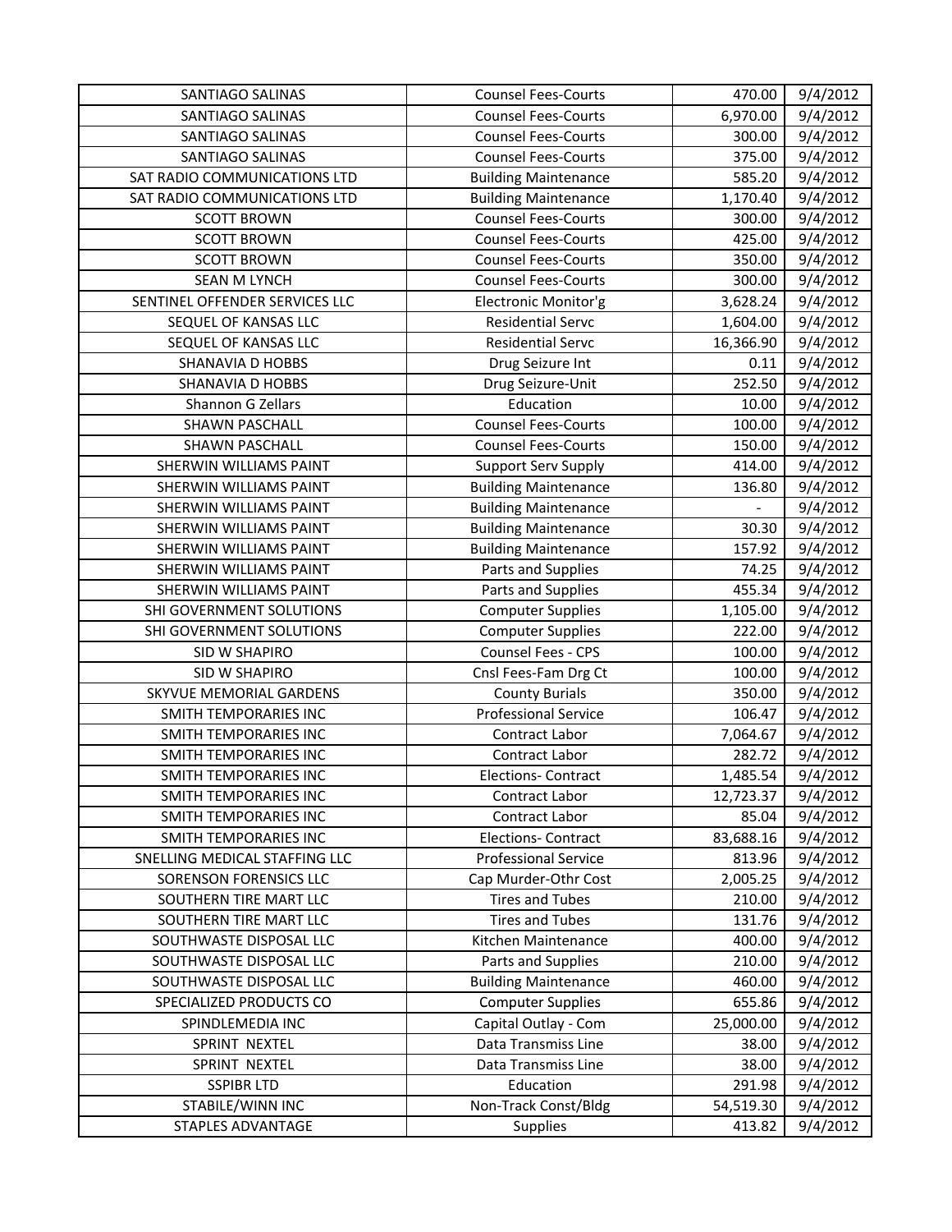| SANTIAGO SALINAS | Counsel Fees-Courts | 470.00 | 9/4/2012 |
|---|---|---|---|
| SANTIAGO SALINAS | Counsel Fees-Courts | 6,970.00 | 9/4/2012 |
| SANTIAGO SALINAS | Counsel Fees-Courts | 300.00 | 9/4/2012 |
| SANTIAGO SALINAS | Counsel Fees-Courts | 375.00 | 9/4/2012 |
| SAT RADIO COMMUNICATIONS LTD | Building Maintenance | 585.20 | 9/4/2012 |
| SAT RADIO COMMUNICATIONS LTD | Building Maintenance | 1,170.40 | 9/4/2012 |
| SCOTT BROWN | Counsel Fees-Courts | 300.00 | 9/4/2012 |
| SCOTT BROWN | Counsel Fees-Courts | 425.00 | 9/4/2012 |
| SCOTT BROWN | Counsel Fees-Courts | 350.00 | 9/4/2012 |
| SEAN M LYNCH | Counsel Fees-Courts | 300.00 | 9/4/2012 |
| SENTINEL OFFENDER SERVICES LLC | Electronic Monitor'g | 3,628.24 | 9/4/2012 |
| SEQUEL OF KANSAS LLC | Residential Servc | 1,604.00 | 9/4/2012 |
| SEQUEL OF KANSAS LLC | Residential Servc | 16,366.90 | 9/4/2012 |
| SHANAVIA D HOBBS | Drug Seizure Int | 0.11 | 9/4/2012 |
| SHANAVIA D HOBBS | Drug Seizure-Unit | 252.50 | 9/4/2012 |
| Shannon G Zellars | Education | 10.00 | 9/4/2012 |
| SHAWN PASCHALL | Counsel Fees-Courts | 100.00 | 9/4/2012 |
| SHAWN PASCHALL | Counsel Fees-Courts | 150.00 | 9/4/2012 |
| SHERWIN WILLIAMS PAINT | Support Serv Supply | 414.00 | 9/4/2012 |
| SHERWIN WILLIAMS PAINT | Building Maintenance | 136.80 | 9/4/2012 |
| SHERWIN WILLIAMS PAINT | Building Maintenance | - | 9/4/2012 |
| SHERWIN WILLIAMS PAINT | Building Maintenance | 30.30 | 9/4/2012 |
| SHERWIN WILLIAMS PAINT | Building Maintenance | 157.92 | 9/4/2012 |
| SHERWIN WILLIAMS PAINT | Parts and Supplies | 74.25 | 9/4/2012 |
| SHERWIN WILLIAMS PAINT | Parts and Supplies | 455.34 | 9/4/2012 |
| SHI GOVERNMENT SOLUTIONS | Computer Supplies | 1,105.00 | 9/4/2012 |
| SHI GOVERNMENT SOLUTIONS | Computer Supplies | 222.00 | 9/4/2012 |
| SID W SHAPIRO | Counsel Fees - CPS | 100.00 | 9/4/2012 |
| SID W SHAPIRO | Cnsl Fees-Fam Drg Ct | 100.00 | 9/4/2012 |
| SKYVUE MEMORIAL GARDENS | County Burials | 350.00 | 9/4/2012 |
| SMITH TEMPORARIES INC | Professional Service | 106.47 | 9/4/2012 |
| SMITH TEMPORARIES INC | Contract Labor | 7,064.67 | 9/4/2012 |
| SMITH TEMPORARIES INC | Contract Labor | 282.72 | 9/4/2012 |
| SMITH TEMPORARIES INC | Elections- Contract | 1,485.54 | 9/4/2012 |
| SMITH TEMPORARIES INC | Contract Labor | 12,723.37 | 9/4/2012 |
| SMITH TEMPORARIES INC | Contract Labor | 85.04 | 9/4/2012 |
| SMITH TEMPORARIES INC | Elections- Contract | 83,688.16 | 9/4/2012 |
| SNELLING MEDICAL STAFFING LLC | Professional Service | 813.96 | 9/4/2012 |
| SORENSON FORENSICS LLC | Cap Murder-Othr Cost | 2,005.25 | 9/4/2012 |
| SOUTHERN TIRE MART LLC | Tires and Tubes | 210.00 | 9/4/2012 |
| SOUTHERN TIRE MART LLC | Tires and Tubes | 131.76 | 9/4/2012 |
| SOUTHWASTE DISPOSAL LLC | Kitchen Maintenance | 400.00 | 9/4/2012 |
| SOUTHWASTE DISPOSAL LLC | Parts and Supplies | 210.00 | 9/4/2012 |
| SOUTHWASTE DISPOSAL LLC | Building Maintenance | 460.00 | 9/4/2012 |
| SPECIALIZED PRODUCTS CO | Computer Supplies | 655.86 | 9/4/2012 |
| SPINDLEMEDIA INC | Capital Outlay - Com | 25,000.00 | 9/4/2012 |
| SPRINT NEXTEL | Data Transmiss Line | 38.00 | 9/4/2012 |
| SPRINT NEXTEL | Data Transmiss Line | 38.00 | 9/4/2012 |
| SSPIBR LTD | Education | 291.98 | 9/4/2012 |
| STABILE/WINN INC | Non-Track Const/Bldg | 54,519.30 | 9/4/2012 |
| STAPLES ADVANTAGE | Supplies | 413.82 | 9/4/2012 |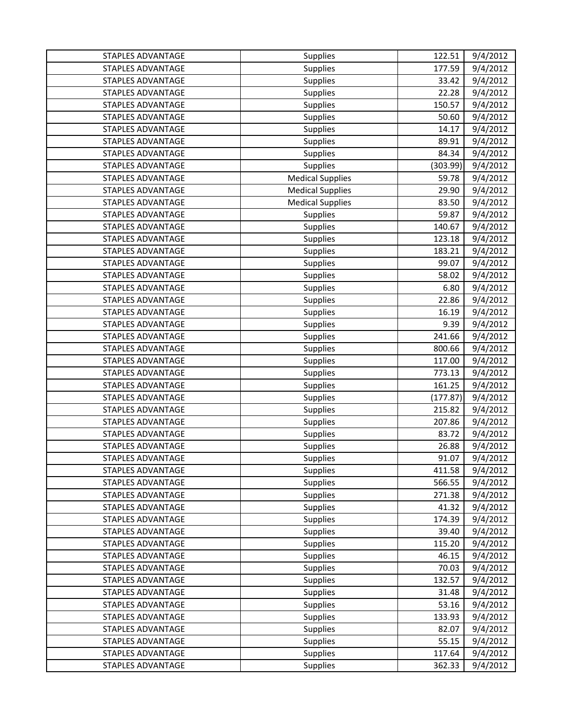| STAPLES ADVANTAGE | Supplies | 122.51 | 9/4/2012 |
|---|---|---|---|
| STAPLES ADVANTAGE | Supplies | 177.59 | 9/4/2012 |
| STAPLES ADVANTAGE | Supplies | 33.42 | 9/4/2012 |
| STAPLES ADVANTAGE | Supplies | 22.28 | 9/4/2012 |
| STAPLES ADVANTAGE | Supplies | 150.57 | 9/4/2012 |
| STAPLES ADVANTAGE | Supplies | 50.60 | 9/4/2012 |
| STAPLES ADVANTAGE | Supplies | 14.17 | 9/4/2012 |
| STAPLES ADVANTAGE | Supplies | 89.91 | 9/4/2012 |
| STAPLES ADVANTAGE | Supplies | 84.34 | 9/4/2012 |
| STAPLES ADVANTAGE | Supplies | (303.99) | 9/4/2012 |
| STAPLES ADVANTAGE | Medical Supplies | 59.78 | 9/4/2012 |
| STAPLES ADVANTAGE | Medical Supplies | 29.90 | 9/4/2012 |
| STAPLES ADVANTAGE | Medical Supplies | 83.50 | 9/4/2012 |
| STAPLES ADVANTAGE | Supplies | 59.87 | 9/4/2012 |
| STAPLES ADVANTAGE | Supplies | 140.67 | 9/4/2012 |
| STAPLES ADVANTAGE | Supplies | 123.18 | 9/4/2012 |
| STAPLES ADVANTAGE | Supplies | 183.21 | 9/4/2012 |
| STAPLES ADVANTAGE | Supplies | 99.07 | 9/4/2012 |
| STAPLES ADVANTAGE | Supplies | 58.02 | 9/4/2012 |
| STAPLES ADVANTAGE | Supplies | 6.80 | 9/4/2012 |
| STAPLES ADVANTAGE | Supplies | 22.86 | 9/4/2012 |
| STAPLES ADVANTAGE | Supplies | 16.19 | 9/4/2012 |
| STAPLES ADVANTAGE | Supplies | 9.39 | 9/4/2012 |
| STAPLES ADVANTAGE | Supplies | 241.66 | 9/4/2012 |
| STAPLES ADVANTAGE | Supplies | 800.66 | 9/4/2012 |
| STAPLES ADVANTAGE | Supplies | 117.00 | 9/4/2012 |
| STAPLES ADVANTAGE | Supplies | 773.13 | 9/4/2012 |
| STAPLES ADVANTAGE | Supplies | 161.25 | 9/4/2012 |
| STAPLES ADVANTAGE | Supplies | (177.87) | 9/4/2012 |
| STAPLES ADVANTAGE | Supplies | 215.82 | 9/4/2012 |
| STAPLES ADVANTAGE | Supplies | 207.86 | 9/4/2012 |
| STAPLES ADVANTAGE | Supplies | 83.72 | 9/4/2012 |
| STAPLES ADVANTAGE | Supplies | 26.88 | 9/4/2012 |
| STAPLES ADVANTAGE | Supplies | 91.07 | 9/4/2012 |
| STAPLES ADVANTAGE | Supplies | 411.58 | 9/4/2012 |
| STAPLES ADVANTAGE | Supplies | 566.55 | 9/4/2012 |
| STAPLES ADVANTAGE | Supplies | 271.38 | 9/4/2012 |
| STAPLES ADVANTAGE | Supplies | 41.32 | 9/4/2012 |
| STAPLES ADVANTAGE | Supplies | 174.39 | 9/4/2012 |
| STAPLES ADVANTAGE | Supplies | 39.40 | 9/4/2012 |
| STAPLES ADVANTAGE | Supplies | 115.20 | 9/4/2012 |
| STAPLES ADVANTAGE | Supplies | 46.15 | 9/4/2012 |
| STAPLES ADVANTAGE | Supplies | 70.03 | 9/4/2012 |
| STAPLES ADVANTAGE | Supplies | 132.57 | 9/4/2012 |
| STAPLES ADVANTAGE | Supplies | 31.48 | 9/4/2012 |
| STAPLES ADVANTAGE | Supplies | 53.16 | 9/4/2012 |
| STAPLES ADVANTAGE | Supplies | 133.93 | 9/4/2012 |
| STAPLES ADVANTAGE | Supplies | 82.07 | 9/4/2012 |
| STAPLES ADVANTAGE | Supplies | 55.15 | 9/4/2012 |
| STAPLES ADVANTAGE | Supplies | 117.64 | 9/4/2012 |
| STAPLES ADVANTAGE | Supplies | 362.33 | 9/4/2012 |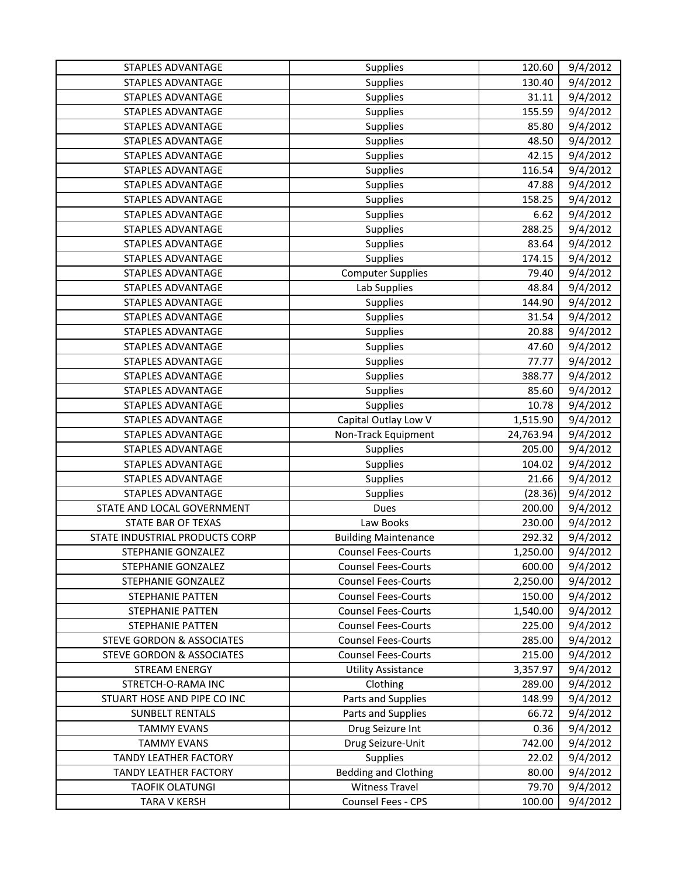| STAPLES ADVANTAGE | Supplies | 120.60 | 9/4/2012 |
|---|---|---|---|
| STAPLES ADVANTAGE | Supplies | 130.40 | 9/4/2012 |
| STAPLES ADVANTAGE | Supplies | 31.11 | 9/4/2012 |
| STAPLES ADVANTAGE | Supplies | 155.59 | 9/4/2012 |
| STAPLES ADVANTAGE | Supplies | 85.80 | 9/4/2012 |
| STAPLES ADVANTAGE | Supplies | 48.50 | 9/4/2012 |
| STAPLES ADVANTAGE | Supplies | 42.15 | 9/4/2012 |
| STAPLES ADVANTAGE | Supplies | 116.54 | 9/4/2012 |
| STAPLES ADVANTAGE | Supplies | 47.88 | 9/4/2012 |
| STAPLES ADVANTAGE | Supplies | 158.25 | 9/4/2012 |
| STAPLES ADVANTAGE | Supplies | 6.62 | 9/4/2012 |
| STAPLES ADVANTAGE | Supplies | 288.25 | 9/4/2012 |
| STAPLES ADVANTAGE | Supplies | 83.64 | 9/4/2012 |
| STAPLES ADVANTAGE | Supplies | 174.15 | 9/4/2012 |
| STAPLES ADVANTAGE | Computer Supplies | 79.40 | 9/4/2012 |
| STAPLES ADVANTAGE | Lab Supplies | 48.84 | 9/4/2012 |
| STAPLES ADVANTAGE | Supplies | 144.90 | 9/4/2012 |
| STAPLES ADVANTAGE | Supplies | 31.54 | 9/4/2012 |
| STAPLES ADVANTAGE | Supplies | 20.88 | 9/4/2012 |
| STAPLES ADVANTAGE | Supplies | 47.60 | 9/4/2012 |
| STAPLES ADVANTAGE | Supplies | 77.77 | 9/4/2012 |
| STAPLES ADVANTAGE | Supplies | 388.77 | 9/4/2012 |
| STAPLES ADVANTAGE | Supplies | 85.60 | 9/4/2012 |
| STAPLES ADVANTAGE | Supplies | 10.78 | 9/4/2012 |
| STAPLES ADVANTAGE | Capital Outlay Low V | 1,515.90 | 9/4/2012 |
| STAPLES ADVANTAGE | Non-Track Equipment | 24,763.94 | 9/4/2012 |
| STAPLES ADVANTAGE | Supplies | 205.00 | 9/4/2012 |
| STAPLES ADVANTAGE | Supplies | 104.02 | 9/4/2012 |
| STAPLES ADVANTAGE | Supplies | 21.66 | 9/4/2012 |
| STAPLES ADVANTAGE | Supplies | (28.36) | 9/4/2012 |
| STATE AND LOCAL GOVERNMENT | Dues | 200.00 | 9/4/2012 |
| STATE BAR OF TEXAS | Law Books | 230.00 | 9/4/2012 |
| STATE INDUSTRIAL PRODUCTS CORP | Building Maintenance | 292.32 | 9/4/2012 |
| STEPHANIE GONZALEZ | Counsel Fees-Courts | 1,250.00 | 9/4/2012 |
| STEPHANIE GONZALEZ | Counsel Fees-Courts | 600.00 | 9/4/2012 |
| STEPHANIE GONZALEZ | Counsel Fees-Courts | 2,250.00 | 9/4/2012 |
| STEPHANIE PATTEN | Counsel Fees-Courts | 150.00 | 9/4/2012 |
| STEPHANIE PATTEN | Counsel Fees-Courts | 1,540.00 | 9/4/2012 |
| STEPHANIE PATTEN | Counsel Fees-Courts | 225.00 | 9/4/2012 |
| STEVE GORDON & ASSOCIATES | Counsel Fees-Courts | 285.00 | 9/4/2012 |
| STEVE GORDON & ASSOCIATES | Counsel Fees-Courts | 215.00 | 9/4/2012 |
| STREAM ENERGY | Utility Assistance | 3,357.97 | 9/4/2012 |
| STRETCH-O-RAMA INC | Clothing | 289.00 | 9/4/2012 |
| STUART HOSE AND PIPE CO INC | Parts and Supplies | 148.99 | 9/4/2012 |
| SUNBELT RENTALS | Parts and Supplies | 66.72 | 9/4/2012 |
| TAMMY EVANS | Drug Seizure Int | 0.36 | 9/4/2012 |
| TAMMY EVANS | Drug Seizure-Unit | 742.00 | 9/4/2012 |
| TANDY LEATHER FACTORY | Supplies | 22.02 | 9/4/2012 |
| TANDY LEATHER FACTORY | Bedding and Clothing | 80.00 | 9/4/2012 |
| TAOFIK OLATUNGI | Witness Travel | 79.70 | 9/4/2012 |
| TARA V KERSH | Counsel Fees - CPS | 100.00 | 9/4/2012 |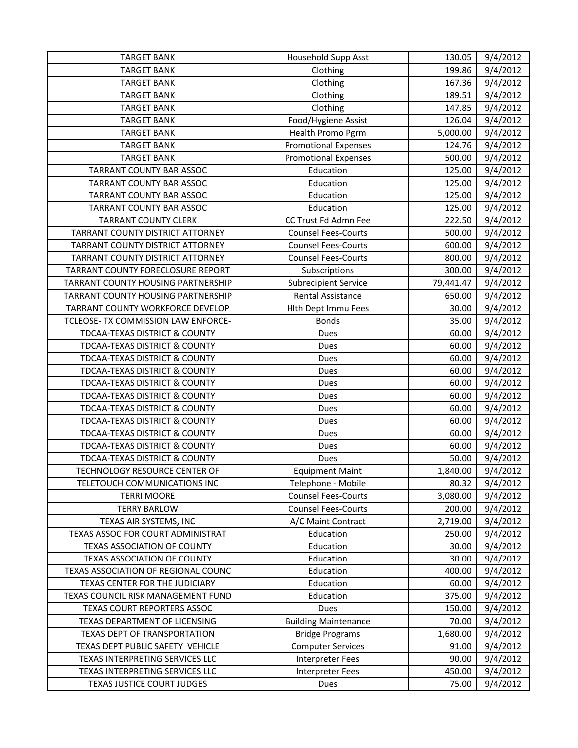| TARGET BANK | Household Supp Asst | 130.05 | 9/4/2012 |
|---|---|---|---|
| TARGET BANK | Clothing | 199.86 | 9/4/2012 |
| TARGET BANK | Clothing | 167.36 | 9/4/2012 |
| TARGET BANK | Clothing | 189.51 | 9/4/2012 |
| TARGET BANK | Clothing | 147.85 | 9/4/2012 |
| TARGET BANK | Food/Hygiene Assist | 126.04 | 9/4/2012 |
| TARGET BANK | Health Promo Pgrm | 5,000.00 | 9/4/2012 |
| TARGET BANK | Promotional Expenses | 124.76 | 9/4/2012 |
| TARGET BANK | Promotional Expenses | 500.00 | 9/4/2012 |
| TARRANT COUNTY BAR ASSOC | Education | 125.00 | 9/4/2012 |
| TARRANT COUNTY BAR ASSOC | Education | 125.00 | 9/4/2012 |
| TARRANT COUNTY BAR ASSOC | Education | 125.00 | 9/4/2012 |
| TARRANT COUNTY BAR ASSOC | Education | 125.00 | 9/4/2012 |
| TARRANT COUNTY CLERK | CC Trust Fd Admn Fee | 222.50 | 9/4/2012 |
| TARRANT COUNTY DISTRICT ATTORNEY | Counsel Fees-Courts | 500.00 | 9/4/2012 |
| TARRANT COUNTY DISTRICT ATTORNEY | Counsel Fees-Courts | 600.00 | 9/4/2012 |
| TARRANT COUNTY DISTRICT ATTORNEY | Counsel Fees-Courts | 800.00 | 9/4/2012 |
| TARRANT COUNTY FORECLOSURE REPORT | Subscriptions | 300.00 | 9/4/2012 |
| TARRANT COUNTY HOUSING PARTNERSHIP | Subrecipient Service | 79,441.47 | 9/4/2012 |
| TARRANT COUNTY HOUSING PARTNERSHIP | Rental Assistance | 650.00 | 9/4/2012 |
| TARRANT COUNTY WORKFORCE DEVELOP | Hlth Dept Immu Fees | 30.00 | 9/4/2012 |
| TCLEOSE- TX COMMISSION LAW ENFORCE- | Bonds | 35.00 | 9/4/2012 |
| TDCAA-TEXAS DISTRICT & COUNTY | Dues | 60.00 | 9/4/2012 |
| TDCAA-TEXAS DISTRICT & COUNTY | Dues | 60.00 | 9/4/2012 |
| TDCAA-TEXAS DISTRICT & COUNTY | Dues | 60.00 | 9/4/2012 |
| TDCAA-TEXAS DISTRICT & COUNTY | Dues | 60.00 | 9/4/2012 |
| TDCAA-TEXAS DISTRICT & COUNTY | Dues | 60.00 | 9/4/2012 |
| TDCAA-TEXAS DISTRICT & COUNTY | Dues | 60.00 | 9/4/2012 |
| TDCAA-TEXAS DISTRICT & COUNTY | Dues | 60.00 | 9/4/2012 |
| TDCAA-TEXAS DISTRICT & COUNTY | Dues | 60.00 | 9/4/2012 |
| TDCAA-TEXAS DISTRICT & COUNTY | Dues | 60.00 | 9/4/2012 |
| TDCAA-TEXAS DISTRICT & COUNTY | Dues | 60.00 | 9/4/2012 |
| TDCAA-TEXAS DISTRICT & COUNTY | Dues | 50.00 | 9/4/2012 |
| TECHNOLOGY RESOURCE CENTER OF | Equipment Maint | 1,840.00 | 9/4/2012 |
| TELETOUCH COMMUNICATIONS INC | Telephone - Mobile | 80.32 | 9/4/2012 |
| TERRI MOORE | Counsel Fees-Courts | 3,080.00 | 9/4/2012 |
| TERRY BARLOW | Counsel Fees-Courts | 200.00 | 9/4/2012 |
| TEXAS AIR SYSTEMS, INC | A/C Maint Contract | 2,719.00 | 9/4/2012 |
| TEXAS ASSOC FOR COURT ADMINISTRAT | Education | 250.00 | 9/4/2012 |
| TEXAS ASSOCIATION OF COUNTY | Education | 30.00 | 9/4/2012 |
| TEXAS ASSOCIATION OF COUNTY | Education | 30.00 | 9/4/2012 |
| TEXAS ASSOCIATION OF REGIONAL COUNC | Education | 400.00 | 9/4/2012 |
| TEXAS CENTER FOR THE JUDICIARY | Education | 60.00 | 9/4/2012 |
| TEXAS COUNCIL RISK MANAGEMENT FUND | Education | 375.00 | 9/4/2012 |
| TEXAS COURT REPORTERS ASSOC | Dues | 150.00 | 9/4/2012 |
| TEXAS DEPARTMENT OF LICENSING | Building Maintenance | 70.00 | 9/4/2012 |
| TEXAS DEPT OF TRANSPORTATION | Bridge Programs | 1,680.00 | 9/4/2012 |
| TEXAS DEPT PUBLIC SAFETY VEHICLE | Computer Services | 91.00 | 9/4/2012 |
| TEXAS INTERPRETING SERVICES LLC | Interpreter Fees | 90.00 | 9/4/2012 |
| TEXAS INTERPRETING SERVICES LLC | Interpreter Fees | 450.00 | 9/4/2012 |
| TEXAS JUSTICE COURT JUDGES | Dues | 75.00 | 9/4/2012 |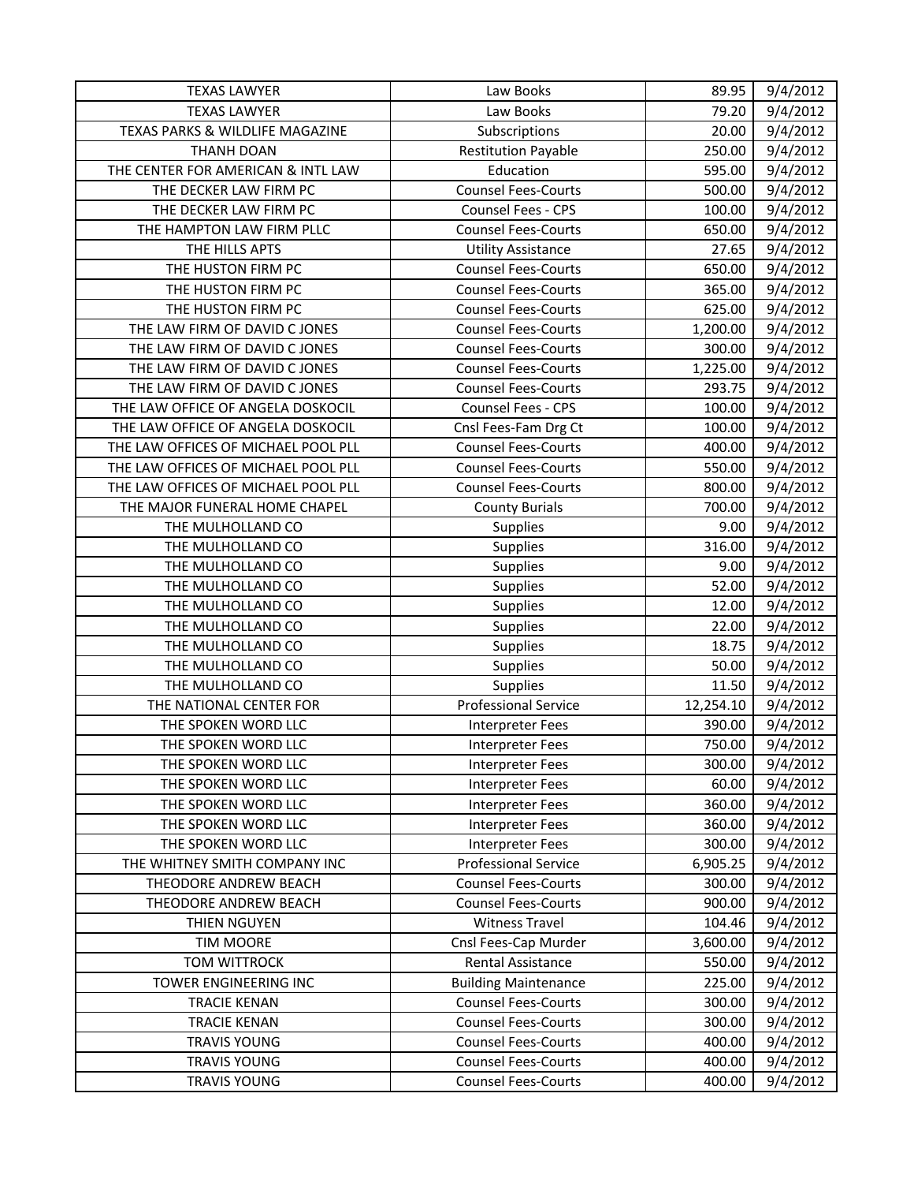| | | | |
|---|---|---|---|
| TEXAS LAWYER | Law Books | 89.95 | 9/4/2012 |
| TEXAS LAWYER | Law Books | 79.20 | 9/4/2012 |
| TEXAS PARKS & WILDLIFE MAGAZINE | Subscriptions | 20.00 | 9/4/2012 |
| THANH DOAN | Restitution Payable | 250.00 | 9/4/2012 |
| THE CENTER FOR AMERICAN & INTL LAW | Education | 595.00 | 9/4/2012 |
| THE DECKER LAW FIRM PC | Counsel Fees-Courts | 500.00 | 9/4/2012 |
| THE DECKER LAW FIRM PC | Counsel Fees - CPS | 100.00 | 9/4/2012 |
| THE HAMPTON LAW FIRM PLLC | Counsel Fees-Courts | 650.00 | 9/4/2012 |
| THE HILLS APTS | Utility Assistance | 27.65 | 9/4/2012 |
| THE HUSTON FIRM PC | Counsel Fees-Courts | 650.00 | 9/4/2012 |
| THE HUSTON FIRM PC | Counsel Fees-Courts | 365.00 | 9/4/2012 |
| THE HUSTON FIRM PC | Counsel Fees-Courts | 625.00 | 9/4/2012 |
| THE LAW FIRM OF DAVID C JONES | Counsel Fees-Courts | 1,200.00 | 9/4/2012 |
| THE LAW FIRM OF DAVID C JONES | Counsel Fees-Courts | 300.00 | 9/4/2012 |
| THE LAW FIRM OF DAVID C JONES | Counsel Fees-Courts | 1,225.00 | 9/4/2012 |
| THE LAW FIRM OF DAVID C JONES | Counsel Fees-Courts | 293.75 | 9/4/2012 |
| THE LAW OFFICE OF ANGELA DOSKOCIL | Counsel Fees - CPS | 100.00 | 9/4/2012 |
| THE LAW OFFICE OF ANGELA DOSKOCIL | Cnsl Fees-Fam Drg Ct | 100.00 | 9/4/2012 |
| THE LAW OFFICES OF MICHAEL POOL PLL | Counsel Fees-Courts | 400.00 | 9/4/2012 |
| THE LAW OFFICES OF MICHAEL POOL PLL | Counsel Fees-Courts | 550.00 | 9/4/2012 |
| THE LAW OFFICES OF MICHAEL POOL PLL | Counsel Fees-Courts | 800.00 | 9/4/2012 |
| THE MAJOR FUNERAL HOME CHAPEL | County Burials | 700.00 | 9/4/2012 |
| THE MULHOLLAND CO | Supplies | 9.00 | 9/4/2012 |
| THE MULHOLLAND CO | Supplies | 316.00 | 9/4/2012 |
| THE MULHOLLAND CO | Supplies | 9.00 | 9/4/2012 |
| THE MULHOLLAND CO | Supplies | 52.00 | 9/4/2012 |
| THE MULHOLLAND CO | Supplies | 12.00 | 9/4/2012 |
| THE MULHOLLAND CO | Supplies | 22.00 | 9/4/2012 |
| THE MULHOLLAND CO | Supplies | 18.75 | 9/4/2012 |
| THE MULHOLLAND CO | Supplies | 50.00 | 9/4/2012 |
| THE MULHOLLAND CO | Supplies | 11.50 | 9/4/2012 |
| THE NATIONAL CENTER FOR | Professional Service | 12,254.10 | 9/4/2012 |
| THE SPOKEN WORD LLC | Interpreter Fees | 390.00 | 9/4/2012 |
| THE SPOKEN WORD LLC | Interpreter Fees | 750.00 | 9/4/2012 |
| THE SPOKEN WORD LLC | Interpreter Fees | 300.00 | 9/4/2012 |
| THE SPOKEN WORD LLC | Interpreter Fees | 60.00 | 9/4/2012 |
| THE SPOKEN WORD LLC | Interpreter Fees | 360.00 | 9/4/2012 |
| THE SPOKEN WORD LLC | Interpreter Fees | 360.00 | 9/4/2012 |
| THE SPOKEN WORD LLC | Interpreter Fees | 300.00 | 9/4/2012 |
| THE WHITNEY SMITH COMPANY INC | Professional Service | 6,905.25 | 9/4/2012 |
| THEODORE ANDREW BEACH | Counsel Fees-Courts | 300.00 | 9/4/2012 |
| THEODORE ANDREW BEACH | Counsel Fees-Courts | 900.00 | 9/4/2012 |
| THIEN NGUYEN | Witness Travel | 104.46 | 9/4/2012 |
| TIM MOORE | Cnsl Fees-Cap Murder | 3,600.00 | 9/4/2012 |
| TOM WITTROCK | Rental Assistance | 550.00 | 9/4/2012 |
| TOWER ENGINEERING INC | Building Maintenance | 225.00 | 9/4/2012 |
| TRACIE KENAN | Counsel Fees-Courts | 300.00 | 9/4/2012 |
| TRACIE KENAN | Counsel Fees-Courts | 300.00 | 9/4/2012 |
| TRAVIS YOUNG | Counsel Fees-Courts | 400.00 | 9/4/2012 |
| TRAVIS YOUNG | Counsel Fees-Courts | 400.00 | 9/4/2012 |
| TRAVIS YOUNG | Counsel Fees-Courts | 400.00 | 9/4/2012 |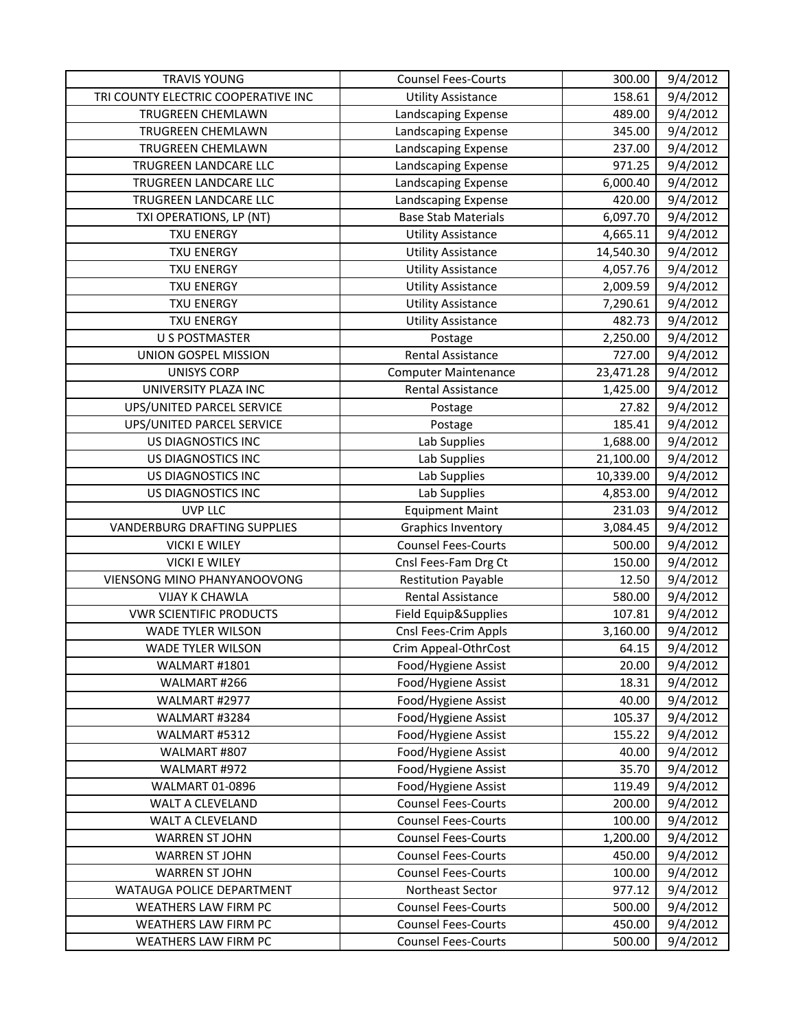| TRAVIS YOUNG | Counsel Fees-Courts | 300.00 | 9/4/2012 |
|---|---|---|---|
| TRI COUNTY ELECTRIC COOPERATIVE INC | Utility Assistance | 158.61 | 9/4/2012 |
| TRUGREEN CHEMLAWN | Landscaping Expense | 489.00 | 9/4/2012 |
| TRUGREEN CHEMLAWN | Landscaping Expense | 345.00 | 9/4/2012 |
| TRUGREEN CHEMLAWN | Landscaping Expense | 237.00 | 9/4/2012 |
| TRUGREEN LANDCARE LLC | Landscaping Expense | 971.25 | 9/4/2012 |
| TRUGREEN LANDCARE LLC | Landscaping Expense | 6,000.40 | 9/4/2012 |
| TRUGREEN LANDCARE LLC | Landscaping Expense | 420.00 | 9/4/2012 |
| TXI OPERATIONS, LP (NT) | Base Stab Materials | 6,097.70 | 9/4/2012 |
| TXU ENERGY | Utility Assistance | 4,665.11 | 9/4/2012 |
| TXU ENERGY | Utility Assistance | 14,540.30 | 9/4/2012 |
| TXU ENERGY | Utility Assistance | 4,057.76 | 9/4/2012 |
| TXU ENERGY | Utility Assistance | 2,009.59 | 9/4/2012 |
| TXU ENERGY | Utility Assistance | 7,290.61 | 9/4/2012 |
| TXU ENERGY | Utility Assistance | 482.73 | 9/4/2012 |
| U S POSTMASTER | Postage | 2,250.00 | 9/4/2012 |
| UNION GOSPEL MISSION | Rental Assistance | 727.00 | 9/4/2012 |
| UNISYS CORP | Computer Maintenance | 23,471.28 | 9/4/2012 |
| UNIVERSITY PLAZA INC | Rental Assistance | 1,425.00 | 9/4/2012 |
| UPS/UNITED PARCEL SERVICE | Postage | 27.82 | 9/4/2012 |
| UPS/UNITED PARCEL SERVICE | Postage | 185.41 | 9/4/2012 |
| US DIAGNOSTICS INC | Lab Supplies | 1,688.00 | 9/4/2012 |
| US DIAGNOSTICS INC | Lab Supplies | 21,100.00 | 9/4/2012 |
| US DIAGNOSTICS INC | Lab Supplies | 10,339.00 | 9/4/2012 |
| US DIAGNOSTICS INC | Lab Supplies | 4,853.00 | 9/4/2012 |
| UVP LLC | Equipment Maint | 231.03 | 9/4/2012 |
| VANDERBURG DRAFTING SUPPLIES | Graphics Inventory | 3,084.45 | 9/4/2012 |
| VICKI E WILEY | Counsel Fees-Courts | 500.00 | 9/4/2012 |
| VICKI E WILEY | Cnsl Fees-Fam Drg Ct | 150.00 | 9/4/2012 |
| VIENSONG MINO PHANYANOOVONG | Restitution Payable | 12.50 | 9/4/2012 |
| VIJAY K CHAWLA | Rental Assistance | 580.00 | 9/4/2012 |
| VWR SCIENTIFIC PRODUCTS | Field Equip&Supplies | 107.81 | 9/4/2012 |
| WADE TYLER WILSON | Cnsl Fees-Crim Appls | 3,160.00 | 9/4/2012 |
| WADE TYLER WILSON | Crim Appeal-OthrCost | 64.15 | 9/4/2012 |
| WALMART #1801 | Food/Hygiene Assist | 20.00 | 9/4/2012 |
| WALMART #266 | Food/Hygiene Assist | 18.31 | 9/4/2012 |
| WALMART #2977 | Food/Hygiene Assist | 40.00 | 9/4/2012 |
| WALMART #3284 | Food/Hygiene Assist | 105.37 | 9/4/2012 |
| WALMART #5312 | Food/Hygiene Assist | 155.22 | 9/4/2012 |
| WALMART #807 | Food/Hygiene Assist | 40.00 | 9/4/2012 |
| WALMART #972 | Food/Hygiene Assist | 35.70 | 9/4/2012 |
| WALMART 01-0896 | Food/Hygiene Assist | 119.49 | 9/4/2012 |
| WALT A CLEVELAND | Counsel Fees-Courts | 200.00 | 9/4/2012 |
| WALT A CLEVELAND | Counsel Fees-Courts | 100.00 | 9/4/2012 |
| WARREN ST JOHN | Counsel Fees-Courts | 1,200.00 | 9/4/2012 |
| WARREN ST JOHN | Counsel Fees-Courts | 450.00 | 9/4/2012 |
| WARREN ST JOHN | Counsel Fees-Courts | 100.00 | 9/4/2012 |
| WATAUGA POLICE DEPARTMENT | Northeast Sector | 977.12 | 9/4/2012 |
| WEATHERS LAW FIRM PC | Counsel Fees-Courts | 500.00 | 9/4/2012 |
| WEATHERS LAW FIRM PC | Counsel Fees-Courts | 450.00 | 9/4/2012 |
| WEATHERS LAW FIRM PC | Counsel Fees-Courts | 500.00 | 9/4/2012 |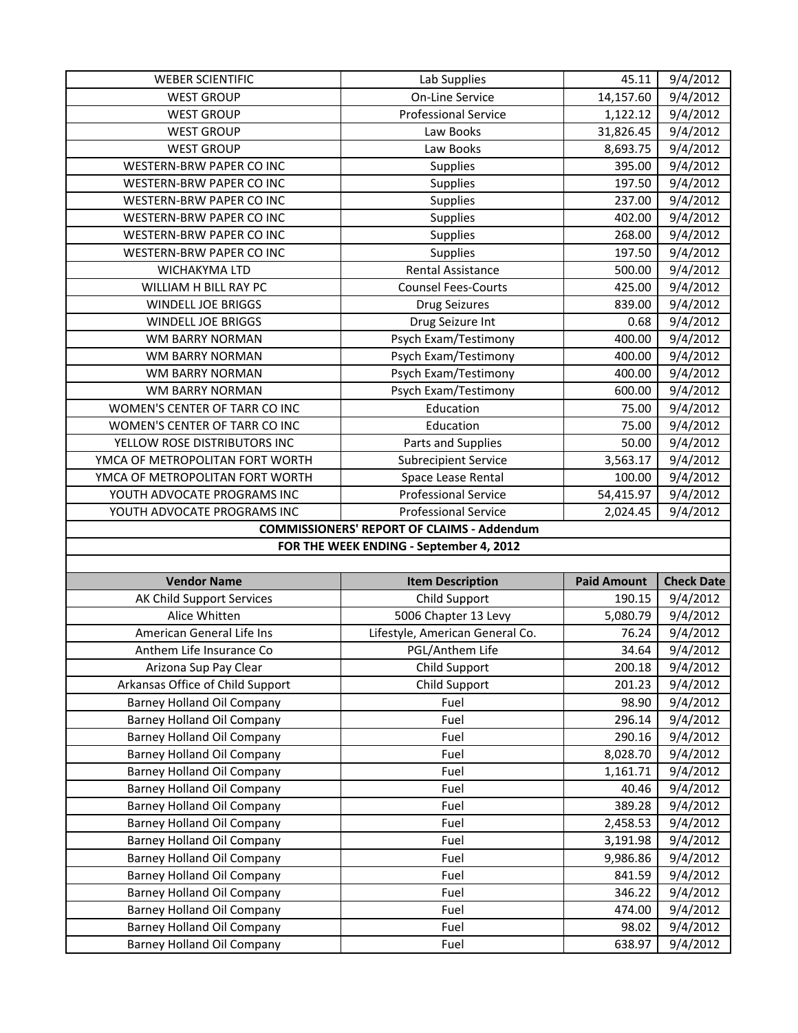| | | | |
|---|---|---|---|
| WEBER SCIENTIFIC | Lab Supplies | 45.11 | 9/4/2012 |
| WEST GROUP | On-Line Service | 14,157.60 | 9/4/2012 |
| WEST GROUP | Professional Service | 1,122.12 | 9/4/2012 |
| WEST GROUP | Law Books | 31,826.45 | 9/4/2012 |
| WEST GROUP | Law Books | 8,693.75 | 9/4/2012 |
| WESTERN-BRW PAPER CO INC | Supplies | 395.00 | 9/4/2012 |
| WESTERN-BRW PAPER CO INC | Supplies | 197.50 | 9/4/2012 |
| WESTERN-BRW PAPER CO INC | Supplies | 237.00 | 9/4/2012 |
| WESTERN-BRW PAPER CO INC | Supplies | 402.00 | 9/4/2012 |
| WESTERN-BRW PAPER CO INC | Supplies | 268.00 | 9/4/2012 |
| WESTERN-BRW PAPER CO INC | Supplies | 197.50 | 9/4/2012 |
| WICHAKYMA LTD | Rental Assistance | 500.00 | 9/4/2012 |
| WILLIAM H BILL RAY PC | Counsel Fees-Courts | 425.00 | 9/4/2012 |
| WINDELL JOE BRIGGS | Drug Seizures | 839.00 | 9/4/2012 |
| WINDELL JOE BRIGGS | Drug Seizure Int | 0.68 | 9/4/2012 |
| WM BARRY NORMAN | Psych Exam/Testimony | 400.00 | 9/4/2012 |
| WM BARRY NORMAN | Psych Exam/Testimony | 400.00 | 9/4/2012 |
| WM BARRY NORMAN | Psych Exam/Testimony | 400.00 | 9/4/2012 |
| WM BARRY NORMAN | Psych Exam/Testimony | 600.00 | 9/4/2012 |
| WOMEN'S CENTER OF TARR CO INC | Education | 75.00 | 9/4/2012 |
| WOMEN'S CENTER OF TARR CO INC | Education | 75.00 | 9/4/2012 |
| YELLOW ROSE DISTRIBUTORS INC | Parts and Supplies | 50.00 | 9/4/2012 |
| YMCA OF METROPOLITAN FORT WORTH | Subrecipient Service | 3,563.17 | 9/4/2012 |
| YMCA OF METROPOLITAN FORT WORTH | Space Lease Rental | 100.00 | 9/4/2012 |
| YOUTH ADVOCATE PROGRAMS INC | Professional Service | 54,415.97 | 9/4/2012 |
| YOUTH ADVOCATE PROGRAMS INC | Professional Service | 2,024.45 | 9/4/2012 |

**COMMISSIONERS' REPORT OF CLAIMS - Addendum**

**FOR THE WEEK ENDING - September 4, 2012**

| Vendor Name | Item Description | Paid Amount | Check Date |
|---|---|---|---|
| AK Child Support Services | Child Support | 190.15 | 9/4/2012 |
| Alice Whitten | 5006 Chapter 13 Levy | 5,080.79 | 9/4/2012 |
| American General Life Ins | Lifestyle, American General Co. | 76.24 | 9/4/2012 |
| Anthem Life Insurance Co | PGL/Anthem Life | 34.64 | 9/4/2012 |
| Arizona Sup Pay Clear | Child Support | 200.18 | 9/4/2012 |
| Arkansas Office of Child Support | Child Support | 201.23 | 9/4/2012 |
| Barney Holland Oil Company | Fuel | 98.90 | 9/4/2012 |
| Barney Holland Oil Company | Fuel | 296.14 | 9/4/2012 |
| Barney Holland Oil Company | Fuel | 290.16 | 9/4/2012 |
| Barney Holland Oil Company | Fuel | 8,028.70 | 9/4/2012 |
| Barney Holland Oil Company | Fuel | 1,161.71 | 9/4/2012 |
| Barney Holland Oil Company | Fuel | 40.46 | 9/4/2012 |
| Barney Holland Oil Company | Fuel | 389.28 | 9/4/2012 |
| Barney Holland Oil Company | Fuel | 2,458.53 | 9/4/2012 |
| Barney Holland Oil Company | Fuel | 3,191.98 | 9/4/2012 |
| Barney Holland Oil Company | Fuel | 9,986.86 | 9/4/2012 |
| Barney Holland Oil Company | Fuel | 841.59 | 9/4/2012 |
| Barney Holland Oil Company | Fuel | 346.22 | 9/4/2012 |
| Barney Holland Oil Company | Fuel | 474.00 | 9/4/2012 |
| Barney Holland Oil Company | Fuel | 98.02 | 9/4/2012 |
| Barney Holland Oil Company | Fuel | 638.97 | 9/4/2012 |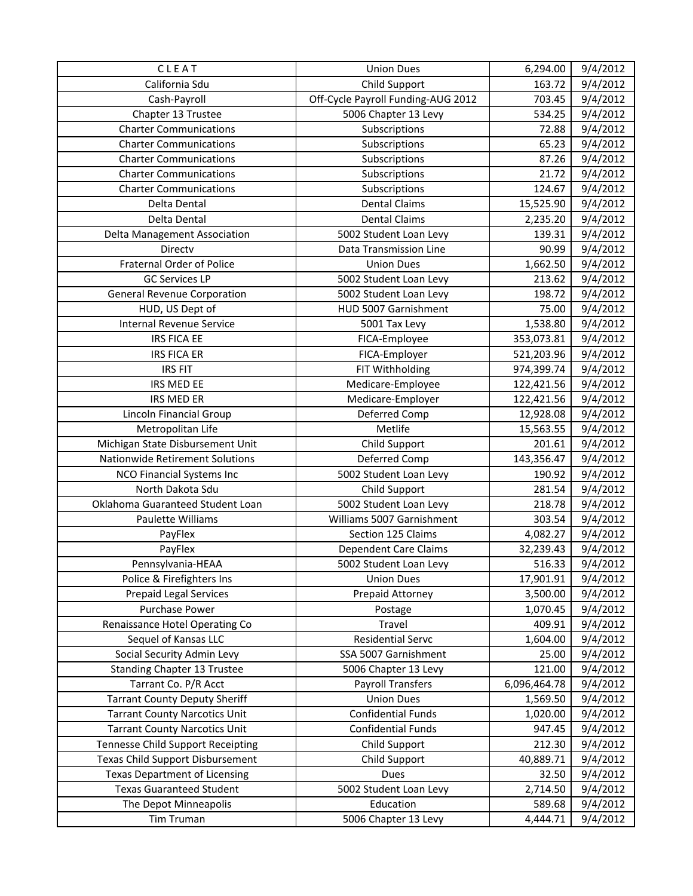| C L E A T | Union Dues | 6,294.00 | 9/4/2012 |
|---|---|---|---|
| California Sdu | Child Support | 163.72 | 9/4/2012 |
| Cash-Payroll | Off-Cycle Payroll Funding-AUG 2012 | 703.45 | 9/4/2012 |
| Chapter 13 Trustee | 5006 Chapter 13 Levy | 534.25 | 9/4/2012 |
| Charter Communications | Subscriptions | 72.88 | 9/4/2012 |
| Charter Communications | Subscriptions | 65.23 | 9/4/2012 |
| Charter Communications | Subscriptions | 87.26 | 9/4/2012 |
| Charter Communications | Subscriptions | 21.72 | 9/4/2012 |
| Charter Communications | Subscriptions | 124.67 | 9/4/2012 |
| Delta Dental | Dental Claims | 15,525.90 | 9/4/2012 |
| Delta Dental | Dental Claims | 2,235.20 | 9/4/2012 |
| Delta Management Association | 5002 Student Loan Levy | 139.31 | 9/4/2012 |
| Directv | Data Transmission Line | 90.99 | 9/4/2012 |
| Fraternal Order of Police | Union Dues | 1,662.50 | 9/4/2012 |
| GC Services LP | 5002 Student Loan Levy | 213.62 | 9/4/2012 |
| General Revenue Corporation | 5002 Student Loan Levy | 198.72 | 9/4/2012 |
| HUD, US Dept of | HUD 5007 Garnishment | 75.00 | 9/4/2012 |
| Internal Revenue Service | 5001 Tax Levy | 1,538.80 | 9/4/2012 |
| IRS FICA EE | FICA-Employee | 353,073.81 | 9/4/2012 |
| IRS FICA ER | FICA-Employer | 521,203.96 | 9/4/2012 |
| IRS FIT | FIT Withholding | 974,399.74 | 9/4/2012 |
| IRS MED EE | Medicare-Employee | 122,421.56 | 9/4/2012 |
| IRS MED ER | Medicare-Employer | 122,421.56 | 9/4/2012 |
| Lincoln Financial Group | Deferred Comp | 12,928.08 | 9/4/2012 |
| Metropolitan Life | Metlife | 15,563.55 | 9/4/2012 |
| Michigan State Disbursement Unit | Child Support | 201.61 | 9/4/2012 |
| Nationwide Retirement Solutions | Deferred Comp | 143,356.47 | 9/4/2012 |
| NCO Financial Systems Inc | 5002 Student Loan Levy | 190.92 | 9/4/2012 |
| North Dakota Sdu | Child Support | 281.54 | 9/4/2012 |
| Oklahoma Guaranteed Student Loan | 5002 Student Loan Levy | 218.78 | 9/4/2012 |
| Paulette Williams | Williams 5007 Garnishment | 303.54 | 9/4/2012 |
| PayFlex | Section 125 Claims | 4,082.27 | 9/4/2012 |
| PayFlex | Dependent Care Claims | 32,239.43 | 9/4/2012 |
| Pennsylvania-HEAA | 5002 Student Loan Levy | 516.33 | 9/4/2012 |
| Police & Firefighters Ins | Union Dues | 17,901.91 | 9/4/2012 |
| Prepaid Legal Services | Prepaid Attorney | 3,500.00 | 9/4/2012 |
| Purchase Power | Postage | 1,070.45 | 9/4/2012 |
| Renaissance Hotel Operating Co | Travel | 409.91 | 9/4/2012 |
| Sequel of Kansas LLC | Residential Servc | 1,604.00 | 9/4/2012 |
| Social Security Admin Levy | SSA 5007 Garnishment | 25.00 | 9/4/2012 |
| Standing Chapter 13 Trustee | 5006 Chapter 13 Levy | 121.00 | 9/4/2012 |
| Tarrant Co. P/R Acct | Payroll Transfers | 6,096,464.78 | 9/4/2012 |
| Tarrant County Deputy Sheriff | Union Dues | 1,569.50 | 9/4/2012 |
| Tarrant County Narcotics Unit | Confidential Funds | 1,020.00 | 9/4/2012 |
| Tarrant County Narcotics Unit | Confidential Funds | 947.45 | 9/4/2012 |
| Tennesee Child Support Receipting | Child Support | 212.30 | 9/4/2012 |
| Texas Child Support Disbursement | Child Support | 40,889.71 | 9/4/2012 |
| Texas Department of Licensing | Dues | 32.50 | 9/4/2012 |
| Texas Guaranteed Student | 5002 Student Loan Levy | 2,714.50 | 9/4/2012 |
| The Depot Minneapolis | Education | 589.68 | 9/4/2012 |
| Tim Truman | 5006 Chapter 13 Levy | 4,444.71 | 9/4/2012 |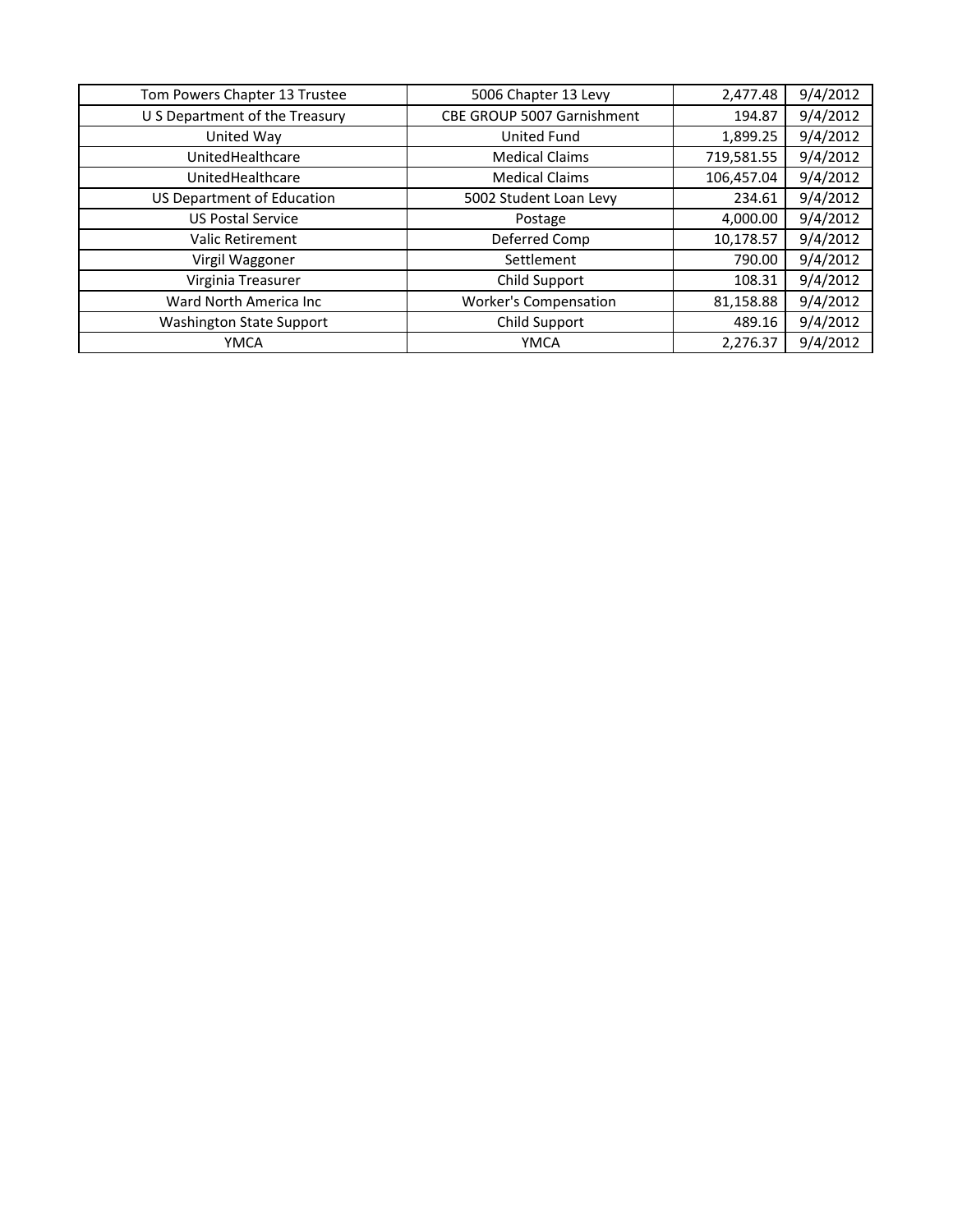| | | | |
|---|---|---|---|
| Tom Powers Chapter 13 Trustee | 5006 Chapter 13 Levy | 2,477.48 | 9/4/2012 |
| U S Department of the Treasury | CBE GROUP 5007 Garnishment | 194.87 | 9/4/2012 |
| United Way | United Fund | 1,899.25 | 9/4/2012 |
| UnitedHealthcare | Medical Claims | 719,581.55 | 9/4/2012 |
| UnitedHealthcare | Medical Claims | 106,457.04 | 9/4/2012 |
| US Department of Education | 5002 Student Loan Levy | 234.61 | 9/4/2012 |
| US Postal Service | Postage | 4,000.00 | 9/4/2012 |
| Valic Retirement | Deferred Comp | 10,178.57 | 9/4/2012 |
| Virgil Waggoner | Settlement | 790.00 | 9/4/2012 |
| Virginia Treasurer | Child Support | 108.31 | 9/4/2012 |
| Ward North America Inc | Worker's Compensation | 81,158.88 | 9/4/2012 |
| Washington State Support | Child Support | 489.16 | 9/4/2012 |
| YMCA | YMCA | 2,276.37 | 9/4/2012 |